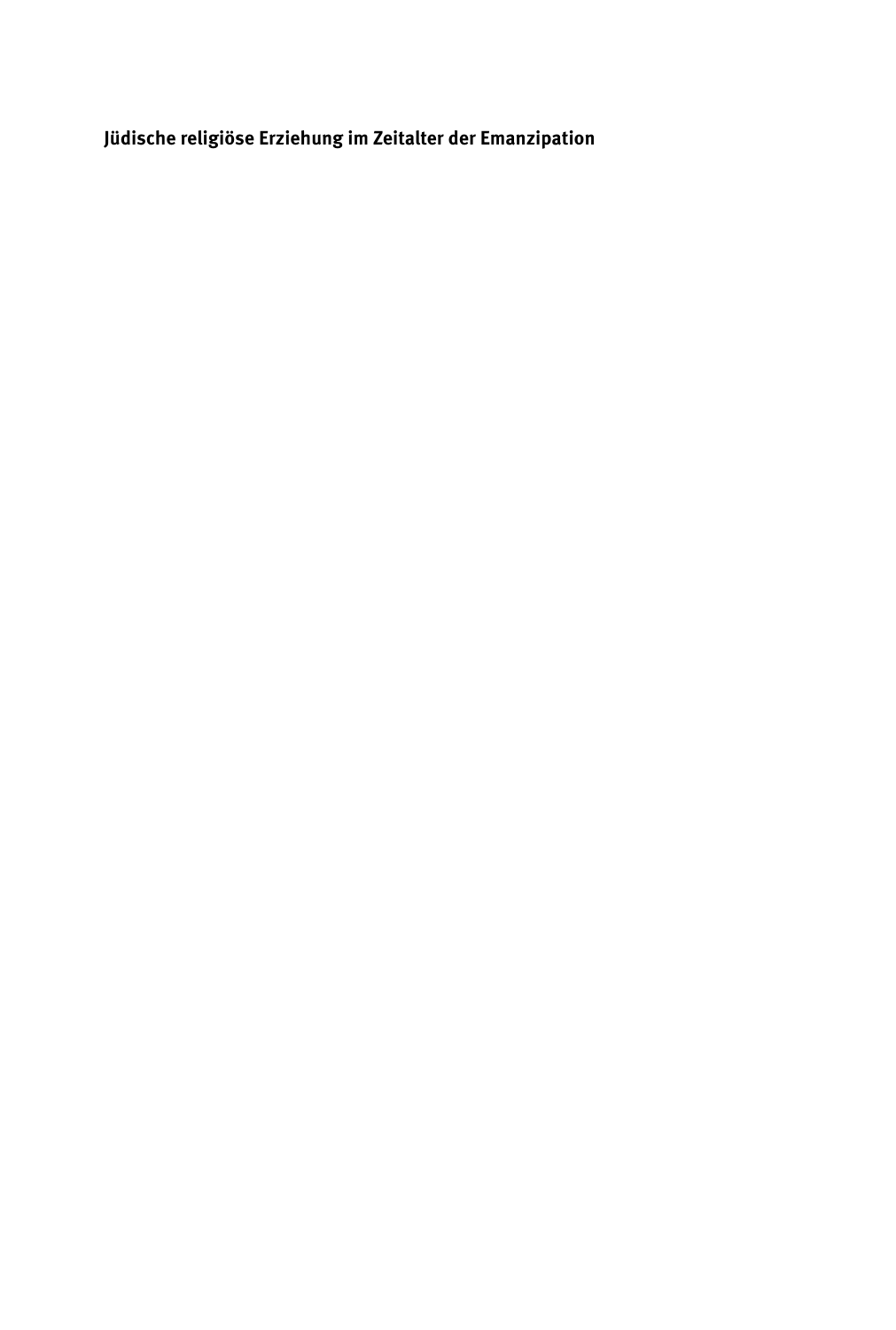# Jüdische religiöse Erziehung im Zeitalter der Emanzipation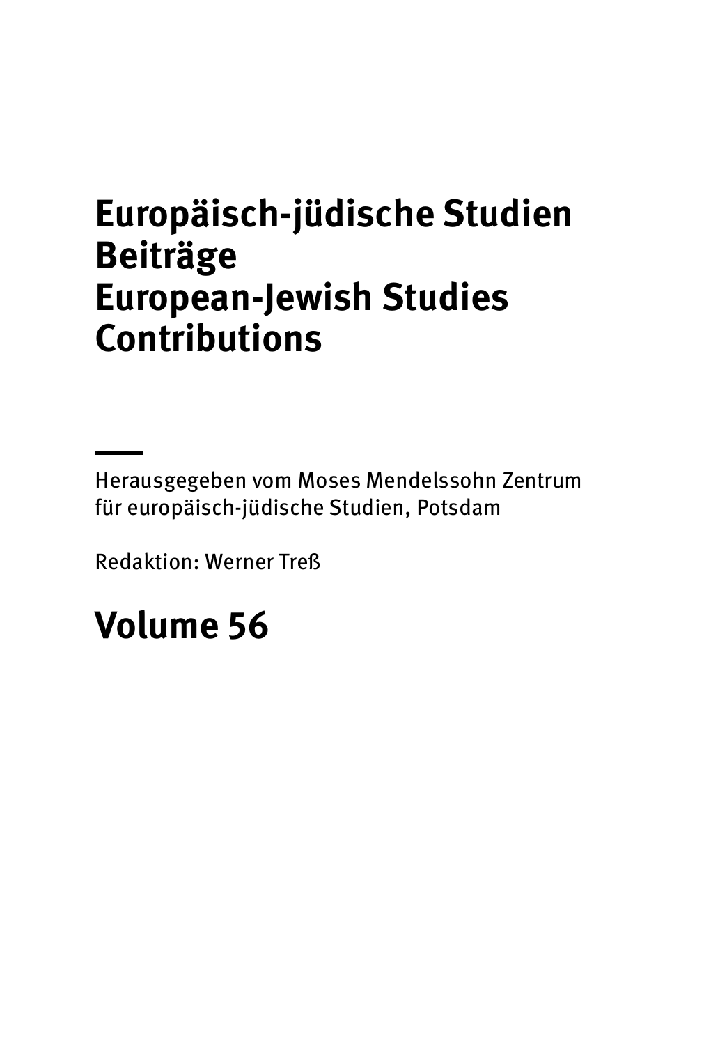# Europäisch-jüdische Studien
# Beiträge
# European-Jewish Studies
# Contributions

---

Herausgegeben vom Moses Mendelssohn Zentrum
für europäisch-jüdische Studien, Potsdam

Redaktion: Werner Treß

## Volume 56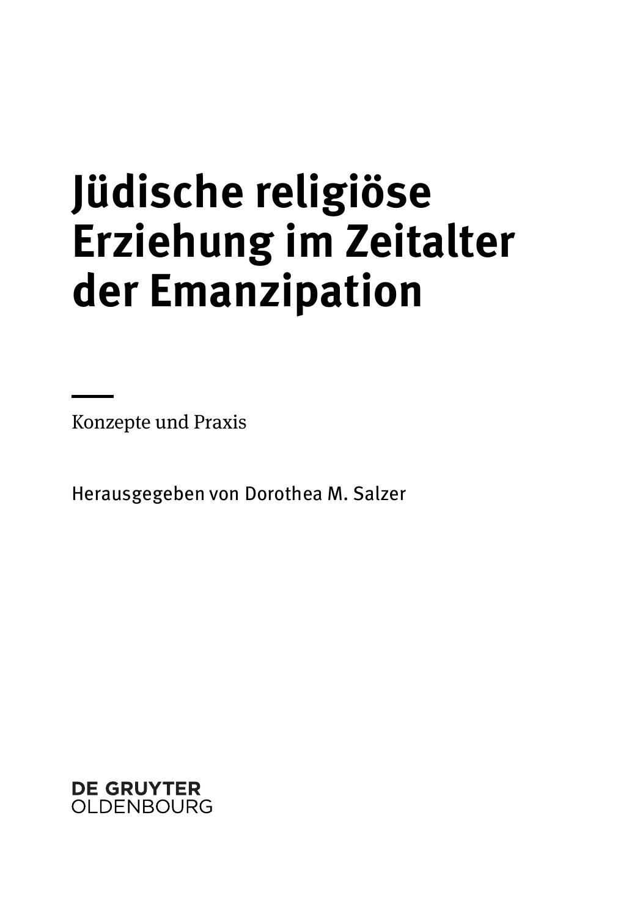# Jüdische religiöse Erziehung im Zeitalter der Emanzipation

Konzepte und Praxis

Herausgegeben von Dorothea M. Salzer

DE GRUYTER
OLDENBOURG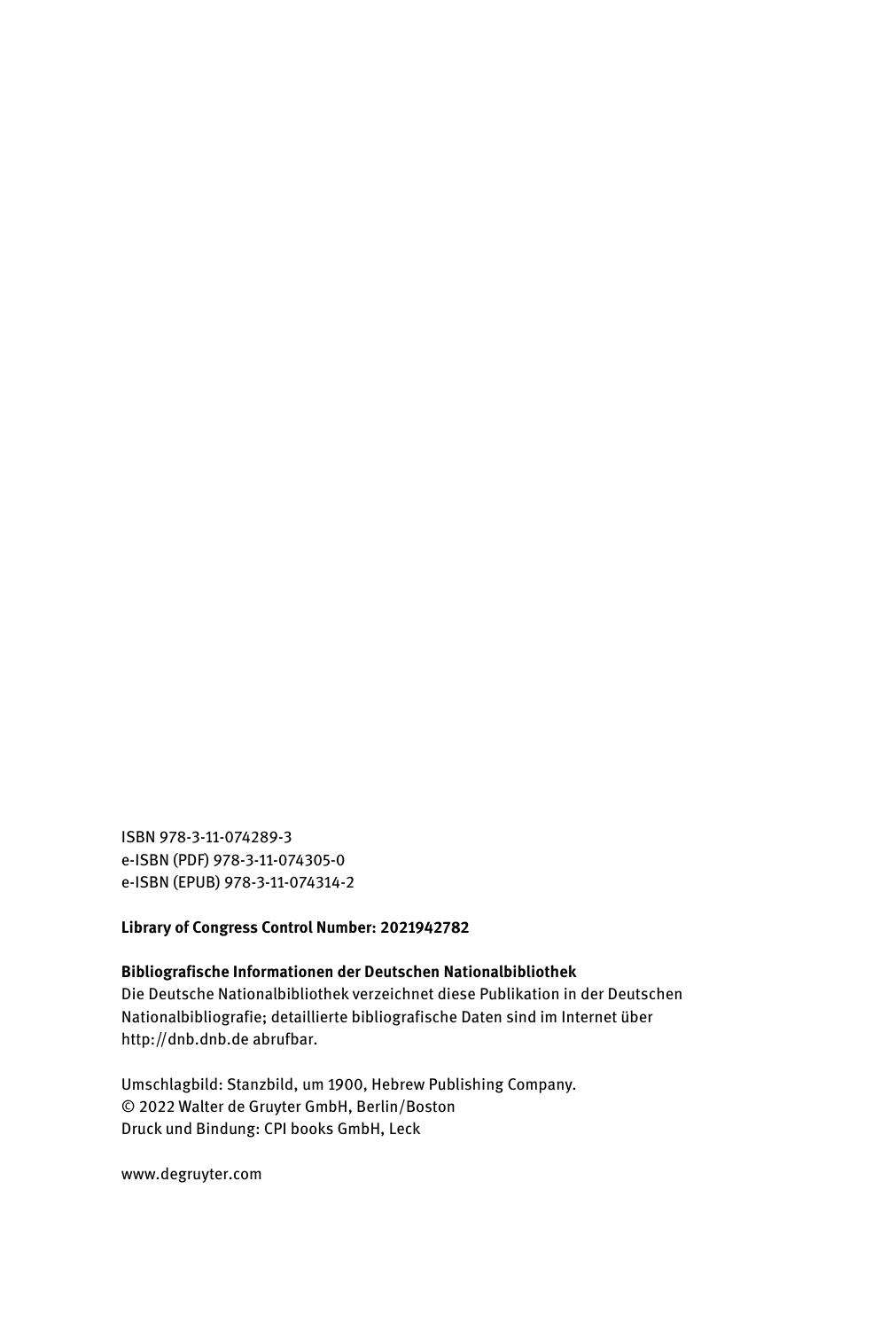ISBN 978-3-11-074289-3
e-ISBN (PDF) 978-3-11-074305-0
e-ISBN (EPUB) 978-3-11-074314-2

**Library of Congress Control Number: 2021942782**

**Bibliografische Informationen der Deutschen Nationalbibliothek**
Die Deutsche Nationalbibliothek verzeichnet diese Publikation in der Deutschen Nationalbibliografie; detaillierte bibliografische Daten sind im Internet über http://dnb.dnb.de abrufbar.

Umschlagbild: Stanzbild, um 1900, Hebrew Publishing Company.
© 2022 Walter de Gruyter GmbH, Berlin/Boston
Druck und Bindung: CPI books GmbH, Leck

www.degruyter.com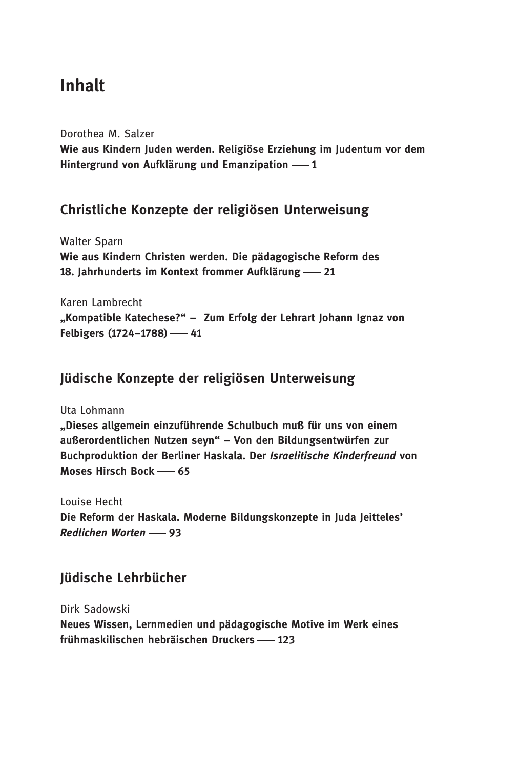# Inhalt

Dorothea M. Salzer
**Wie aus Kindern Juden werden. Religiöse Erziehung im Judentum vor dem Hintergrund von Aufklärung und Emanzipation —— 1**

## Christliche Konzepte der religiösen Unterweisung

Walter Sparn
**Wie aus Kindern Christen werden. Die pädagogische Reform des 18. Jahrhunderts im Kontext frommer Aufklärung —— 21**

Karen Lambrecht
**„Kompatible Katechese?" – Zum Erfolg der Lehrart Johann Ignaz von Felbigers (1724–1788) —— 41**

## Jüdische Konzepte der religiösen Unterweisung

Uta Lohmann
**„Dieses allgemein einzuführende Schulbuch muß für uns von einem außerordentlichen Nutzen seyn" – Von den Bildungsentwürfen zur Buchproduktion der Berliner Haskala. Der *Israelitische Kinderfreund* von Moses Hirsch Bock —— 65**

Louise Hecht
**Die Reform der Haskala. Moderne Bildungskonzepte in Juda Jeitteles' *Redlichen Worten* —— 93**

## Jüdische Lehrbücher

Dirk Sadowski
**Neues Wissen, Lernmedien und pädagogische Motive im Werk eines frühmaskilischen hebräischen Druckers —— 123**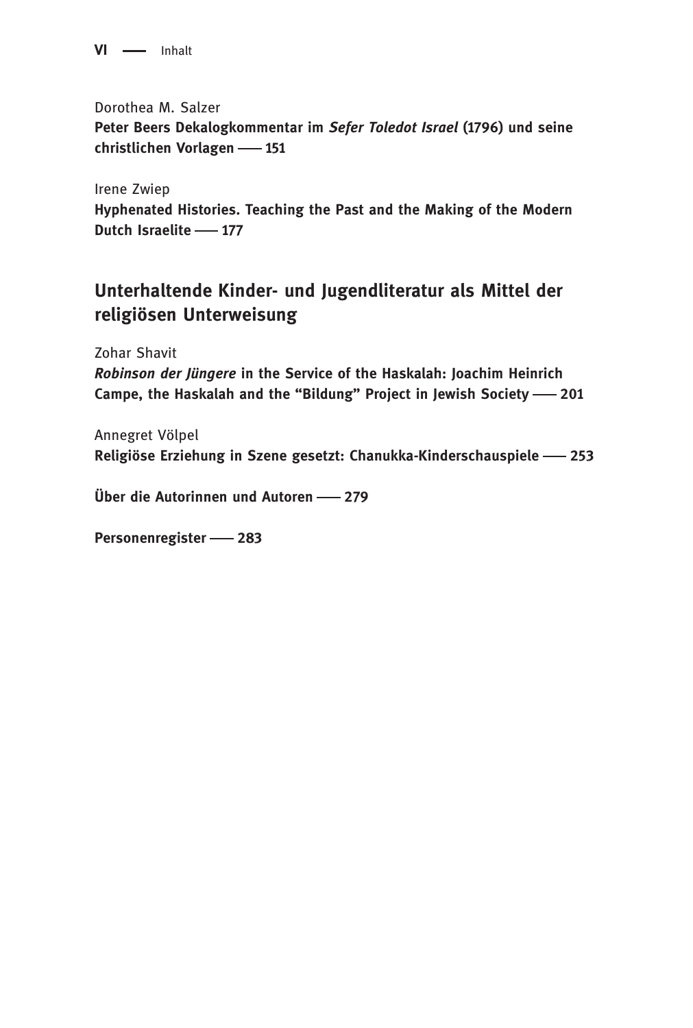Dorothea M. Salzer
**Peter Beers Dekalogkommentar im *Sefer Toledot Israel* (1796) und seine christlichen Vorlagen —— 151**

Irene Zwiep
**Hyphenated Histories. Teaching the Past and the Making of the Modern Dutch Israelite —— 177**

## Unterhaltende Kinder- und Jugendliteratur als Mittel der religiösen Unterweisung

Zohar Shavit
***Robinson der Jüngere* in the Service of the Haskalah: Joachim Heinrich Campe, the Haskalah and the "Bildung" Project in Jewish Society —— 201**

Annegret Völpel
**Religiöse Erziehung in Szene gesetzt: Chanukka-Kinderschauspiele —— 253**

**Über die Autorinnen und Autoren —— 279**

**Personenregister —— 283**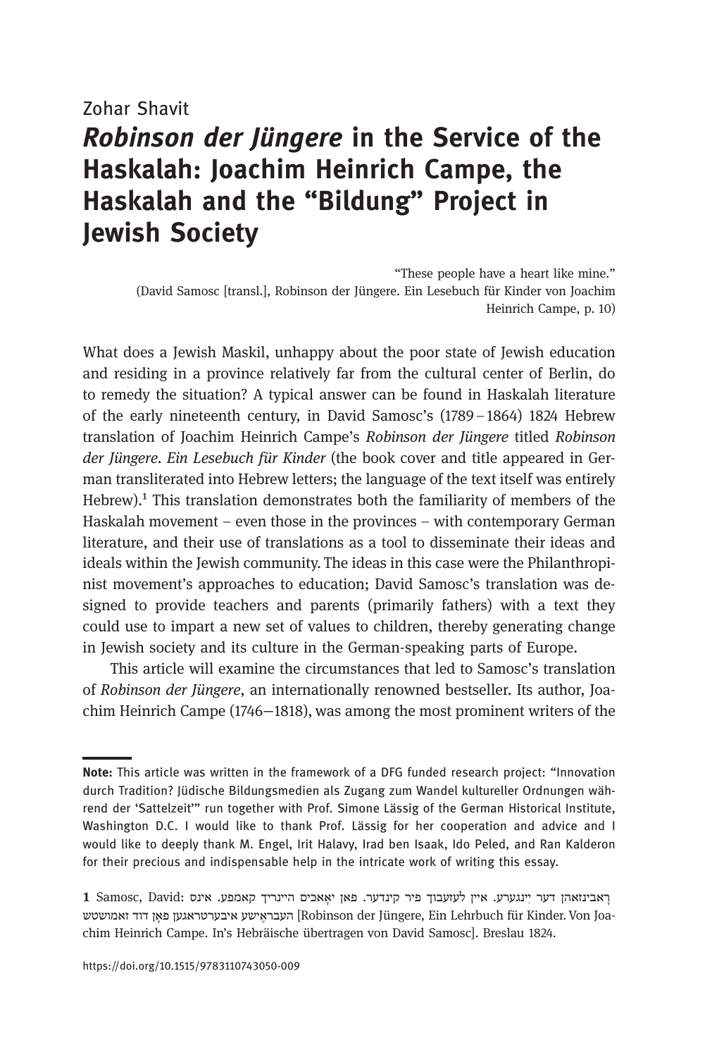Zohar Shavit

# *Robinson der Jüngere* in the Service of the Haskalah: Joachim Heinrich Campe, the Haskalah and the "Bildung" Project in Jewish Society

"These people have a heart like mine."
(David Samosc [transl.], Robinson der Jüngere. Ein Lesebuch für Kinder von Joachim Heinrich Campe, p. 10)

What does a Jewish Maskil, unhappy about the poor state of Jewish education and residing in a province relatively far from the cultural center of Berlin, do to remedy the situation? A typical answer can be found in Haskalah literature of the early nineteenth century, in David Samosc's (1789 – 1864) 1824 Hebrew translation of Joachim Heinrich Campe's *Robinson der Jüngere* titled *Robinson der Jüngere. Ein Lesebuch für Kinder* (the book cover and title appeared in German transliterated into Hebrew letters; the language of the text itself was entirely Hebrew).[1] This translation demonstrates both the familiarity of members of the Haskalah movement – even those in the provinces – with contemporary German literature, and their use of translations as a tool to disseminate their ideas and ideals within the Jewish community. The ideas in this case were the Philanthropinist movement's approaches to education; David Samosc's translation was designed to provide teachers and parents (primarily fathers) with a text they could use to impart a new set of values to children, thereby generating change in Jewish society and its culture in the German-speaking parts of Europe.

This article will examine the circumstances that led to Samosc's translation of *Robinson der Jüngere*, an internationally renowned bestseller. Its author, Joachim Heinrich Campe (1746–1818), was among the most prominent writers of the

---

**Note:** This article was written in the framework of a DFG funded research project: "Innovation durch Tradition? Jüdische Bildungsmedien als Zugang zum Wandel kultureller Ordnungen während der 'Sattelzeit'" run together with Prof. Simone Lässig of the German Historical Institute, Washington D.C. I would like to thank Prof. Lässig for her cooperation and advice and I would like to deeply thank M. Engel, Irit Halavy, Irad ben Isaak, Ido Peled, and Ran Kalderon for their precious and indispensable help in the intricate work of writing this essay.

1 Samosc, David: ראָבינזאהן דער יִינגערע. איין לעזעבוך פיר קינדער. פאן יאָאכים היינריך קאמפע. אינס העבראֶישע איבערטראגען פאָן דוד זאמושטש [Robinson der Jüngere, Ein Lehrbuch für Kinder. Von Joachim Heinrich Campe. In's Hebräische übertragen von David Samosc]. Breslau 1824.

https://doi.org/10.1515/9783110743050-009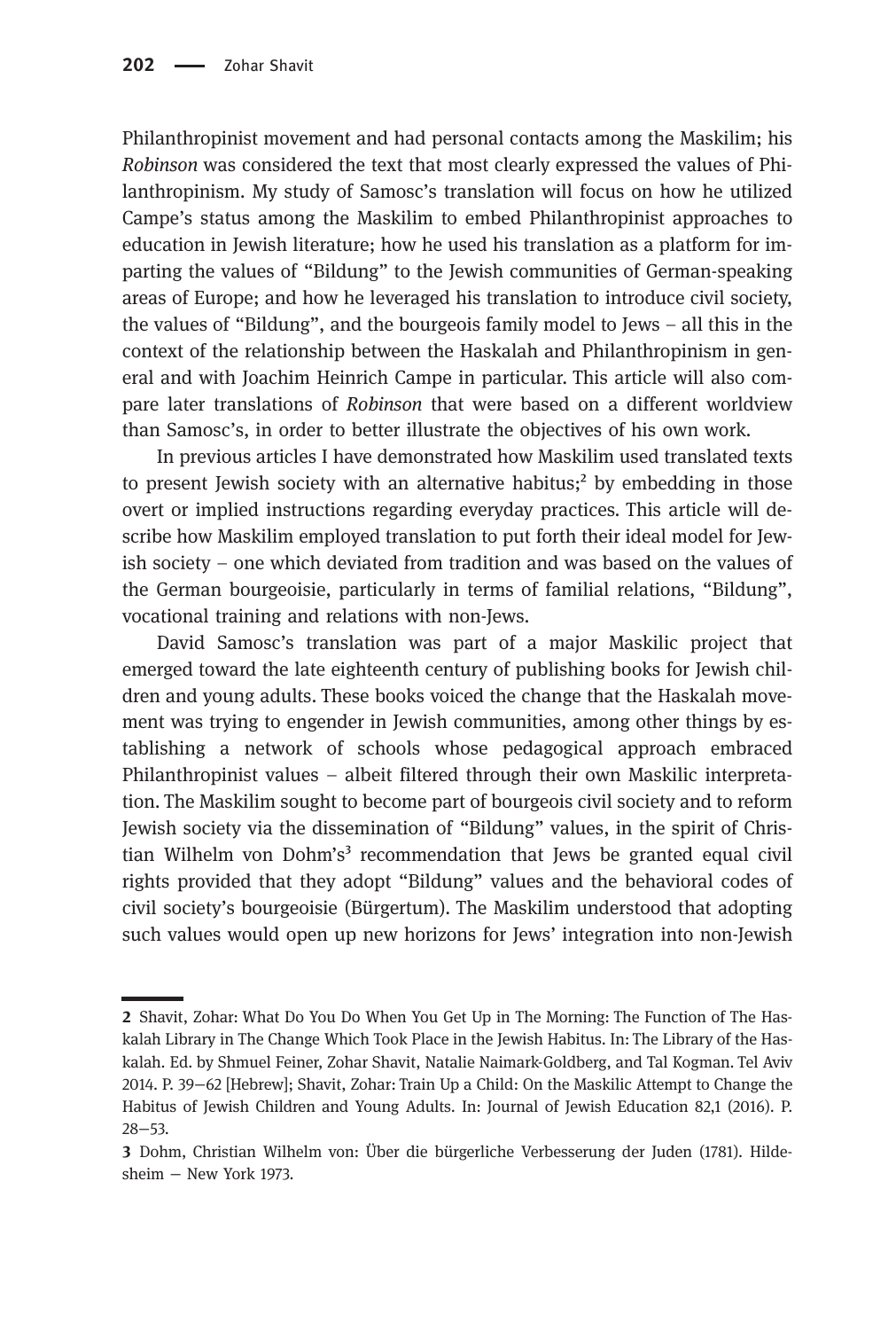Philanthropinist movement and had personal contacts among the Maskilim; his *Robinson* was considered the text that most clearly expressed the values of Philanthropinism. My study of Samosc's translation will focus on how he utilized Campe's status among the Maskilim to embed Philanthropinist approaches to education in Jewish literature; how he used his translation as a platform for imparting the values of "Bildung" to the Jewish communities of German-speaking areas of Europe; and how he leveraged his translation to introduce civil society, the values of "Bildung", and the bourgeois family model to Jews – all this in the context of the relationship between the Haskalah and Philanthropinism in general and with Joachim Heinrich Campe in particular. This article will also compare later translations of *Robinson* that were based on a different worldview than Samosc's, in order to better illustrate the objectives of his own work.

In previous articles I have demonstrated how Maskilim used translated texts to present Jewish society with an alternative habitus;[2] by embedding in those overt or implied instructions regarding everyday practices. This article will describe how Maskilim employed translation to put forth their ideal model for Jewish society – one which deviated from tradition and was based on the values of the German bourgeoisie, particularly in terms of familial relations, "Bildung", vocational training and relations with non-Jews.

David Samosc's translation was part of a major Maskilic project that emerged toward the late eighteenth century of publishing books for Jewish children and young adults. These books voiced the change that the Haskalah movement was trying to engender in Jewish communities, among other things by establishing a network of schools whose pedagogical approach embraced Philanthropinist values – albeit filtered through their own Maskilic interpretation. The Maskilim sought to become part of bourgeois civil society and to reform Jewish society via the dissemination of "Bildung" values, in the spirit of Christian Wilhelm von Dohm's[3] recommendation that Jews be granted equal civil rights provided that they adopt "Bildung" values and the behavioral codes of civil society's bourgeoisie (Bürgertum). The Maskilim understood that adopting such values would open up new horizons for Jews' integration into non-Jewish

---

**2** Shavit, Zohar: What Do You Do When You Get Up in The Morning: The Function of The Haskalah Library in The Change Which Took Place in the Jewish Habitus. In: The Library of the Haskalah. Ed. by Shmuel Feiner, Zohar Shavit, Natalie Naimark-Goldberg, and Tal Kogman. Tel Aviv 2014. P. 39–62 [Hebrew]; Shavit, Zohar: Train Up a Child: On the Maskilic Attempt to Change the Habitus of Jewish Children and Young Adults. In: Journal of Jewish Education 82,1 (2016). P. 28–53.

**3** Dohm, Christian Wilhelm von: Über die bürgerliche Verbesserung der Juden (1781). Hildesheim – New York 1973.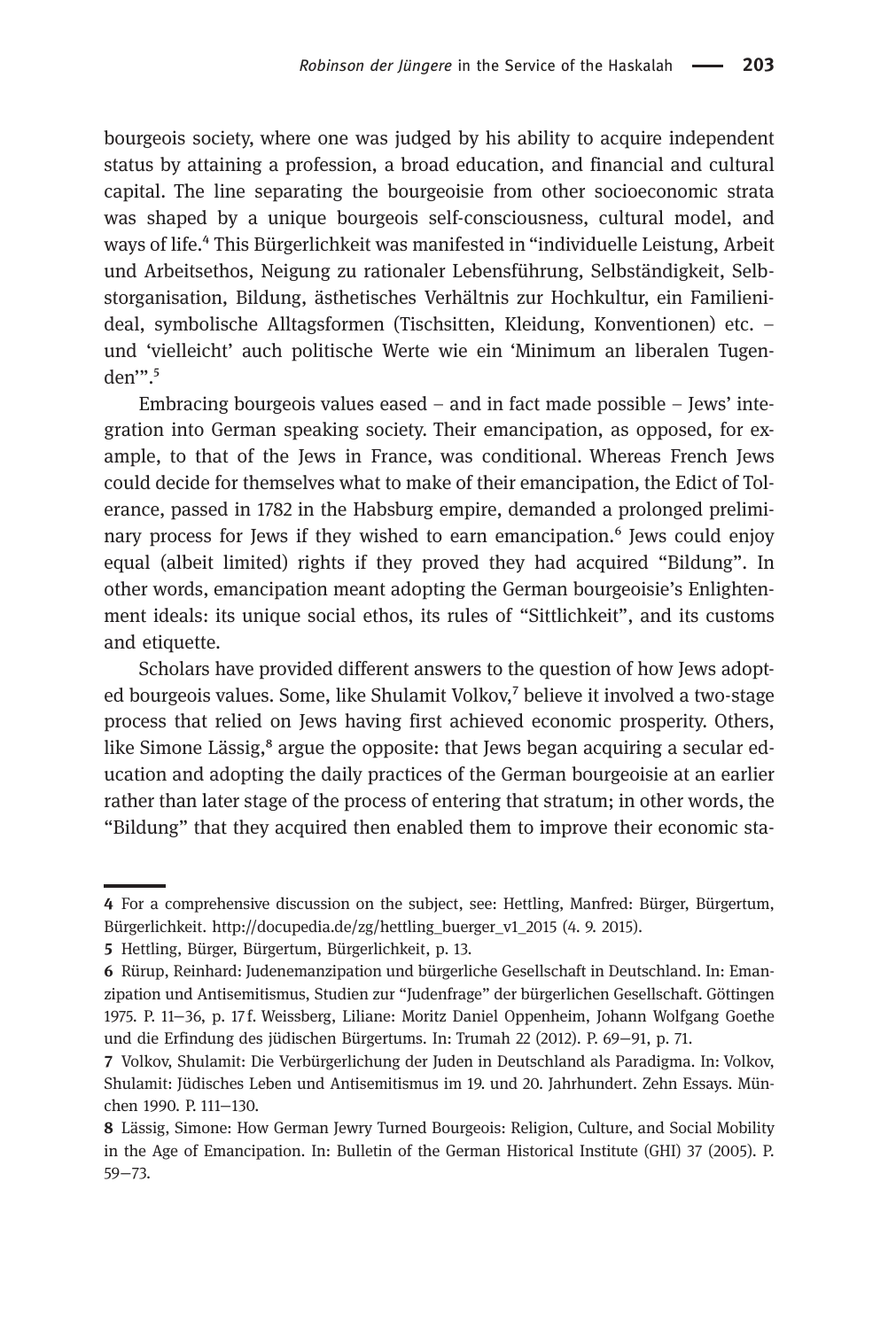bourgeois society, where one was judged by his ability to acquire independent status by attaining a profession, a broad education, and financial and cultural capital. The line separating the bourgeoisie from other socioeconomic strata was shaped by a unique bourgeois self-consciousness, cultural model, and ways of life.[4] This Bürgerlichkeit was manifested in "individuelle Leistung, Arbeit und Arbeitsethos, Neigung zu rationaler Lebensführung, Selbständigkeit, Selbstorganisation, Bildung, ästhetisches Verhältnis zur Hochkultur, ein Familienideal, symbolische Alltagsformen (Tischsitten, Kleidung, Konventionen) etc. – und 'vielleicht' auch politische Werte wie ein 'Minimum an liberalen Tugenden'".[5]

Embracing bourgeois values eased – and in fact made possible – Jews' integration into German speaking society. Their emancipation, as opposed, for example, to that of the Jews in France, was conditional. Whereas French Jews could decide for themselves what to make of their emancipation, the Edict of Tolerance, passed in 1782 in the Habsburg empire, demanded a prolonged preliminary process for Jews if they wished to earn emancipation.[6] Jews could enjoy equal (albeit limited) rights if they proved they had acquired "Bildung". In other words, emancipation meant adopting the German bourgeoisie's Enlightenment ideals: its unique social ethos, its rules of "Sittlichkeit", and its customs and etiquette.

Scholars have provided different answers to the question of how Jews adopted bourgeois values. Some, like Shulamit Volkov,[7] believe it involved a two-stage process that relied on Jews having first achieved economic prosperity. Others, like Simone Lässig,[8] argue the opposite: that Jews began acquiring a secular education and adopting the daily practices of the German bourgeoisie at an earlier rather than later stage of the process of entering that stratum; in other words, the "Bildung" that they acquired then enabled them to improve their economic sta-

---

4 For a comprehensive discussion on the subject, see: Hettling, Manfred: Bürger, Bürgertum, Bürgerlichkeit. http://docupedia.de/zg/hettling_buerger_v1_2015 (4. 9. 2015).

5 Hettling, Bürger, Bürgertum, Bürgerlichkeit, p. 13.

6 Rürup, Reinhard: Judenemanzipation und bürgerliche Gesellschaft in Deutschland. In: Emanzipation und Antisemitismus, Studien zur "Judenfrage" der bürgerlichen Gesellschaft. Göttingen 1975. P. 11–36, p. 17 f. Weissberg, Liliane: Moritz Daniel Oppenheim, Johann Wolfgang Goethe und die Erfindung des jüdischen Bürgertums. In: Trumah 22 (2012). P. 69–91, p. 71.

7 Volkov, Shulamit: Die Verbürgerlichung der Juden in Deutschland als Paradigma. In: Volkov, Shulamit: Jüdisches Leben und Antisemitismus im 19. und 20. Jahrhundert. Zehn Essays. München 1990. P. 111–130.

8 Lässig, Simone: How German Jewry Turned Bourgeois: Religion, Culture, and Social Mobility in the Age of Emancipation. In: Bulletin of the German Historical Institute (GHI) 37 (2005). P. 59–73.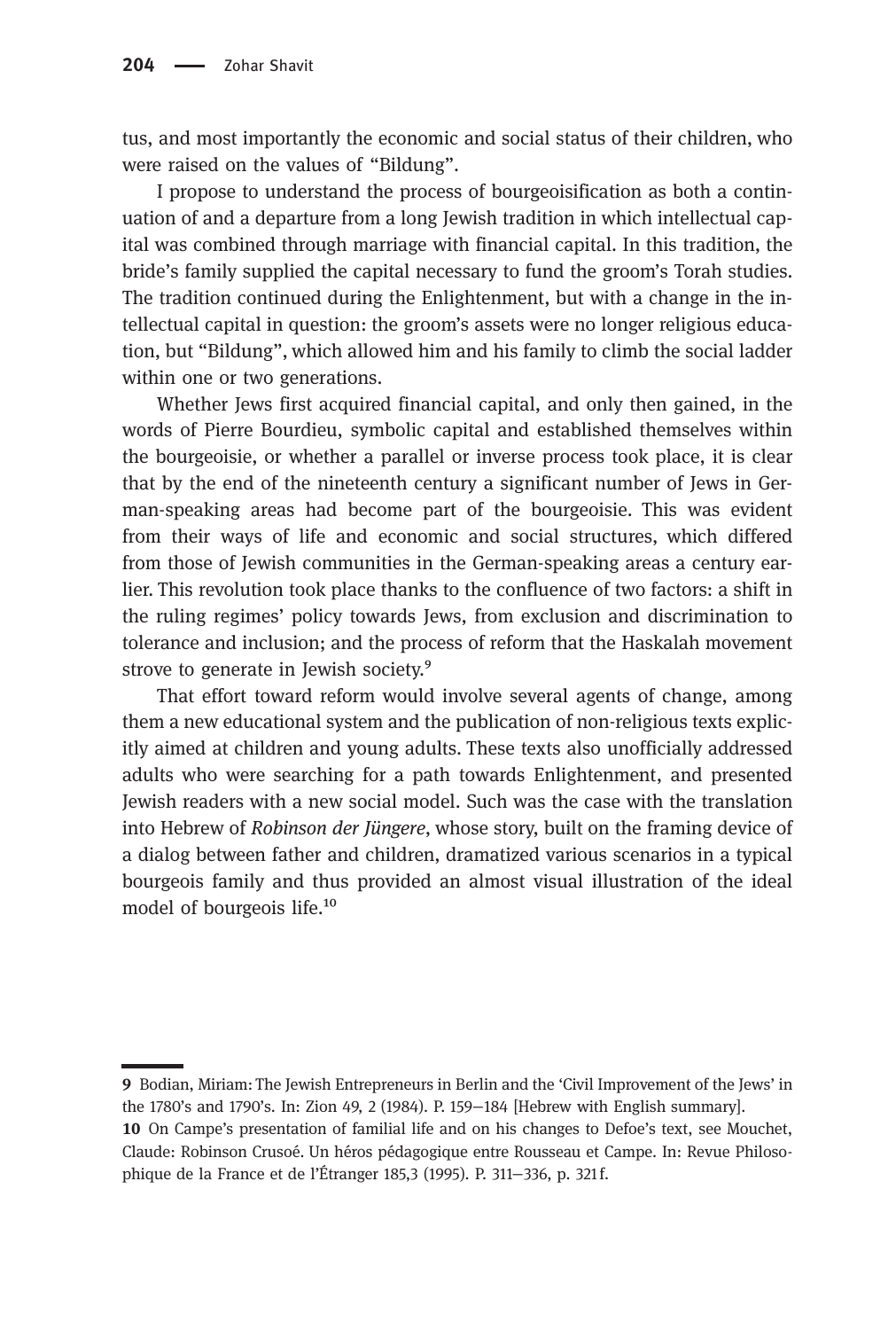tus, and most importantly the economic and social status of their children, who were raised on the values of "Bildung".

I propose to understand the process of bourgeoisification as both a continuation of and a departure from a long Jewish tradition in which intellectual capital was combined through marriage with financial capital. In this tradition, the bride's family supplied the capital necessary to fund the groom's Torah studies. The tradition continued during the Enlightenment, but with a change in the intellectual capital in question: the groom's assets were no longer religious education, but "Bildung", which allowed him and his family to climb the social ladder within one or two generations.

Whether Jews first acquired financial capital, and only then gained, in the words of Pierre Bourdieu, symbolic capital and established themselves within the bourgeoisie, or whether a parallel or inverse process took place, it is clear that by the end of the nineteenth century a significant number of Jews in German-speaking areas had become part of the bourgeoisie. This was evident from their ways of life and economic and social structures, which differed from those of Jewish communities in the German-speaking areas a century earlier. This revolution took place thanks to the confluence of two factors: a shift in the ruling regimes' policy towards Jews, from exclusion and discrimination to tolerance and inclusion; and the process of reform that the Haskalah movement strove to generate in Jewish society.[9]

That effort toward reform would involve several agents of change, among them a new educational system and the publication of non-religious texts explicitly aimed at children and young adults. These texts also unofficially addressed adults who were searching for a path towards Enlightenment, and presented Jewish readers with a new social model. Such was the case with the translation into Hebrew of *Robinson der Jüngere*, whose story, built on the framing device of a dialog between father and children, dramatized various scenarios in a typical bourgeois family and thus provided an almost visual illustration of the ideal model of bourgeois life.[10]

---

**9** Bodian, Miriam: The Jewish Entrepreneurs in Berlin and the 'Civil Improvement of the Jews' in the 1780's and 1790's. In: Zion 49, 2 (1984). P. 159–184 [Hebrew with English summary].

**10** On Campe's presentation of familial life and on his changes to Defoe's text, see Mouchet, Claude: Robinson Crusoé. Un héros pédagogique entre Rousseau et Campe. In: Revue Philosophique de la France et de l'Étranger 185,3 (1995). P. 311–336, p. 321 f.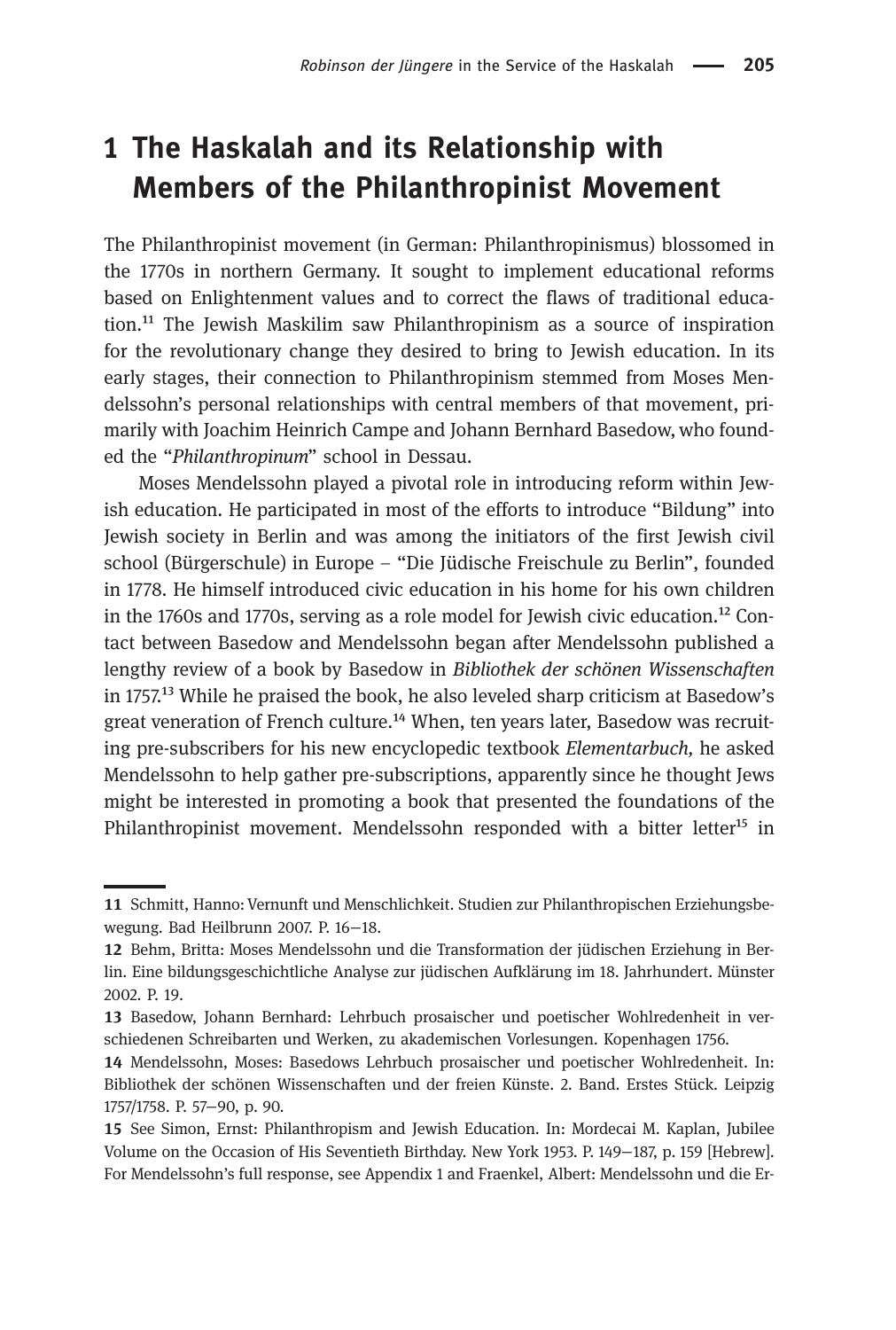# 1 The Haskalah and its Relationship with Members of the Philanthropinist Movement

The Philanthropinist movement (in German: Philanthropinismus) blossomed in the 1770s in northern Germany. It sought to implement educational reforms based on Enlightenment values and to correct the flaws of traditional education.[11] The Jewish Maskilim saw Philanthropinism as a source of inspiration for the revolutionary change they desired to bring to Jewish education. In its early stages, their connection to Philanthropinism stemmed from Moses Mendelssohn's personal relationships with central members of that movement, primarily with Joachim Heinrich Campe and Johann Bernhard Basedow, who founded the "*Philanthropinum*" school in Dessau.

Moses Mendelssohn played a pivotal role in introducing reform within Jewish education. He participated in most of the efforts to introduce "Bildung" into Jewish society in Berlin and was among the initiators of the first Jewish civil school (Bürgerschule) in Europe – "Die Jüdische Freischule zu Berlin", founded in 1778. He himself introduced civic education in his home for his own children in the 1760s and 1770s, serving as a role model for Jewish civic education.[12] Contact between Basedow and Mendelssohn began after Mendelssohn published a lengthy review of a book by Basedow in *Bibliothek der schönen Wissenschaften* in 1757.[13] While he praised the book, he also leveled sharp criticism at Basedow's great veneration of French culture.[14] When, ten years later, Basedow was recruiting pre-subscribers for his new encyclopedic textbook *Elementarbuch,* he asked Mendelssohn to help gather pre-subscriptions, apparently since he thought Jews might be interested in promoting a book that presented the foundations of the Philanthropinist movement. Mendelssohn responded with a bitter letter[15] in

---

**11** Schmitt, Hanno: Vernunft und Menschlichkeit. Studien zur Philanthropischen Erziehungsbewegung. Bad Heilbrunn 2007. P. 16–18.

**12** Behm, Britta: Moses Mendelssohn und die Transformation der jüdischen Erziehung in Berlin. Eine bildungsgeschichtliche Analyse zur jüdischen Aufklärung im 18. Jahrhundert. Münster 2002. P. 19.

**13** Basedow, Johann Bernhard: Lehrbuch prosaischer und poetischer Wohlredenheit in verschiedenen Schreibarten und Werken, zu akademischen Vorlesungen. Kopenhagen 1756.

**14** Mendelssohn, Moses: Basedows Lehrbuch prosaischer und poetischer Wohlredenheit. In: Bibliothek der schönen Wissenschaften und der freien Künste. 2. Band. Erstes Stück. Leipzig 1757/1758. P. 57–90, p. 90.

**15** See Simon, Ernst: Philanthropism and Jewish Education. In: Mordecai M. Kaplan, Jubilee Volume on the Occasion of His Seventieth Birthday. New York 1953. P. 149–187, p. 159 [Hebrew]. For Mendelssohn's full response, see Appendix 1 and Fraenkel, Albert: Mendelssohn und die Er-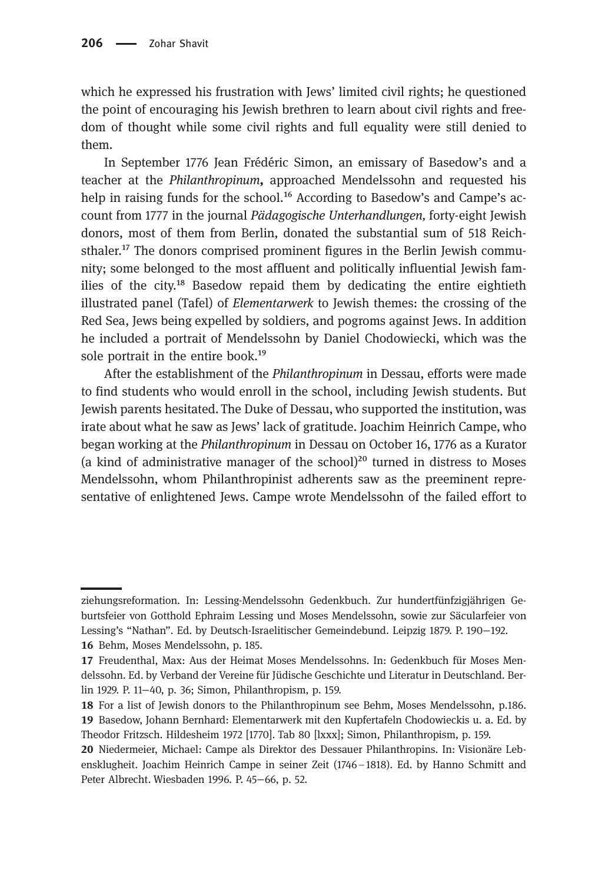which he expressed his frustration with Jews' limited civil rights; he questioned the point of encouraging his Jewish brethren to learn about civil rights and freedom of thought while some civil rights and full equality were still denied to them.

In September 1776 Jean Frédéric Simon, an emissary of Basedow's and a teacher at the *Philanthropinum*, approached Mendelssohn and requested his help in raising funds for the school.[16] According to Basedow's and Campe's account from 1777 in the journal *Pädagogische Unterhandlungen,* forty-eight Jewish donors, most of them from Berlin, donated the substantial sum of 518 Reichsthaler.[17] The donors comprised prominent figures in the Berlin Jewish community; some belonged to the most affluent and politically influential Jewish families of the city.[18] Basedow repaid them by dedicating the entire eightieth illustrated panel (Tafel) of *Elementarwerk* to Jewish themes: the crossing of the Red Sea, Jews being expelled by soldiers, and pogroms against Jews. In addition he included a portrait of Mendelssohn by Daniel Chodowiecki, which was the sole portrait in the entire book.[19]

After the establishment of the *Philanthropinum* in Dessau, efforts were made to find students who would enroll in the school, including Jewish students. But Jewish parents hesitated. The Duke of Dessau, who supported the institution, was irate about what he saw as Jews' lack of gratitude. Joachim Heinrich Campe, who began working at the *Philanthropinum* in Dessau on October 16, 1776 as a Kurator (a kind of administrative manager of the school)[20] turned in distress to Moses Mendelssohn, whom Philanthropinist adherents saw as the preeminent representative of enlightened Jews. Campe wrote Mendelssohn of the failed effort to

---

ziehungsreformation. In: Lessing-Mendelssohn Gedenkbuch. Zur hundertfünfzigjährigen Geburtsfeier von Gotthold Ephraim Lessing und Moses Mendelssohn, sowie zur Säcularfeier von Lessing's "Nathan". Ed. by Deutsch-Israelitischer Gemeindebund. Leipzig 1879. P. 190–192.

16 Behm, Moses Mendelssohn, p. 185.

17 Freudenthal, Max: Aus der Heimat Moses Mendelssohns. In: Gedenkbuch für Moses Mendelssohn. Ed. by Verband der Vereine für Jüdische Geschichte und Literatur in Deutschland. Berlin 1929. P. 11–40, p. 36; Simon, Philanthropism, p. 159.

18 For a list of Jewish donors to the Philanthropinum see Behm, Moses Mendelssohn, p.186.

19 Basedow, Johann Bernhard: Elementarwerk mit den Kupfertafeln Chodowieckis u. a. Ed. by Theodor Fritzsch. Hildesheim 1972 [1770]. Tab 80 [lxxx]; Simon, Philanthropism, p. 159.

20 Niedermeier, Michael: Campe als Direktor des Dessauer Philanthropins. In: Visionäre Lebensklugheit. Joachim Heinrich Campe in seiner Zeit (1746–1818). Ed. by Hanno Schmitt and Peter Albrecht. Wiesbaden 1996. P. 45–66, p. 52.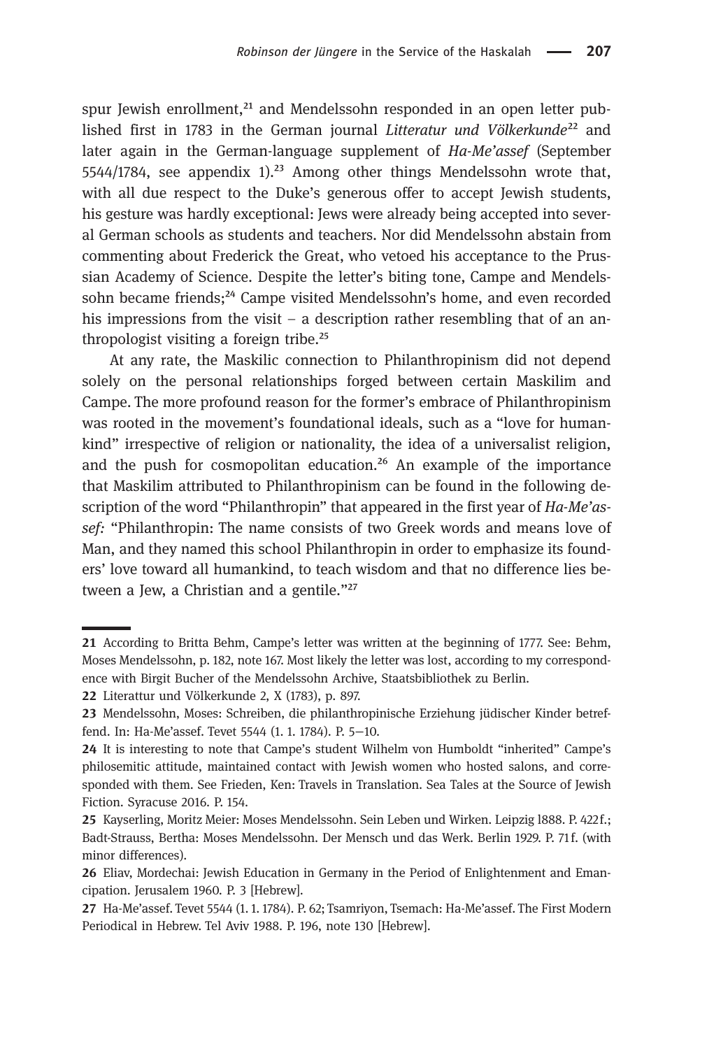spur Jewish enrollment,[21] and Mendelssohn responded in an open letter published first in 1783 in the German journal *Litteratur und Völkerkunde*[22] and later again in the German-language supplement of *Ha-Me'assef* (September 5544/1784, see appendix 1).[23] Among other things Mendelssohn wrote that, with all due respect to the Duke's generous offer to accept Jewish students, his gesture was hardly exceptional: Jews were already being accepted into several German schools as students and teachers. Nor did Mendelssohn abstain from commenting about Frederick the Great, who vetoed his acceptance to the Prussian Academy of Science. Despite the letter's biting tone, Campe and Mendelssohn became friends;[24] Campe visited Mendelssohn's home, and even recorded his impressions from the visit – a description rather resembling that of an anthropologist visiting a foreign tribe.[25]

At any rate, the Maskilic connection to Philanthropinism did not depend solely on the personal relationships forged between certain Maskilim and Campe. The more profound reason for the former's embrace of Philanthropinism was rooted in the movement's foundational ideals, such as a "love for humankind" irrespective of religion or nationality, the idea of a universalist religion, and the push for cosmopolitan education.[26] An example of the importance that Maskilim attributed to Philanthropinism can be found in the following description of the word "Philanthropin" that appeared in the first year of *Ha-Me'assef:* "Philanthropin: The name consists of two Greek words and means love of Man, and they named this school Philanthropin in order to emphasize its founders' love toward all humankind, to teach wisdom and that no difference lies between a Jew, a Christian and a gentile."[27]

---

**21** According to Britta Behm, Campe's letter was written at the beginning of 1777. See: Behm, Moses Mendelssohn, p. 182, note 167. Most likely the letter was lost, according to my correspondence with Birgit Bucher of the Mendelssohn Archive, Staatsbibliothek zu Berlin.

**22** Literattur und Völkerkunde 2, X (1783), p. 897.

**23** Mendelssohn, Moses: Schreiben, die philanthropinische Erziehung jüdischer Kinder betreffend. In: Ha-Me'assef. Tevet 5544 (1. 1. 1784). P. 5–10.

**24** It is interesting to note that Campe's student Wilhelm von Humboldt "inherited" Campe's philosemitic attitude, maintained contact with Jewish women who hosted salons, and corresponded with them. See Frieden, Ken: Travels in Translation. Sea Tales at the Source of Jewish Fiction. Syracuse 2016. P. 154.

**25** Kayserling, Moritz Meier: Moses Mendelssohn. Sein Leben und Wirken. Leipzig l888. P. 422 f.; Badt-Strauss, Bertha: Moses Mendelssohn. Der Mensch und das Werk. Berlin 1929. P. 71 f. (with minor differences).

**26** Eliav, Mordechai: Jewish Education in Germany in the Period of Enlightenment and Emancipation. Jerusalem 1960. P. 3 [Hebrew].

**27** Ha-Me'assef. Tevet 5544 (1. 1. 1784). P. 62; Tsamriyon, Tsemach: Ha-Me'assef. The First Modern Periodical in Hebrew. Tel Aviv 1988. P. 196, note 130 [Hebrew].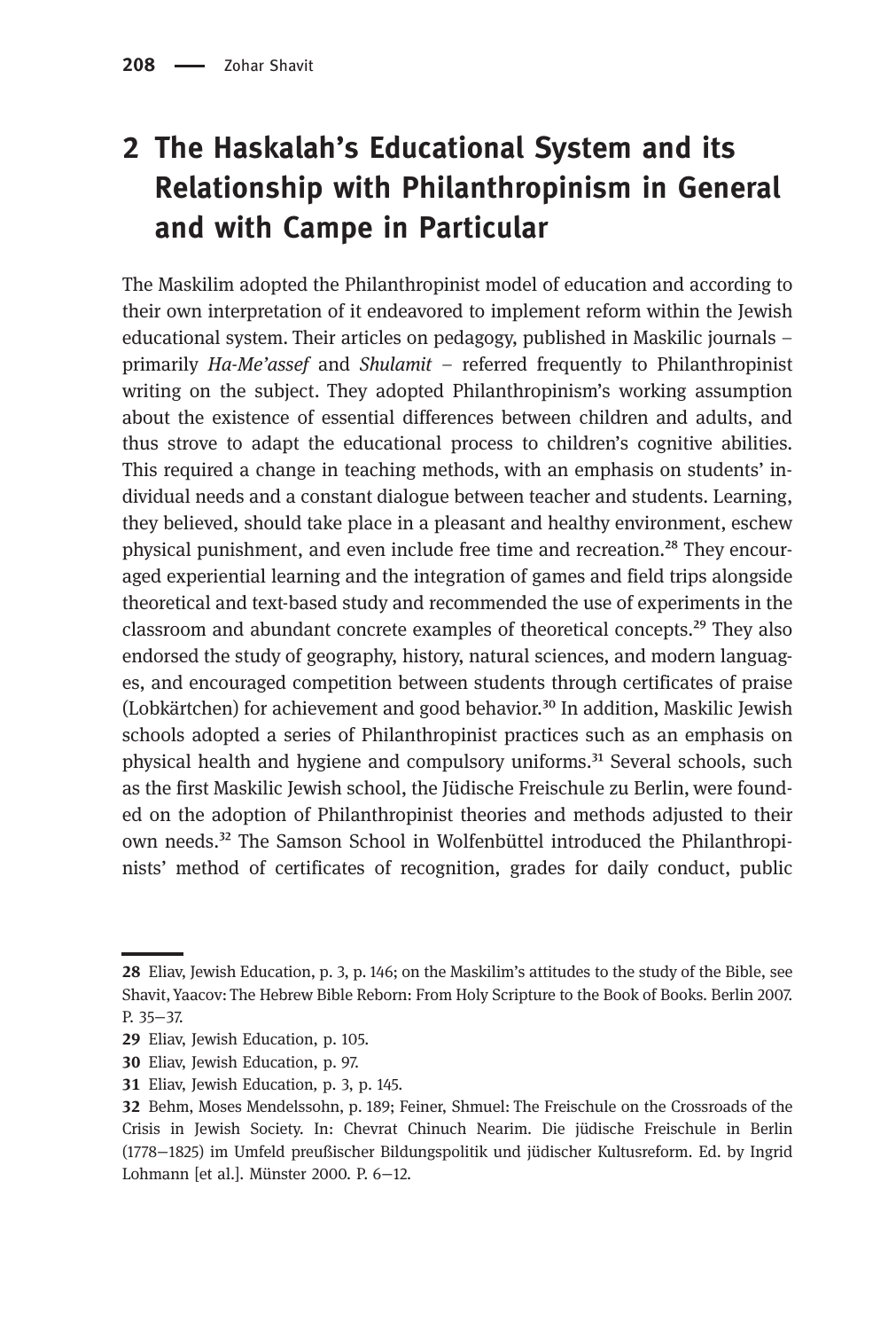## 2 The Haskalah's Educational System and its Relationship with Philanthropinism in General and with Campe in Particular

The Maskilim adopted the Philanthropinist model of education and according to their own interpretation of it endeavored to implement reform within the Jewish educational system. Their articles on pedagogy, published in Maskilic journals – primarily *Ha-Me'assef* and *Shulamit* – referred frequently to Philanthropinist writing on the subject. They adopted Philanthropinism's working assumption about the existence of essential differences between children and adults, and thus strove to adapt the educational process to children's cognitive abilities. This required a change in teaching methods, with an emphasis on students' individual needs and a constant dialogue between teacher and students. Learning, they believed, should take place in a pleasant and healthy environment, eschew physical punishment, and even include free time and recreation.[28] They encouraged experiential learning and the integration of games and field trips alongside theoretical and text-based study and recommended the use of experiments in the classroom and abundant concrete examples of theoretical concepts.[29] They also endorsed the study of geography, history, natural sciences, and modern languages, and encouraged competition between students through certificates of praise (Lobkärtchen) for achievement and good behavior.[30] In addition, Maskilic Jewish schools adopted a series of Philanthropinist practices such as an emphasis on physical health and hygiene and compulsory uniforms.[31] Several schools, such as the first Maskilic Jewish school, the Jüdische Freischule zu Berlin, were founded on the adoption of Philanthropinist theories and methods adjusted to their own needs.[32] The Samson School in Wolfenbüttel introduced the Philanthropinists' method of certificates of recognition, grades for daily conduct, public

---

**28** Eliav, Jewish Education, p. 3, p. 146; on the Maskilim's attitudes to the study of the Bible, see Shavit, Yaacov: The Hebrew Bible Reborn: From Holy Scripture to the Book of Books. Berlin 2007. P. 35–37.

**29** Eliav, Jewish Education, p. 105.

**30** Eliav, Jewish Education, p. 97.

**31** Eliav, Jewish Education, p. 3, p. 145.

**32** Behm, Moses Mendelssohn, p. 189; Feiner, Shmuel: The Freischule on the Crossroads of the Crisis in Jewish Society. In: Chevrat Chinuch Nearim. Die jüdische Freischule in Berlin (1778–1825) im Umfeld preußischer Bildungspolitik und jüdischer Kultusreform. Ed. by Ingrid Lohmann [et al.]. Münster 2000. P. 6–12.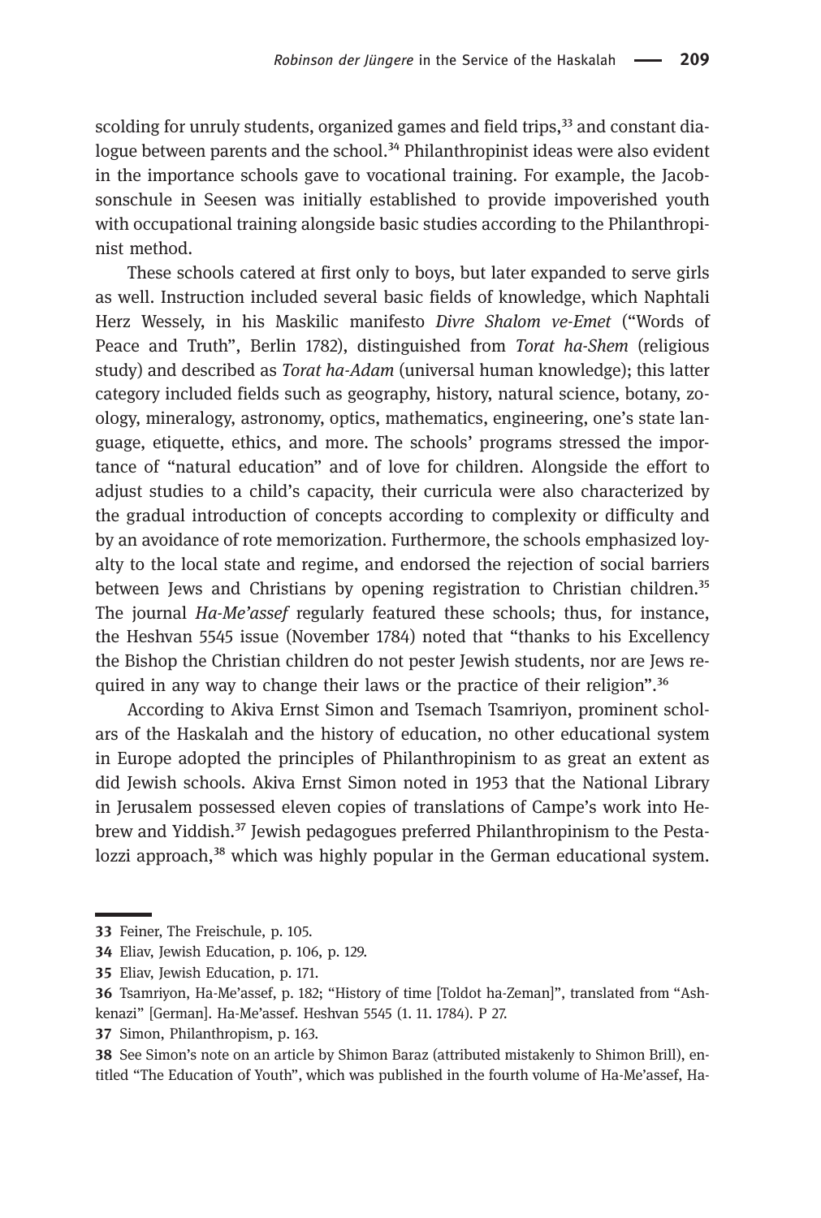scolding for unruly students, organized games and field trips,[33] and constant dialogue between parents and the school.[34] Philanthropinist ideas were also evident in the importance schools gave to vocational training. For example, the Jacobsonschule in Seesen was initially established to provide impoverished youth with occupational training alongside basic studies according to the Philanthropinist method.

These schools catered at first only to boys, but later expanded to serve girls as well. Instruction included several basic fields of knowledge, which Naphtali Herz Wessely, in his Maskilic manifesto *Divre Shalom ve-Emet* ("Words of Peace and Truth", Berlin 1782), distinguished from *Torat ha-Shem* (religious study) and described as *Torat ha-Adam* (universal human knowledge); this latter category included fields such as geography, history, natural science, botany, zoology, mineralogy, astronomy, optics, mathematics, engineering, one's state language, etiquette, ethics, and more. The schools' programs stressed the importance of "natural education" and of love for children. Alongside the effort to adjust studies to a child's capacity, their curricula were also characterized by the gradual introduction of concepts according to complexity or difficulty and by an avoidance of rote memorization. Furthermore, the schools emphasized loyalty to the local state and regime, and endorsed the rejection of social barriers between Jews and Christians by opening registration to Christian children.[35] The journal *Ha-Me'assef* regularly featured these schools; thus, for instance, the Heshvan 5545 issue (November 1784) noted that "thanks to his Excellency the Bishop the Christian children do not pester Jewish students, nor are Jews required in any way to change their laws or the practice of their religion".[36]

According to Akiva Ernst Simon and Tsemach Tsamriyon, prominent scholars of the Haskalah and the history of education, no other educational system in Europe adopted the principles of Philanthropinism to as great an extent as did Jewish schools. Akiva Ernst Simon noted in 1953 that the National Library in Jerusalem possessed eleven copies of translations of Campe's work into Hebrew and Yiddish.[37] Jewish pedagogues preferred Philanthropinism to the Pestalozzi approach,[38] which was highly popular in the German educational system.

---

33 Feiner, The Freischule, p. 105.

34 Eliav, Jewish Education, p. 106, p. 129.

35 Eliav, Jewish Education, p. 171.

36 Tsamriyon, Ha-Me'assef, p. 182; "History of time [Toldot ha-Zeman]", translated from "Ashkenazi" [German]. Ha-Me'assef. Heshvan 5545 (1. 11. 1784). P 27.

37 Simon, Philanthropism, p. 163.

38 See Simon's note on an article by Shimon Baraz (attributed mistakenly to Shimon Brill), entitled "The Education of Youth", which was published in the fourth volume of Ha-Me'assef, Ha-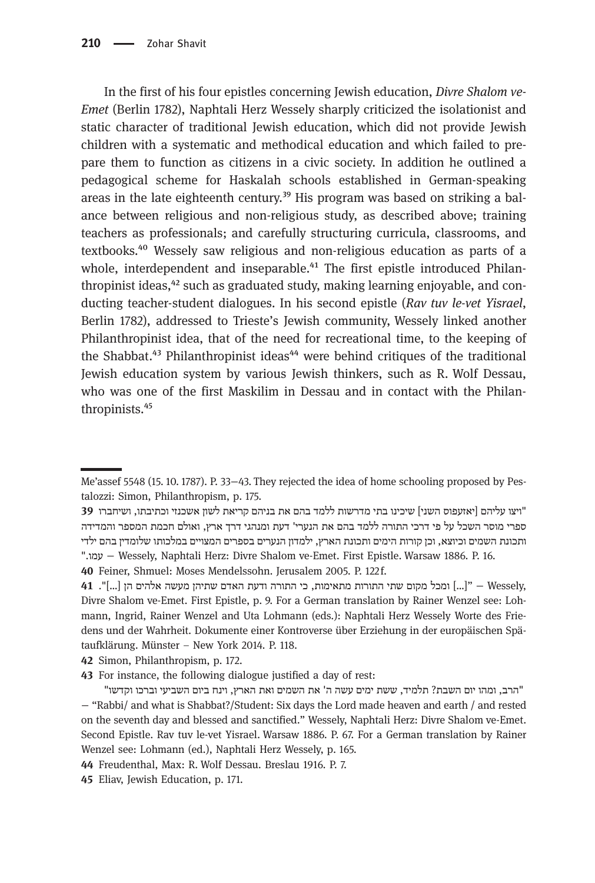In the first of his four epistles concerning Jewish education, *Divre Shalom ve-Emet* (Berlin 1782), Naphtali Herz Wessely sharply criticized the isolationist and static character of traditional Jewish education, which did not provide Jewish children with a systematic and methodical education and which failed to prepare them to function as citizens in a civic society. In addition he outlined a pedagogical scheme for Haskalah schools established in German-speaking areas in the late eighteenth century.[39] His program was based on striking a balance between religious and non-religious study, as described above; training teachers as professionals; and carefully structuring curricula, classrooms, and textbooks.[40] Wessely saw religious and non-religious education as parts of a whole, interdependent and inseparable.[41] The first epistle introduced Philanthropinist ideas,[42] such as graduated study, making learning enjoyable, and conducting teacher-student dialogues. In his second epistle (*Rav tuv le-vet Yisrael*, Berlin 1782), addressed to Trieste's Jewish community, Wessely linked another Philanthropinist idea, that of the need for recreational time, to the keeping of the Shabbat.[43] Philanthropinist ideas[44] were behind critiques of the traditional Jewish education system by various Jewish thinkers, such as R. Wolf Dessau, who was one of the first Maskilim in Dessau and in contact with the Philanthropinists.[45]

---

Me'assef 5548 (15. 10. 1787). P. 33–43. They rejected the idea of home schooling proposed by Pestalozzi: Simon, Philanthropism, p. 175.

**39** "ויצו עליהם [יאזעפוס השני] שיכינו בתי מדרשות ללמד בהם את בניהם קריאת לשון אשכנזי וכתיבתו, ושיחברו ספרי מוסר השכל על פי דרכי התורה ללמד בהם את הנערי' דעת ומנהגי דרך ארץ, ואולם חכמת המספר והמדידה ותכונת השמים וכיוצא, וכן קורות הימים ותכונת הארץ, ילמדון הנערים בספרים המצויים במלכותו שלומדין בהם ילדי עמו." – Wessely, Naphtali Herz: Divre Shalom ve-Emet. First Epistle. Warsaw 1886. P. 16.

**40** Feiner, Shmuel: Moses Mendelssohn. Jerusalem 2005. P. 122f.

**41** "[...] ומכל מקום שתי התורות מתאימות, כי התורה ודעת האדם שתיהן מעשה אלהים הן [...]." – Wessely, Divre Shalom ve-Emet. First Epistle, p. 9. For a German translation by Rainer Wenzel see: Lohmann, Ingrid, Rainer Wenzel and Uta Lohmann (eds.): Naphtali Herz Wessely Worte des Friedens und der Wahrheit. Dokumente einer Kontroverse über Erziehung in der europäischen Spätaufklärung. Münster – New York 2014. P. 118.

**42** Simon, Philanthropism, p. 172.

**43** For instance, the following dialogue justified a day of rest:

"הרב, ומהו יום השבת? תלמיד, ששת ימים עשה ה' את השמים ואת הארץ, וינח ביום השביעי וברכו וקדשו" – "Rabbi/ and what is Shabbat?/Student: Six days the Lord made heaven and earth / and rested on the seventh day and blessed and sanctified." Wessely, Naphtali Herz: Divre Shalom ve-Emet. Second Epistle. Rav tuv le-vet Yisrael. Warsaw 1886. P. 67. For a German translation by Rainer Wenzel see: Lohmann (ed.), Naphtali Herz Wessely, p. 165.

**44** Freudenthal, Max: R. Wolf Dessau. Breslau 1916. P. 7.

**45** Eliav, Jewish Education, p. 171.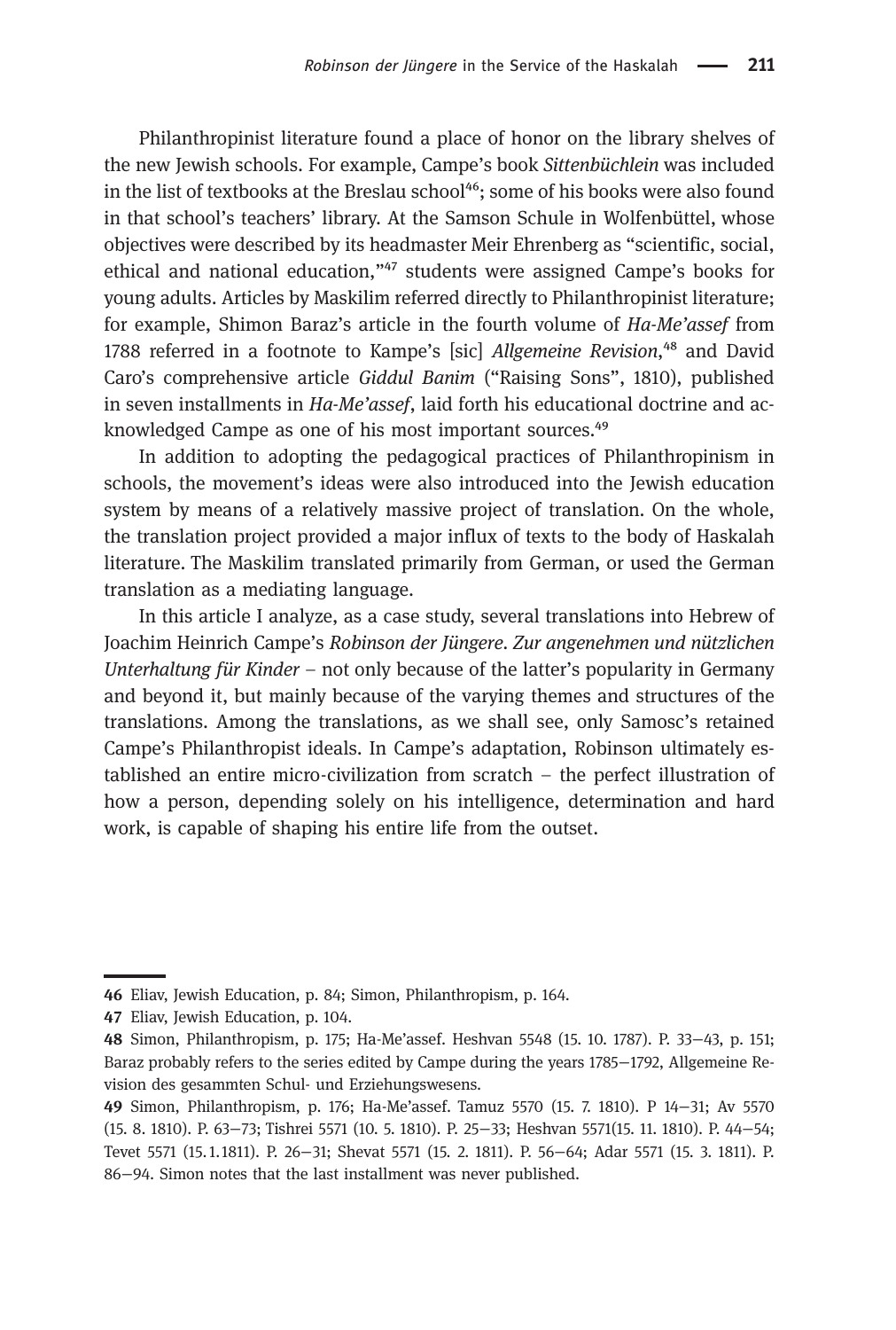Philanthropinist literature found a place of honor on the library shelves of the new Jewish schools. For example, Campe's book *Sittenbüchlein* was included in the list of textbooks at the Breslau school[46]; some of his books were also found in that school's teachers' library. At the Samson Schule in Wolfenbüttel, whose objectives were described by its headmaster Meir Ehrenberg as "scientific, social, ethical and national education,"[47] students were assigned Campe's books for young adults. Articles by Maskilim referred directly to Philanthropinist literature; for example, Shimon Baraz's article in the fourth volume of *Ha-Me'assef* from 1788 referred in a footnote to Kampe's [sic] *Allgemeine Revision*,[48] and David Caro's comprehensive article *Giddul Banim* ("Raising Sons", 1810), published in seven installments in *Ha-Me'assef*, laid forth his educational doctrine and acknowledged Campe as one of his most important sources.[49]

In addition to adopting the pedagogical practices of Philanthropinism in schools, the movement's ideas were also introduced into the Jewish education system by means of a relatively massive project of translation. On the whole, the translation project provided a major influx of texts to the body of Haskalah literature. The Maskilim translated primarily from German, or used the German translation as a mediating language.

In this article I analyze, as a case study, several translations into Hebrew of Joachim Heinrich Campe's *Robinson der Jüngere. Zur angenehmen und nützlichen Unterhaltung für Kinder* – not only because of the latter's popularity in Germany and beyond it, but mainly because of the varying themes and structures of the translations. Among the translations, as we shall see, only Samosc's retained Campe's Philanthropist ideals. In Campe's adaptation, Robinson ultimately established an entire micro-civilization from scratch – the perfect illustration of how a person, depending solely on his intelligence, determination and hard work, is capable of shaping his entire life from the outset.

---

**46** Eliav, Jewish Education, p. 84; Simon, Philanthropism, p. 164.

**47** Eliav, Jewish Education, p. 104.

**48** Simon, Philanthropism, p. 175; Ha-Me'assef. Heshvan 5548 (15. 10. 1787). P. 33–43, p. 151; Baraz probably refers to the series edited by Campe during the years 1785–1792, Allgemeine Revision des gesammten Schul- und Erziehungswesens.

**49** Simon, Philanthropism, p. 176; Ha-Me'assef. Tamuz 5570 (15. 7. 1810). P 14–31; Av 5570 (15. 8. 1810). P. 63–73; Tishrei 5571 (10. 5. 1810). P. 25–33; Heshvan 5571(15. 11. 1810). P. 44–54; Tevet 5571 (15.1.1811). P. 26–31; Shevat 5571 (15. 2. 1811). P. 56–64; Adar 5571 (15. 3. 1811). P. 86–94. Simon notes that the last installment was never published.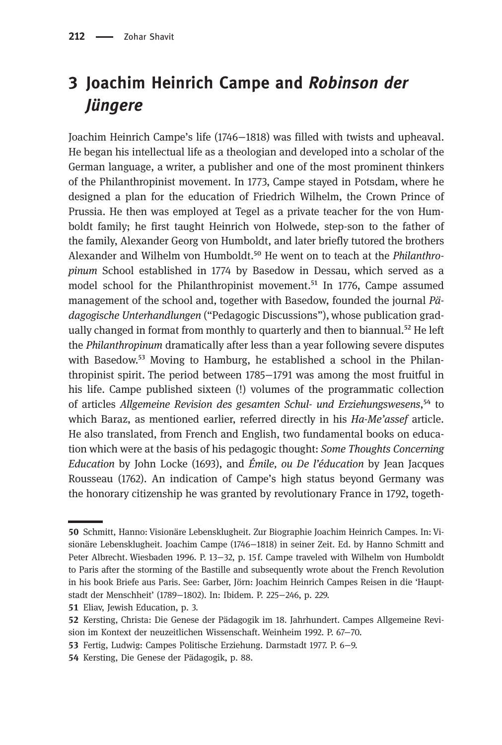## 3 Joachim Heinrich Campe and *Robinson der Jüngere*

Joachim Heinrich Campe's life (1746–1818) was filled with twists and upheaval. He began his intellectual life as a theologian and developed into a scholar of the German language, a writer, a publisher and one of the most prominent thinkers of the Philanthropinist movement. In 1773, Campe stayed in Potsdam, where he designed a plan for the education of Friedrich Wilhelm, the Crown Prince of Prussia. He then was employed at Tegel as a private teacher for the von Humboldt family; he first taught Heinrich von Holwede, step-son to the father of the family, Alexander Georg von Humboldt, and later briefly tutored the brothers Alexander and Wilhelm von Humboldt.[50] He went on to teach at the *Philanthropinum* School established in 1774 by Basedow in Dessau, which served as a model school for the Philanthropinist movement.[51] In 1776, Campe assumed management of the school and, together with Basedow, founded the journal *Pädagogische Unterhandlungen* ("Pedagogic Discussions"), whose publication gradually changed in format from monthly to quarterly and then to biannual.[52] He left the *Philanthropinum* dramatically after less than a year following severe disputes with Basedow.[53] Moving to Hamburg, he established a school in the Philanthropinist spirit. The period between 1785–1791 was among the most fruitful in his life. Campe published sixteen (!) volumes of the programmatic collection of articles *Allgemeine Revision des gesamten Schul- und Erziehungswesens*,[54] to which Baraz, as mentioned earlier, referred directly in his *Ha-Me'assef* article. He also translated, from French and English, two fundamental books on education which were at the basis of his pedagogic thought: *Some Thoughts Concerning Education* by John Locke (1693), and *Émile, ou De l'éducation* by Jean Jacques Rousseau (1762). An indication of Campe's high status beyond Germany was the honorary citizenship he was granted by revolutionary France in 1792, togeth-

---

**50** Schmitt, Hanno: Visionäre Lebensklugheit. Zur Biographie Joachim Heinrich Campes. In: Visionäre Lebensklugheit. Joachim Campe (1746–1818) in seiner Zeit. Ed. by Hanno Schmitt and Peter Albrecht. Wiesbaden 1996. P. 13–32, p. 15 f. Campe traveled with Wilhelm von Humboldt to Paris after the storming of the Bastille and subsequently wrote about the French Revolution in his book Briefe aus Paris. See: Garber, Jörn: Joachim Heinrich Campes Reisen in die 'Hauptstadt der Menschheit' (1789–1802). In: Ibidem. P. 225–246, p. 229.

**51** Eliav, Jewish Education, p. 3.

**52** Kersting, Christa: Die Genese der Pädagogik im 18. Jahrhundert. Campes Allgemeine Revision im Kontext der neuzeitlichen Wissenschaft. Weinheim 1992. P. 67–70.

**53** Fertig, Ludwig: Campes Politische Erziehung. Darmstadt 1977. P. 6–9.

**54** Kersting, Die Genese der Pädagogik, p. 88.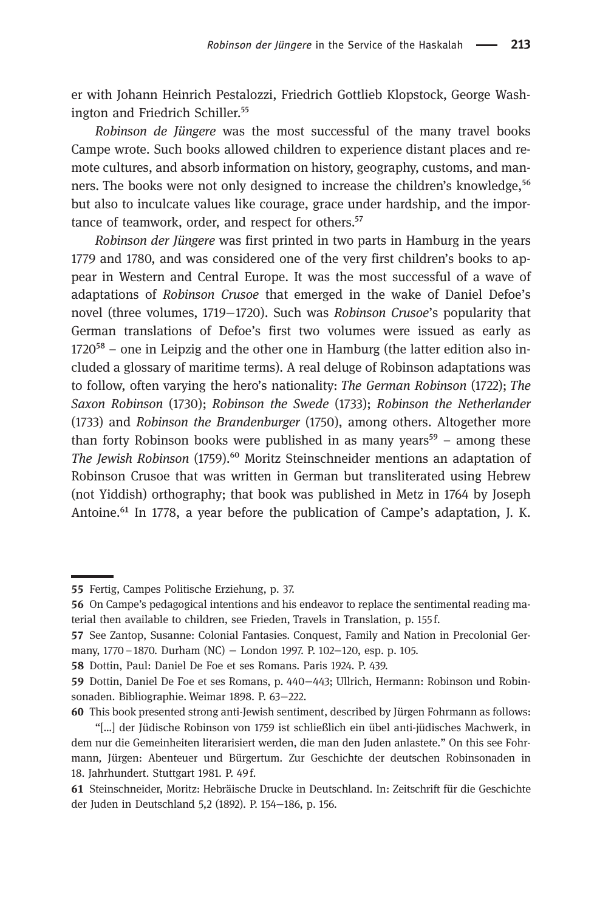er with Johann Heinrich Pestalozzi, Friedrich Gottlieb Klopstock, George Washington and Friedrich Schiller.[55]

*Robinson de Jüngere* was the most successful of the many travel books Campe wrote. Such books allowed children to experience distant places and remote cultures, and absorb information on history, geography, customs, and manners. The books were not only designed to increase the children's knowledge,[56] but also to inculcate values like courage, grace under hardship, and the importance of teamwork, order, and respect for others.[57]

*Robinson der Jüngere* was first printed in two parts in Hamburg in the years 1779 and 1780, and was considered one of the very first children's books to appear in Western and Central Europe. It was the most successful of a wave of adaptations of *Robinson Crusoe* that emerged in the wake of Daniel Defoe's novel (three volumes, 1719–1720). Such was *Robinson Crusoe*'s popularity that German translations of Defoe's first two volumes were issued as early as 1720[58] – one in Leipzig and the other one in Hamburg (the latter edition also included a glossary of maritime terms). A real deluge of Robinson adaptations was to follow, often varying the hero's nationality: *The German Robinson* (1722); *The Saxon Robinson* (1730); *Robinson the Swede* (1733); *Robinson the Netherlander* (1733) and *Robinson the Brandenburger* (1750), among others. Altogether more than forty Robinson books were published in as many years[59] – among these *The Jewish Robinson* (1759).[60] Moritz Steinschneider mentions an adaptation of Robinson Crusoe that was written in German but transliterated using Hebrew (not Yiddish) orthography; that book was published in Metz in 1764 by Joseph Antoine.[61] In 1778, a year before the publication of Campe's adaptation, J. K.

---

**55** Fertig, Campes Politische Erziehung, p. 37.

**56** On Campe's pedagogical intentions and his endeavor to replace the sentimental reading material then available to children, see Frieden, Travels in Translation, p. 155 f.

**57** See Zantop, Susanne: Colonial Fantasies. Conquest, Family and Nation in Precolonial Germany, 1770–1870. Durham (NC) – London 1997. P. 102–120, esp. p. 105.

**58** Dottin, Paul: Daniel De Foe et ses Romans. Paris 1924. P. 439.

**59** Dottin, Daniel De Foe et ses Romans, p. 440–443; Ullrich, Hermann: Robinson und Robinsonaden. Bibliographie. Weimar 1898. P. 63–222.

**60** This book presented strong anti-Jewish sentiment, described by Jürgen Fohrmann as follows: "[...] der Jüdische Robinson von 1759 ist schließlich ein übel anti-jüdisches Machwerk, in dem nur die Gemeinheiten literarisiert werden, die man den Juden anlastete." On this see Fohrmann, Jürgen: Abenteuer und Bürgertum. Zur Geschichte der deutschen Robinsonaden in 18. Jahrhundert. Stuttgart 1981. P. 49 f.

**61** Steinschneider, Moritz: Hebräische Drucke in Deutschland. In: Zeitschrift für die Geschichte der Juden in Deutschland 5,2 (1892). P. 154–186, p. 156.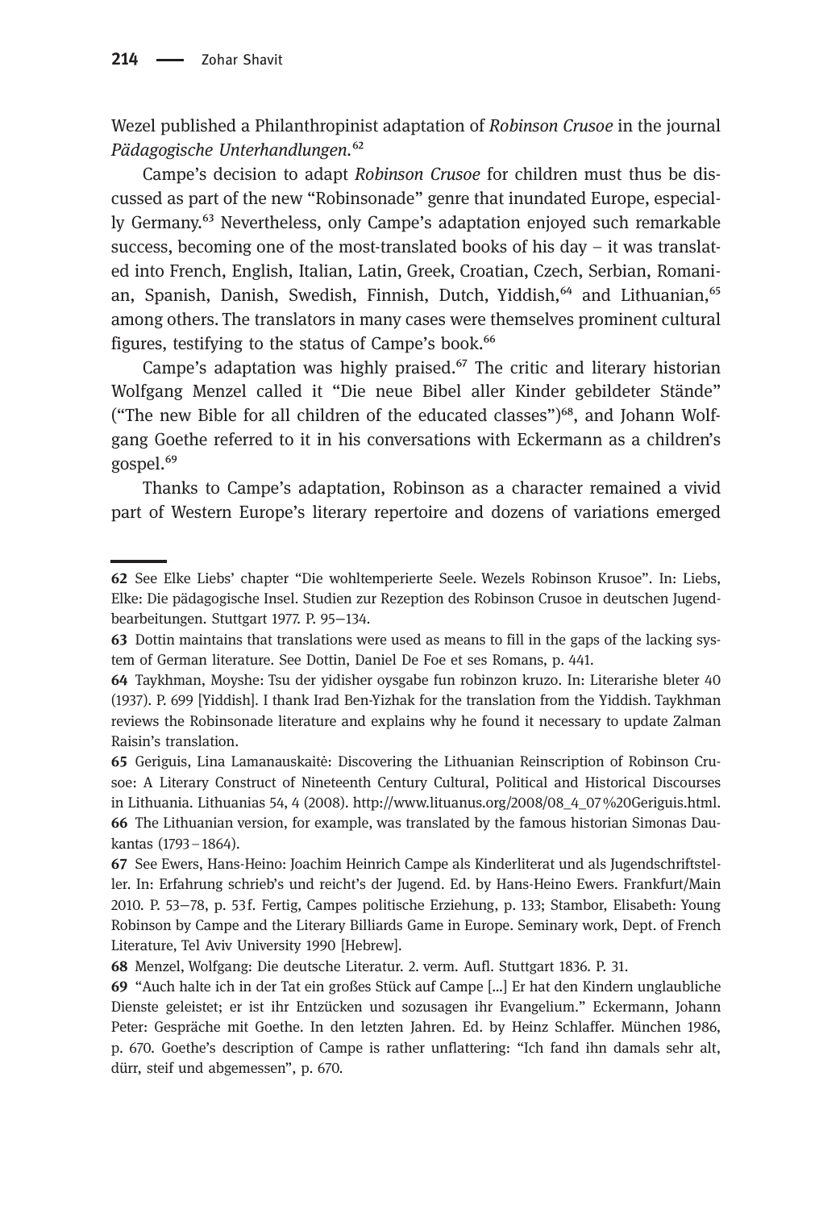Wezel published a Philanthropinist adaptation of *Robinson Crusoe* in the journal *Pädagogische Unterhandlungen*.[62]

Campe's decision to adapt *Robinson Crusoe* for children must thus be discussed as part of the new "Robinsonade" genre that inundated Europe, especially Germany.[63] Nevertheless, only Campe's adaptation enjoyed such remarkable success, becoming one of the most-translated books of his day – it was translated into French, English, Italian, Latin, Greek, Croatian, Czech, Serbian, Romanian, Spanish, Danish, Swedish, Finnish, Dutch, Yiddish,[64] and Lithuanian,[65] among others. The translators in many cases were themselves prominent cultural figures, testifying to the status of Campe's book.[66]

Campe's adaptation was highly praised.[67] The critic and literary historian Wolfgang Menzel called it "Die neue Bibel aller Kinder gebildeter Stände" ("The new Bible for all children of the educated classes")[68], and Johann Wolfgang Goethe referred to it in his conversations with Eckermann as a children's gospel.[69]

Thanks to Campe's adaptation, Robinson as a character remained a vivid part of Western Europe's literary repertoire and dozens of variations emerged

---

**62** See Elke Liebs' chapter "Die wohltemperierte Seele. Wezels Robinson Krusoe". In: Liebs, Elke: Die pädagogische Insel. Studien zur Rezeption des Robinson Crusoe in deutschen Jugendbearbeitungen. Stuttgart 1977. P. 95–134.

**63** Dottin maintains that translations were used as means to fill in the gaps of the lacking system of German literature. See Dottin, Daniel De Foe et ses Romans, p. 441.

**64** Taykhman, Moyshe: Tsu der yidisher oysgabe fun robinzon kruzo. In: Literarishe bleter 40 (1937). P. 699 [Yiddish]. I thank Irad Ben-Yizhak for the translation from the Yiddish. Taykhman reviews the Robinsonade literature and explains why he found it necessary to update Zalman Raisin's translation.

**65** Geriguis, Lina Lamanauskaitė: Discovering the Lithuanian Reinscription of Robinson Crusoe: A Literary Construct of Nineteenth Century Cultural, Political and Historical Discourses in Lithuania. Lithuanias 54, 4 (2008). http://www.lituanus.org/2008/08_4_07%20Geriguis.html.

**66** The Lithuanian version, for example, was translated by the famous historian Simonas Daukantas (1793–1864).

**67** See Ewers, Hans-Heino: Joachim Heinrich Campe als Kinderliterat und als Jugendschriftsteller. In: Erfahrung schrieb's und reicht's der Jugend. Ed. by Hans-Heino Ewers. Frankfurt/Main 2010. P. 53–78, p. 53 f. Fertig, Campes politische Erziehung, p. 133; Stambor, Elisabeth: Young Robinson by Campe and the Literary Billiards Game in Europe. Seminary work, Dept. of French Literature, Tel Aviv University 1990 [Hebrew].

**68** Menzel, Wolfgang: Die deutsche Literatur. 2. verm. Aufl. Stuttgart 1836. P. 31.

**69** "Auch halte ich in der Tat ein großes Stück auf Campe [...] Er hat den Kindern unglaubliche Dienste geleistet; er ist ihr Entzücken und sozusagen ihr Evangelium." Eckermann, Johann Peter: Gespräche mit Goethe. In den letzten Jahren. Ed. by Heinz Schlaffer. München 1986, p. 670. Goethe's description of Campe is rather unflattering: "Ich fand ihn damals sehr alt, dürr, steif und abgemessen", p. 670.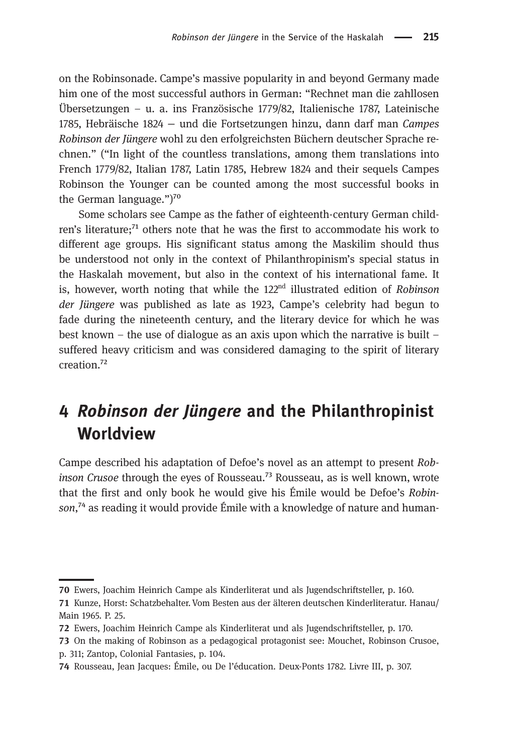on the Robinsonade. Campe's massive popularity in and beyond Germany made him one of the most successful authors in German: "Rechnet man die zahllosen Übersetzungen – u. a. ins Französische 1779/82, Italienische 1787, Lateinische 1785, Hebräische 1824 – und die Fortsetzungen hinzu, dann darf man *Campes Robinson der Jüngere* wohl zu den erfolgreichsten Büchern deutscher Sprache rechnen." ("In light of the countless translations, among them translations into French 1779/82, Italian 1787, Latin 1785, Hebrew 1824 and their sequels Campes Robinson the Younger can be counted among the most successful books in the German language.")[70]

Some scholars see Campe as the father of eighteenth-century German children's literature;[71] others note that he was the first to accommodate his work to different age groups. His significant status among the Maskilim should thus be understood not only in the context of Philanthropinism's special status in the Haskalah movement, but also in the context of his international fame. It is, however, worth noting that while the 122nd illustrated edition of *Robinson der Jüngere* was published as late as 1923, Campe's celebrity had begun to fade during the nineteenth century, and the literary device for which he was best known – the use of dialogue as an axis upon which the narrative is built – suffered heavy criticism and was considered damaging to the spirit of literary creation.[72]

## 4 *Robinson der Jüngere* and the Philanthropinist Worldview

Campe described his adaptation of Defoe's novel as an attempt to present *Robinson Crusoe* through the eyes of Rousseau.[73] Rousseau, as is well known, wrote that the first and only book he would give his Émile would be Defoe's *Robinson*,[74] as reading it would provide Émile with a knowledge of nature and human-

---

70 Ewers, Joachim Heinrich Campe als Kinderliterat und als Jugendschriftsteller, p. 160.

71 Kunze, Horst: Schatzbehalter. Vom Besten aus der älteren deutschen Kinderliteratur. Hanau/Main 1965. P. 25.

72 Ewers, Joachim Heinrich Campe als Kinderliterat und als Jugendschriftsteller, p. 170.

73 On the making of Robinson as a pedagogical protagonist see: Mouchet, Robinson Crusoe, p. 311; Zantop, Colonial Fantasies, p. 104.

74 Rousseau, Jean Jacques: Émile, ou De l'éducation. Deux-Ponts 1782. Livre III, p. 307.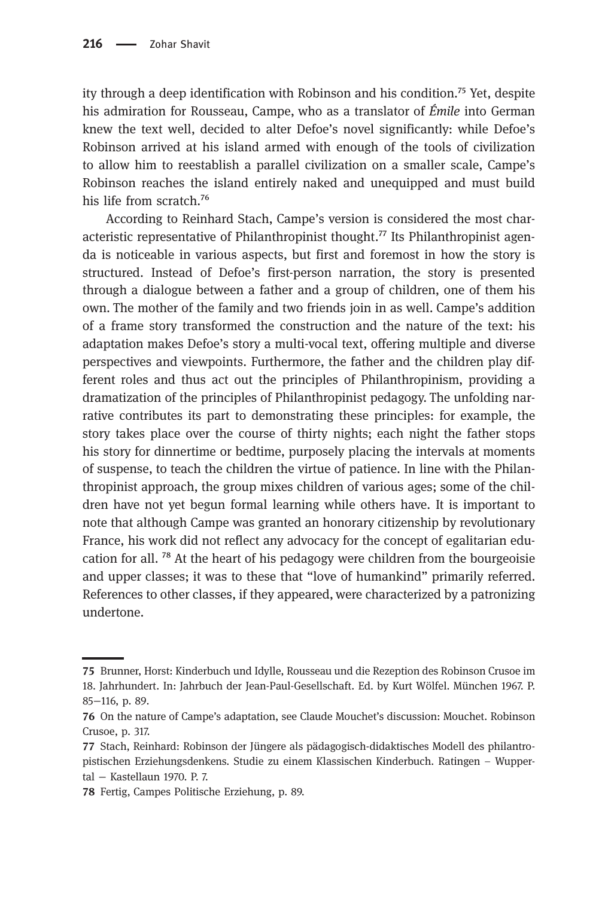ity through a deep identification with Robinson and his condition.[75] Yet, despite his admiration for Rousseau, Campe, who as a translator of *Émile* into German knew the text well, decided to alter Defoe's novel significantly: while Defoe's Robinson arrived at his island armed with enough of the tools of civilization to allow him to reestablish a parallel civilization on a smaller scale, Campe's Robinson reaches the island entirely naked and unequipped and must build his life from scratch.[76]

According to Reinhard Stach, Campe's version is considered the most characteristic representative of Philanthropinist thought.[77] Its Philanthropinist agenda is noticeable in various aspects, but first and foremost in how the story is structured. Instead of Defoe's first-person narration, the story is presented through a dialogue between a father and a group of children, one of them his own. The mother of the family and two friends join in as well. Campe's addition of a frame story transformed the construction and the nature of the text: his adaptation makes Defoe's story a multi-vocal text, offering multiple and diverse perspectives and viewpoints. Furthermore, the father and the children play different roles and thus act out the principles of Philanthropinism, providing a dramatization of the principles of Philanthropinist pedagogy. The unfolding narrative contributes its part to demonstrating these principles: for example, the story takes place over the course of thirty nights; each night the father stops his story for dinnertime or bedtime, purposely placing the intervals at moments of suspense, to teach the children the virtue of patience. In line with the Philanthropinist approach, the group mixes children of various ages; some of the children have not yet begun formal learning while others have. It is important to note that although Campe was granted an honorary citizenship by revolutionary France, his work did not reflect any advocacy for the concept of egalitarian education for all. [78] At the heart of his pedagogy were children from the bourgeoisie and upper classes; it was to these that "love of humankind" primarily referred. References to other classes, if they appeared, were characterized by a patronizing undertone.

---

75 Brunner, Horst: Kinderbuch und Idylle, Rousseau und die Rezeption des Robinson Crusoe im 18. Jahrhundert. In: Jahrbuch der Jean-Paul-Gesellschaft. Ed. by Kurt Wölfel. München 1967. P. 85–116, p. 89.

76 On the nature of Campe's adaptation, see Claude Mouchet's discussion: Mouchet. Robinson Crusoe, p. 317.

77 Stach, Reinhard: Robinson der Jüngere als pädagogisch-didaktisches Modell des philantropistischen Erziehungsdenkens. Studie zu einem Klassischen Kinderbuch. Ratingen – Wuppertal – Kastellaun 1970. P. 7.

78 Fertig, Campes Politische Erziehung, p. 89.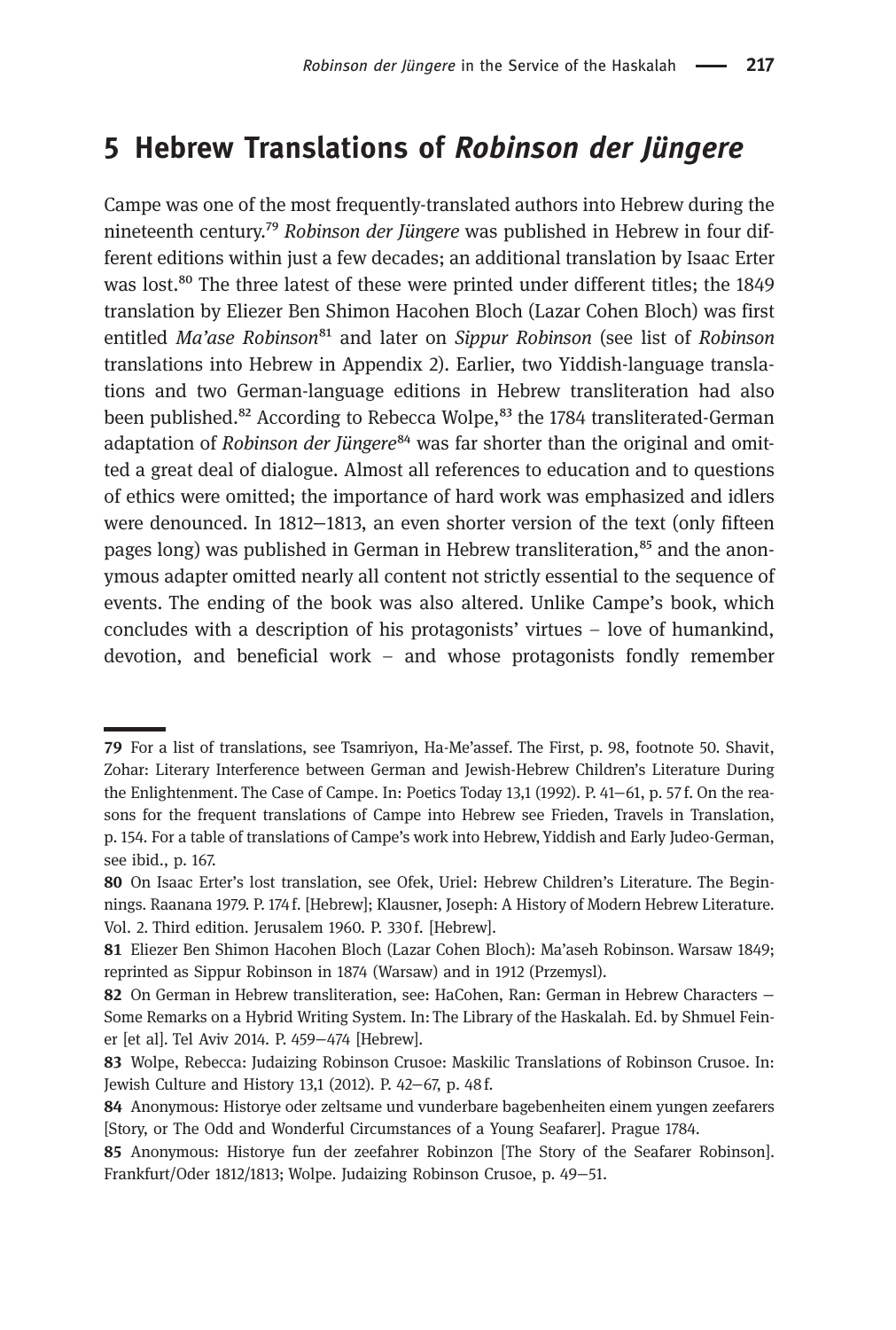## 5 Hebrew Translations of *Robinson der Jüngere*

Campe was one of the most frequently-translated authors into Hebrew during the nineteenth century.[79] *Robinson der Jüngere* was published in Hebrew in four different editions within just a few decades; an additional translation by Isaac Erter was lost.[80] The three latest of these were printed under different titles; the 1849 translation by Eliezer Ben Shimon Hacohen Bloch (Lazar Cohen Bloch) was first entitled *Ma'ase Robinson*[81] and later on *Sippur Robinson* (see list of *Robinson* translations into Hebrew in Appendix 2). Earlier, two Yiddish-language translations and two German-language editions in Hebrew transliteration had also been published.[82] According to Rebecca Wolpe,[83] the 1784 transliterated-German adaptation of *Robinson der Jüngere*[84] was far shorter than the original and omitted a great deal of dialogue. Almost all references to education and to questions of ethics were omitted; the importance of hard work was emphasized and idlers were denounced. In 1812–1813, an even shorter version of the text (only fifteen pages long) was published in German in Hebrew transliteration,[85] and the anonymous adapter omitted nearly all content not strictly essential to the sequence of events. The ending of the book was also altered. Unlike Campe's book, which concludes with a description of his protagonists' virtues – love of humankind, devotion, and beneficial work – and whose protagonists fondly remember

---

79 For a list of translations, see Tsamriyon, Ha-Me'assef. The First, p. 98, footnote 50. Shavit, Zohar: Literary Interference between German and Jewish-Hebrew Children's Literature During the Enlightenment. The Case of Campe. In: Poetics Today 13,1 (1992). P. 41–61, p. 57 f. On the reasons for the frequent translations of Campe into Hebrew see Frieden, Travels in Translation, p. 154. For a table of translations of Campe's work into Hebrew, Yiddish and Early Judeo-German, see ibid., p. 167.

80 On Isaac Erter's lost translation, see Ofek, Uriel: Hebrew Children's Literature. The Beginnings. Raanana 1979. P. 174 f. [Hebrew]; Klausner, Joseph: A History of Modern Hebrew Literature. Vol. 2. Third edition. Jerusalem 1960. P. 330 f. [Hebrew].

81 Eliezer Ben Shimon Hacohen Bloch (Lazar Cohen Bloch): Ma'aseh Robinson. Warsaw 1849; reprinted as Sippur Robinson in 1874 (Warsaw) and in 1912 (Przemysl).

82 On German in Hebrew transliteration, see: HaCohen, Ran: German in Hebrew Characters – Some Remarks on a Hybrid Writing System. In: The Library of the Haskalah. Ed. by Shmuel Feiner [et al]. Tel Aviv 2014. P. 459–474 [Hebrew].

83 Wolpe, Rebecca: Judaizing Robinson Crusoe: Maskilic Translations of Robinson Crusoe. In: Jewish Culture and History 13,1 (2012). P. 42–67, p. 48 f.

84 Anonymous: Historye oder zeltsame und vunderbare bagebenheiten einem yungen zeefarers [Story, or The Odd and Wonderful Circumstances of a Young Seafarer]. Prague 1784.

85 Anonymous: Historye fun der zeefahrer Robinzon [The Story of the Seafarer Robinson]. Frankfurt/Oder 1812/1813; Wolpe. Judaizing Robinson Crusoe, p. 49–51.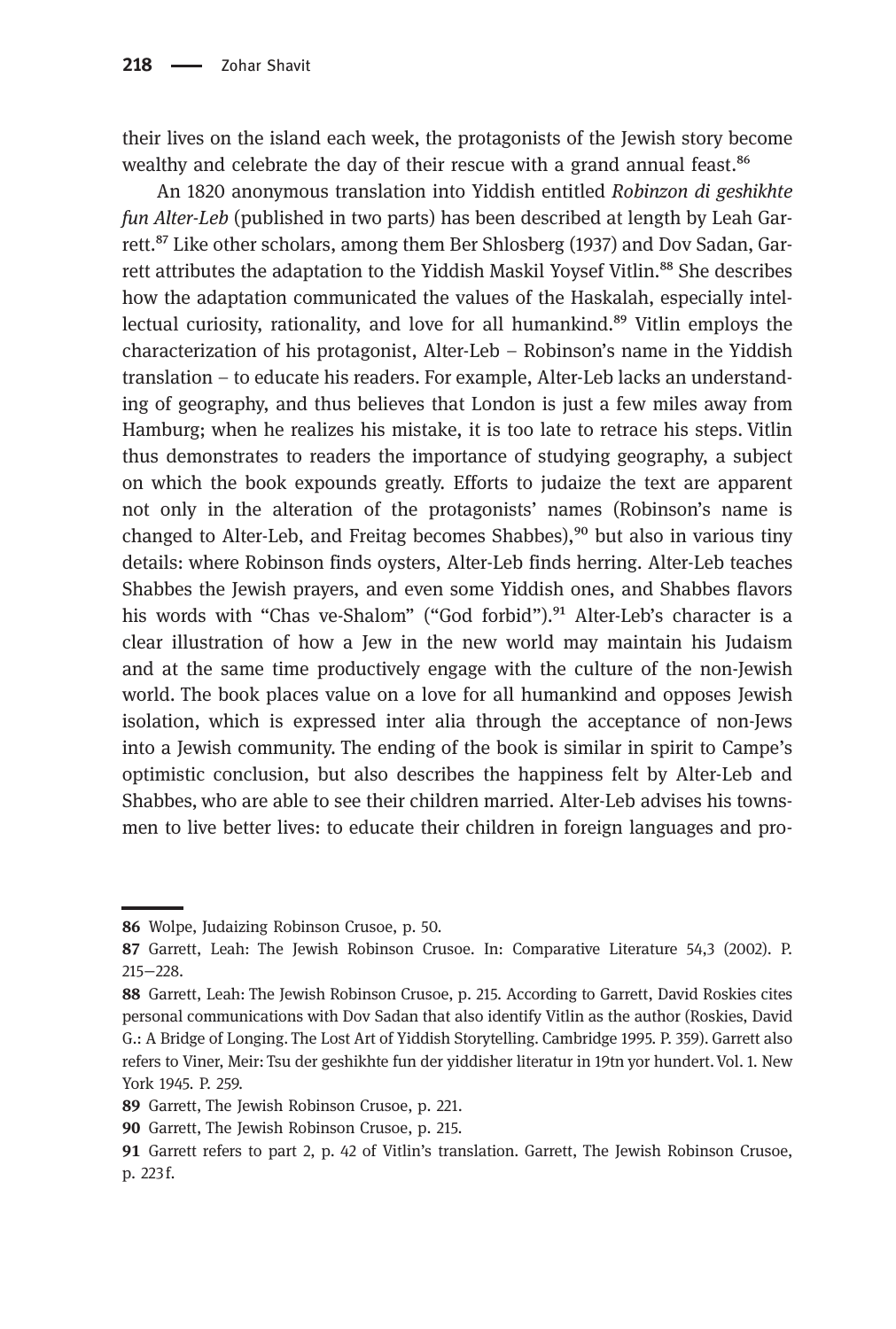their lives on the island each week, the protagonists of the Jewish story become wealthy and celebrate the day of their rescue with a grand annual feast.[86]

An 1820 anonymous translation into Yiddish entitled *Robinzon di geshikhte fun Alter-Leb* (published in two parts) has been described at length by Leah Garrett.[87] Like other scholars, among them Ber Shlosberg (1937) and Dov Sadan, Garrett attributes the adaptation to the Yiddish Maskil Yoysef Vitlin.[88] She describes how the adaptation communicated the values of the Haskalah, especially intellectual curiosity, rationality, and love for all humankind.[89] Vitlin employs the characterization of his protagonist, Alter-Leb – Robinson's name in the Yiddish translation – to educate his readers. For example, Alter-Leb lacks an understanding of geography, and thus believes that London is just a few miles away from Hamburg; when he realizes his mistake, it is too late to retrace his steps. Vitlin thus demonstrates to readers the importance of studying geography, a subject on which the book expounds greatly. Efforts to judaize the text are apparent not only in the alteration of the protagonists' names (Robinson's name is changed to Alter-Leb, and Freitag becomes Shabbes),[90] but also in various tiny details: where Robinson finds oysters, Alter-Leb finds herring. Alter-Leb teaches Shabbes the Jewish prayers, and even some Yiddish ones, and Shabbes flavors his words with "Chas ve-Shalom" ("God forbid").[91] Alter-Leb's character is a clear illustration of how a Jew in the new world may maintain his Judaism and at the same time productively engage with the culture of the non-Jewish world. The book places value on a love for all humankind and opposes Jewish isolation, which is expressed inter alia through the acceptance of non-Jews into a Jewish community. The ending of the book is similar in spirit to Campe's optimistic conclusion, but also describes the happiness felt by Alter-Leb and Shabbes, who are able to see their children married. Alter-Leb advises his townsmen to live better lives: to educate their children in foreign languages and pro-

---

86 Wolpe, Judaizing Robinson Crusoe, p. 50.

87 Garrett, Leah: The Jewish Robinson Crusoe. In: Comparative Literature 54,3 (2002). P. 215–228.

88 Garrett, Leah: The Jewish Robinson Crusoe, p. 215. According to Garrett, David Roskies cites personal communications with Dov Sadan that also identify Vitlin as the author (Roskies, David G.: A Bridge of Longing. The Lost Art of Yiddish Storytelling. Cambridge 1995. P. 359). Garrett also refers to Viner, Meir: Tsu der geshikhte fun der yiddisher literatur in 19tn yor hundert. Vol. 1. New York 1945. P. 259.

89 Garrett, The Jewish Robinson Crusoe, p. 221.

90 Garrett, The Jewish Robinson Crusoe, p. 215.

91 Garrett refers to part 2, p. 42 of Vitlin's translation. Garrett, The Jewish Robinson Crusoe, p. 223 f.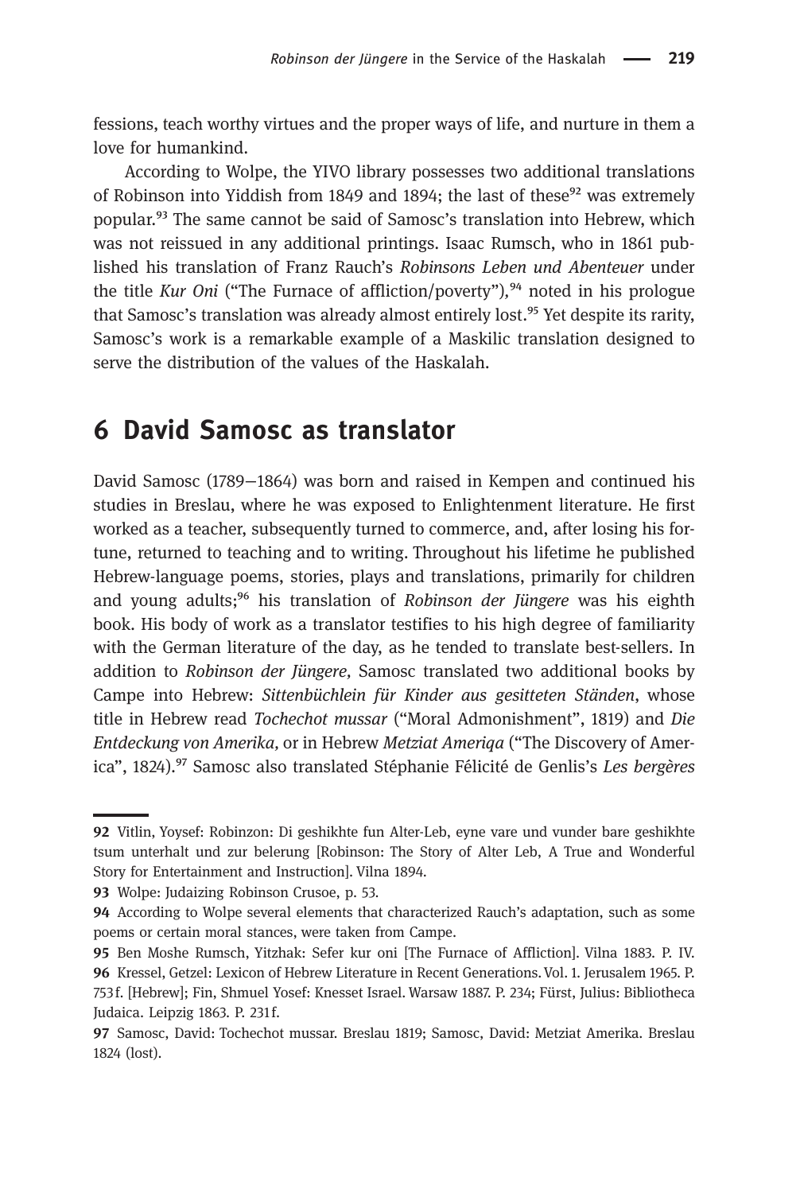fessions, teach worthy virtues and the proper ways of life, and nurture in them a love for humankind.

According to Wolpe, the YIVO library possesses two additional translations of Robinson into Yiddish from 1849 and 1894; the last of these[92] was extremely popular.[93] The same cannot be said of Samosc's translation into Hebrew, which was not reissued in any additional printings. Isaac Rumsch, who in 1861 published his translation of Franz Rauch's *Robinsons Leben und Abenteuer* under the title *Kur Oni* ("The Furnace of affliction/poverty"),[94] noted in his prologue that Samosc's translation was already almost entirely lost.[95] Yet despite its rarity, Samosc's work is a remarkable example of a Maskilic translation designed to serve the distribution of the values of the Haskalah.

## 6 David Samosc as translator

David Samosc (1789–1864) was born and raised in Kempen and continued his studies in Breslau, where he was exposed to Enlightenment literature. He first worked as a teacher, subsequently turned to commerce, and, after losing his fortune, returned to teaching and to writing. Throughout his lifetime he published Hebrew-language poems, stories, plays and translations, primarily for children and young adults;[96] his translation of *Robinson der Jüngere* was his eighth book. His body of work as a translator testifies to his high degree of familiarity with the German literature of the day, as he tended to translate best-sellers. In addition to *Robinson der Jüngere,* Samosc translated two additional books by Campe into Hebrew: *Sittenbüchlein für Kinder aus gesitteten Ständen*, whose title in Hebrew read *Tochechot mussar* ("Moral Admonishment", 1819) and *Die Entdeckung von Amerika,* or in Hebrew *Metziat Ameriqa* ("The Discovery of America", 1824).[97] Samosc also translated Stéphanie Félicité de Genlis's *Les bergères*

---

**92** Vitlin, Yoysef: Robinzon: Di geshikhte fun Alter-Leb, eyne vare und vunder bare geshikhte tsum unterhalt und zur belerung [Robinson: The Story of Alter Leb, A True and Wonderful Story for Entertainment and Instruction]. Vilna 1894.

**93** Wolpe: Judaizing Robinson Crusoe, p. 53.

**94** According to Wolpe several elements that characterized Rauch's adaptation, such as some poems or certain moral stances, were taken from Campe.

**95** Ben Moshe Rumsch, Yitzhak: Sefer kur oni [The Furnace of Affliction]. Vilna 1883. P. IV.

**96** Kressel, Getzel: Lexicon of Hebrew Literature in Recent Generations. Vol. 1. Jerusalem 1965. P. 753f. [Hebrew]; Fin, Shmuel Yosef: Knesset Israel. Warsaw 1887. P. 234; Fürst, Julius: Bibliotheca Judaica. Leipzig 1863. P. 231f.

**97** Samosc, David: Tochechot mussar. Breslau 1819; Samosc, David: Metziat Amerika. Breslau 1824 (lost).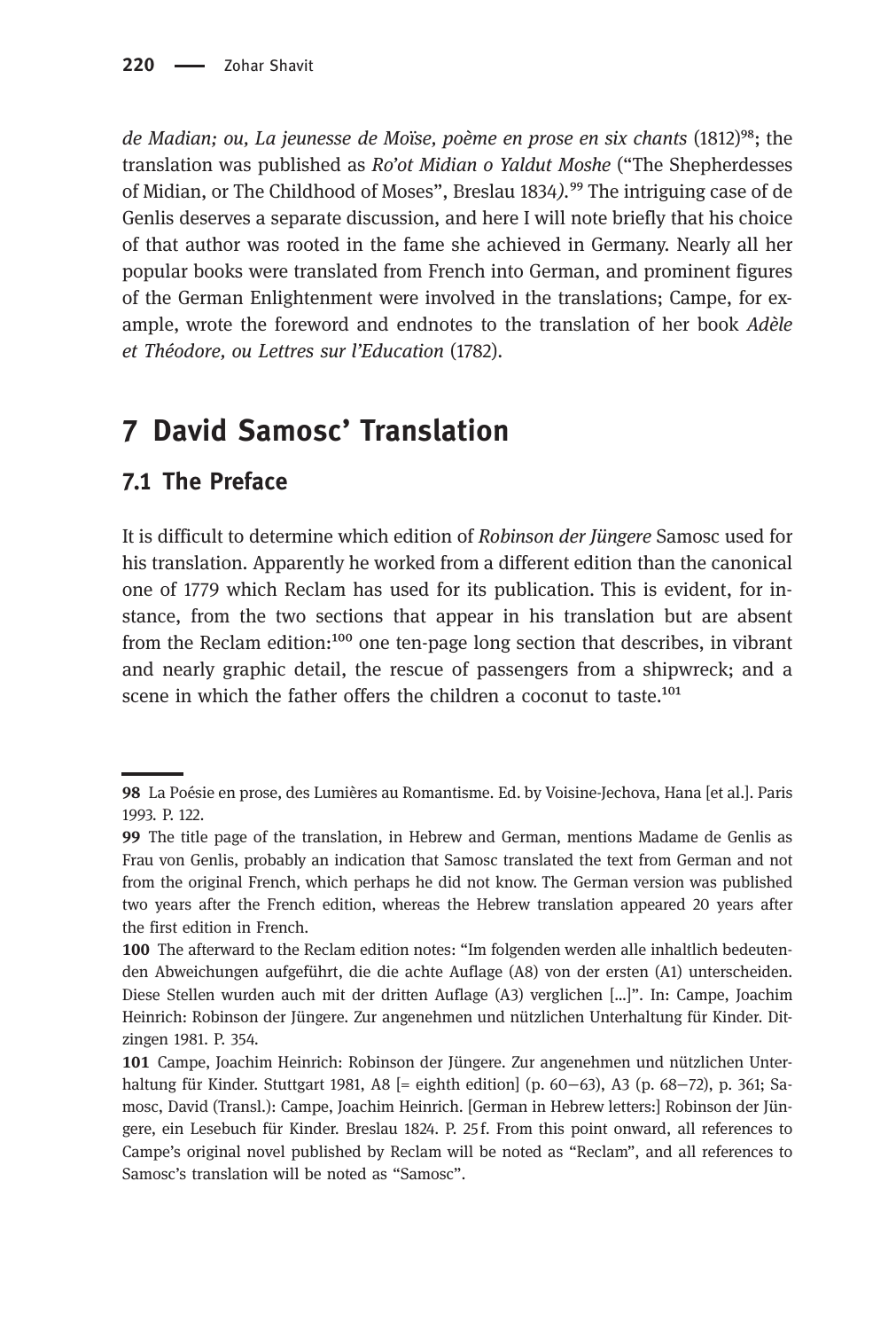*de Madian; ou, La jeunesse de Moïse, poème en prose en six chants* (1812)[98]; the translation was published as *Ro'ot Midian o Yaldut Moshe* ("The Shepherdesses of Midian, or The Childhood of Moses", Breslau 1834*)*.[99] The intriguing case of de Genlis deserves a separate discussion, and here I will note briefly that his choice of that author was rooted in the fame she achieved in Germany. Nearly all her popular books were translated from French into German, and prominent figures of the German Enlightenment were involved in the translations; Campe, for example, wrote the foreword and endnotes to the translation of her book *Adèle et Théodore, ou Lettres sur l'Education* (1782).

# 7 David Samosc' Translation

## 7.1 The Preface

It is difficult to determine which edition of *Robinson der Jüngere* Samosc used for his translation. Apparently he worked from a different edition than the canonical one of 1779 which Reclam has used for its publication. This is evident, for instance, from the two sections that appear in his translation but are absent from the Reclam edition:[100] one ten-page long section that describes, in vibrant and nearly graphic detail, the rescue of passengers from a shipwreck; and a scene in which the father offers the children a coconut to taste.[101]

---

**98** La Poésie en prose, des Lumières au Romantisme. Ed. by Voisine-Jechova, Hana [et al.]. Paris 1993. P. 122.

**99** The title page of the translation, in Hebrew and German, mentions Madame de Genlis as Frau von Genlis, probably an indication that Samosc translated the text from German and not from the original French, which perhaps he did not know. The German version was published two years after the French edition, whereas the Hebrew translation appeared 20 years after the first edition in French.

**100** The afterward to the Reclam edition notes: "Im folgenden werden alle inhaltlich bedeutenden Abweichungen aufgeführt, die die achte Auflage (A8) von der ersten (A1) unterscheiden. Diese Stellen wurden auch mit der dritten Auflage (A3) verglichen [...]". In: Campe, Joachim Heinrich: Robinson der Jüngere. Zur angenehmen und nützlichen Unterhaltung für Kinder. Ditzingen 1981. P. 354.

**101** Campe, Joachim Heinrich: Robinson der Jüngere. Zur angenehmen und nützlichen Unterhaltung für Kinder. Stuttgart 1981, A8 [= eighth edition] (p. 60–63), A3 (p. 68–72), p. 361; Samosc, David (Transl.): Campe, Joachim Heinrich. [German in Hebrew letters:] Robinson der Jüngere, ein Lesebuch für Kinder. Breslau 1824. P. 25f. From this point onward, all references to Campe's original novel published by Reclam will be noted as "Reclam", and all references to Samosc's translation will be noted as "Samosc".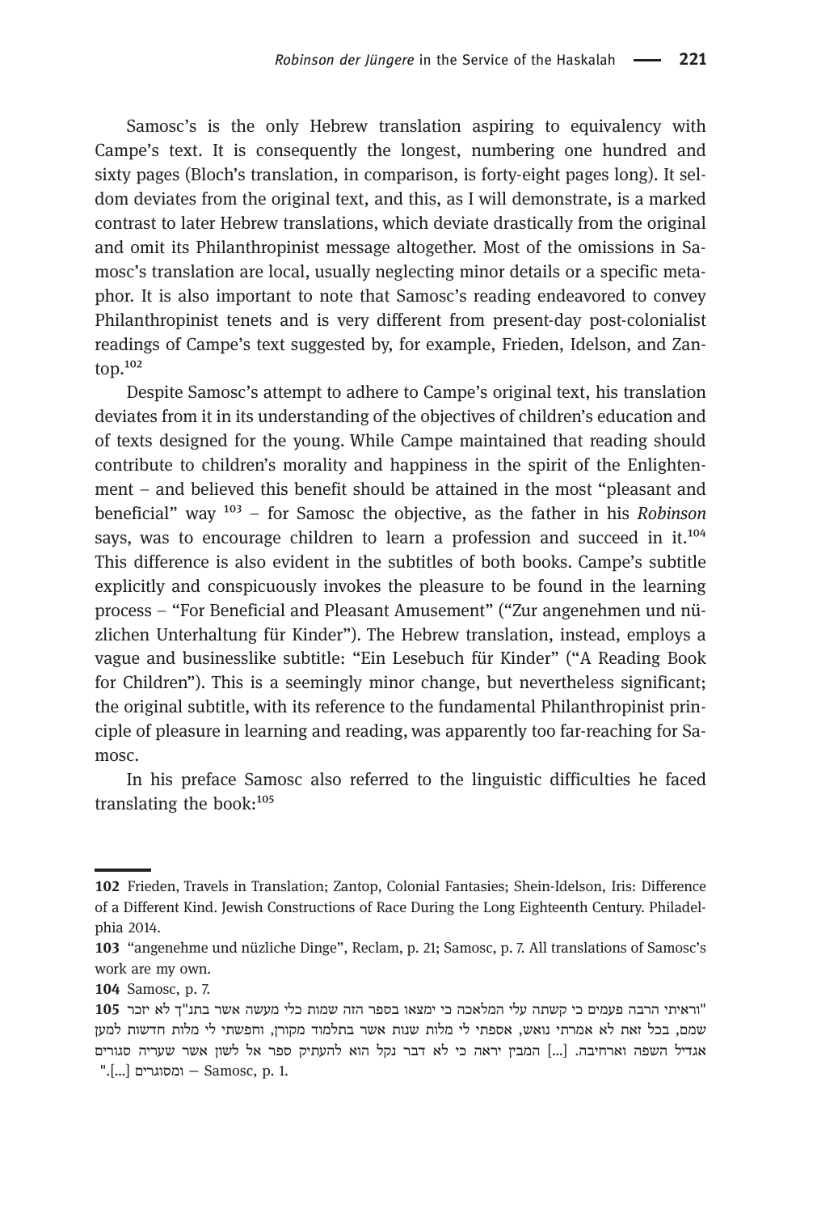Samosc's is the only Hebrew translation aspiring to equivalency with Campe's text. It is consequently the longest, numbering one hundred and sixty pages (Bloch's translation, in comparison, is forty-eight pages long). It seldom deviates from the original text, and this, as I will demonstrate, is a marked contrast to later Hebrew translations, which deviate drastically from the original and omit its Philanthropinist message altogether. Most of the omissions in Samosc's translation are local, usually neglecting minor details or a specific metaphor. It is also important to note that Samosc's reading endeavored to convey Philanthropinist tenets and is very different from present-day post-colonialist readings of Campe's text suggested by, for example, Frieden, Idelson, and Zantop.[102]

Despite Samosc's attempt to adhere to Campe's original text, his translation deviates from it in its understanding of the objectives of children's education and of texts designed for the young. While Campe maintained that reading should contribute to children's morality and happiness in the spirit of the Enlightenment – and believed this benefit should be attained in the most "pleasant and beneficial" way [103] – for Samosc the objective, as the father in his *Robinson* says, was to encourage children to learn a profession and succeed in it.[104] This difference is also evident in the subtitles of both books. Campe's subtitle explicitly and conspicuously invokes the pleasure to be found in the learning process – "For Beneficial and Pleasant Amusement" ("Zur angenehmen und nüzlichen Unterhaltung für Kinder"). The Hebrew translation, instead, employs a vague and businesslike subtitle: "Ein Lesebuch für Kinder" ("A Reading Book for Children"). This is a seemingly minor change, but nevertheless significant; the original subtitle, with its reference to the fundamental Philanthropinist principle of pleasure in learning and reading, was apparently too far-reaching for Samosc.

In his preface Samosc also referred to the linguistic difficulties he faced translating the book:[105]

---

**102** Frieden, Travels in Translation; Zantop, Colonial Fantasies; Shein-Idelson, Iris: Difference of a Different Kind. Jewish Constructions of Race During the Long Eighteenth Century. Philadelphia 2014.

**103** "angenehme und nüzliche Dinge", Reclam, p. 21; Samosc, p. 7. All translations of Samosc's work are my own.

**104** Samosc, p. 7.

**105** "וראיתי הרבה פעמים כי קשתה עלי המלאכה כי ימצאו בספר הזה שמות כלי מעשה אשר בתנ"ך לא יזכר שמם, בכל זאת לא אמרתי נואש, אספתי לי מלות שנות אשר בתלמוד מקורן, וחפשתי לי מלות חדשות למען אגדיל השפה וארחיבה. [...] המבין יראה כי לא דבר נקל הוא להעתיק ספר אל לשון אשר שעריה סגורים ומסוגרים [...]." – Samosc, p. 1.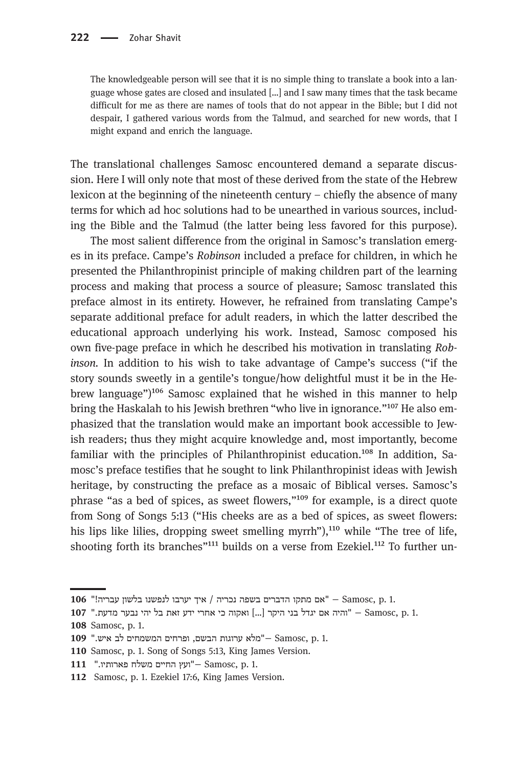> The knowledgeable person will see that it is no simple thing to translate a book into a language whose gates are closed and insulated [...] and I saw many times that the task became difficult for me as there are names of tools that do not appear in the Bible; but I did not despair, I gathered various words from the Talmud, and searched for new words, that I might expand and enrich the language.

The translational challenges Samosc encountered demand a separate discussion. Here I will only note that most of these derived from the state of the Hebrew lexicon at the beginning of the nineteenth century – chiefly the absence of many terms for which ad hoc solutions had to be unearthed in various sources, including the Bible and the Talmud (the latter being less favored for this purpose).

The most salient difference from the original in Samosc's translation emerges in its preface. Campe's *Robinson* included a preface for children, in which he presented the Philanthropinist principle of making children part of the learning process and making that process a source of pleasure; Samosc translated this preface almost in its entirety. However, he refrained from translating Campe's separate additional preface for adult readers, in which the latter described the educational approach underlying his work. Instead, Samosc composed his own five-page preface in which he described his motivation in translating *Robinson*. In addition to his wish to take advantage of Campe's success ("if the story sounds sweetly in a gentile's tongue/how delightful must it be in the Hebrew language")[106] Samosc explained that he wished in this manner to help bring the Haskalah to his Jewish brethren "who live in ignorance."[107] He also emphasized that the translation would make an important book accessible to Jewish readers; thus they might acquire knowledge and, most importantly, become familiar with the principles of Philanthropinist education.[108] In addition, Samosc's preface testifies that he sought to link Philanthropinist ideas with Jewish heritage, by constructing the preface as a mosaic of Biblical verses. Samosc's phrase "as a bed of spices, as sweet flowers,"[109] for example, is a direct quote from Song of Songs 5:13 ("His cheeks are as a bed of spices, as sweet flowers: his lips like lilies, dropping sweet smelling myrrh"),[110] while "The tree of life, shooting forth its branches"[111] builds on a verse from Ezekiel.[112] To further un-

---

106 "אם מתקו הדברים בשפה נכריה / איך יערבו לנפשנו בלשון עבריה!" – Samosc, p. 1.

107 "והיה אם יגדל בני היקר [...] ואקוה כי אחרי ידע זאת בל יהי נבער מדעת." – Samosc, p. 1.

108 Samosc, p. 1.

109 "מלא ערוגות הבשם, ופרחים המשמחים לב איש."– Samosc, p. 1.

110 Samosc, p. 1. Song of Songs 5:13, King James Version.

111 "ועץ החיים משלח פארותיו."– Samosc, p. 1.

112 Samosc, p. 1. Ezekiel 17:6, King James Version.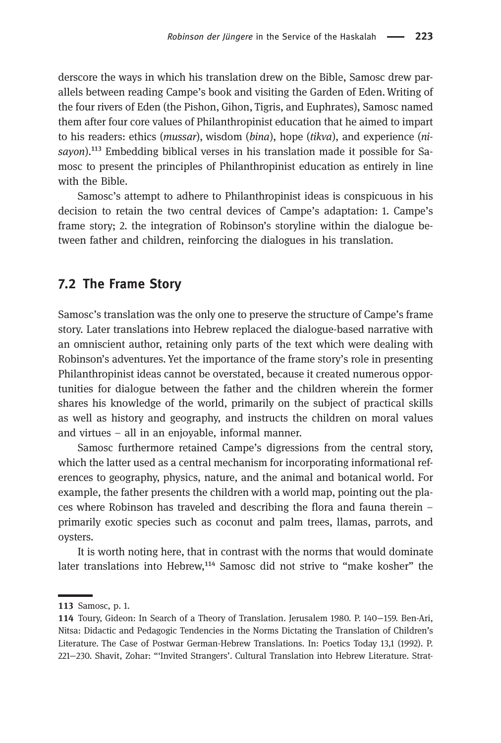derscore the ways in which his translation drew on the Bible, Samosc drew parallels between reading Campe's book and visiting the Garden of Eden. Writing of the four rivers of Eden (the Pishon, Gihon, Tigris, and Euphrates), Samosc named them after four core values of Philanthropinist education that he aimed to impart to his readers: ethics (*mussar*), wisdom (*bina*), hope (*tikva*), and experience (*nisayon*).[113] Embedding biblical verses in his translation made it possible for Samosc to present the principles of Philanthropinist education as entirely in line with the Bible.

Samosc's attempt to adhere to Philanthropinist ideas is conspicuous in his decision to retain the two central devices of Campe's adaptation: 1. Campe's frame story; 2. the integration of Robinson's storyline within the dialogue between father and children, reinforcing the dialogues in his translation.

## 7.2 The Frame Story

Samosc's translation was the only one to preserve the structure of Campe's frame story. Later translations into Hebrew replaced the dialogue-based narrative with an omniscient author, retaining only parts of the text which were dealing with Robinson's adventures. Yet the importance of the frame story's role in presenting Philanthropinist ideas cannot be overstated, because it created numerous opportunities for dialogue between the father and the children wherein the former shares his knowledge of the world, primarily on the subject of practical skills as well as history and geography, and instructs the children on moral values and virtues – all in an enjoyable, informal manner.

Samosc furthermore retained Campe's digressions from the central story, which the latter used as a central mechanism for incorporating informational references to geography, physics, nature, and the animal and botanical world. For example, the father presents the children with a world map, pointing out the places where Robinson has traveled and describing the flora and fauna therein – primarily exotic species such as coconut and palm trees, llamas, parrots, and oysters.

It is worth noting here, that in contrast with the norms that would dominate later translations into Hebrew,[114] Samosc did not strive to "make kosher" the

---

**113** Samosc, p. 1.

**114** Toury, Gideon: In Search of a Theory of Translation. Jerusalem 1980. P. 140–159. Ben-Ari, Nitsa: Didactic and Pedagogic Tendencies in the Norms Dictating the Translation of Children's Literature. The Case of Postwar German-Hebrew Translations. In: Poetics Today 13,1 (1992). P. 221–230. Shavit, Zohar: "'Invited Strangers'. Cultural Translation into Hebrew Literature. Strat-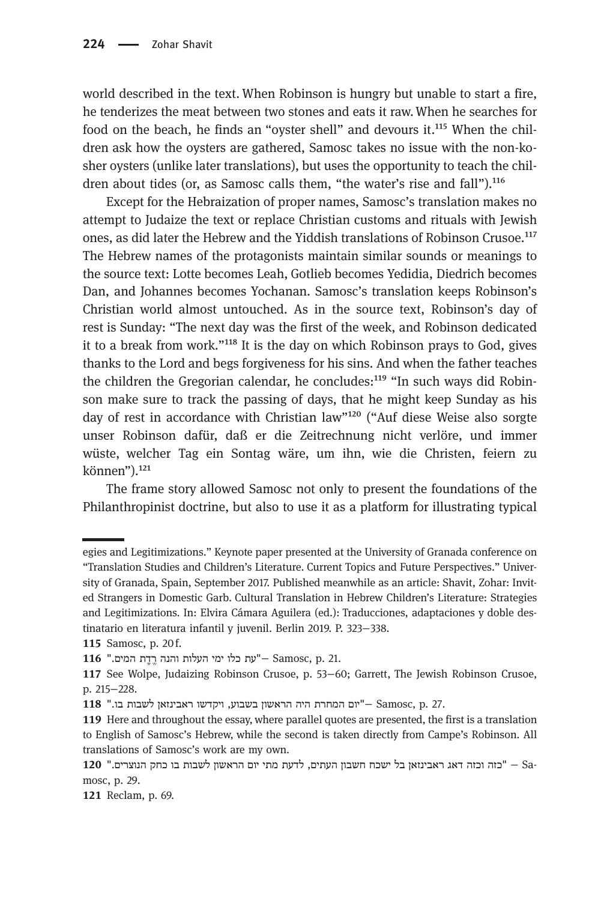world described in the text. When Robinson is hungry but unable to start a fire, he tenderizes the meat between two stones and eats it raw. When he searches for food on the beach, he finds an "oyster shell" and devours it.[115] When the children ask how the oysters are gathered, Samosc takes no issue with the non-kosher oysters (unlike later translations), but uses the opportunity to teach the children about tides (or, as Samosc calls them, "the water's rise and fall").[116]

Except for the Hebraization of proper names, Samosc's translation makes no attempt to Judaize the text or replace Christian customs and rituals with Jewish ones, as did later the Hebrew and the Yiddish translations of Robinson Crusoe.[117] The Hebrew names of the protagonists maintain similar sounds or meanings to the source text: Lotte becomes Leah, Gotlieb becomes Yedidia, Diedrich becomes Dan, and Johannes becomes Yochanan. Samosc's translation keeps Robinson's Christian world almost untouched. As in the source text, Robinson's day of rest is Sunday: "The next day was the first of the week, and Robinson dedicated it to a break from work."[118] It is the day on which Robinson prays to God, gives thanks to the Lord and begs forgiveness for his sins. And when the father teaches the children the Gregorian calendar, he concludes:[119] "In such ways did Robinson make sure to track the passing of days, that he might keep Sunday as his day of rest in accordance with Christian law"[120] ("Auf diese Weise also sorgte unser Robinson dafür, daß er die Zeitrechnung nicht verlöre, und immer wüste, welcher Tag ein Sontag wäre, um ihn, wie die Christen, feiern zu können").[121]

The frame story allowed Samosc not only to present the foundations of the Philanthropinist doctrine, but also to use it as a platform for illustrating typical

---

egies and Legitimizations." Keynote paper presented at the University of Granada conference on "Translation Studies and Children's Literature. Current Topics and Future Perspectives." University of Granada, Spain, September 2017. Published meanwhile as an article: Shavit, Zohar: Invited Strangers in Domestic Garb. Cultural Translation in Hebrew Children's Literature: Strategies and Legitimizations. In: Elvira Cámara Aguilera (ed.): Traducciones, adaptaciones y doble destinatario en literatura infantil y juvenil. Berlin 2019. P. 323–338.

115 Samosc, p. 20 f.

116 "עת כלו ימי העלות והנה רֶדֶת המים." – Samosc, p. 21.

117 See Wolpe, Judaizing Robinson Crusoe, p. 53–60; Garrett, The Jewish Robinson Crusoe, p. 215–228.

118 "יום המחרת היה הראשון בשבוע, ויקדשו ראבינזאן לשבות בו." – Samosc, p. 27.

119 Here and throughout the essay, where parallel quotes are presented, the first is a translation to English of Samosc's Hebrew, while the second is taken directly from Campe's Robinson. All translations of Samosc's work are my own.

120 "כזה וכזה דאג ראבינזאן בל ישכח חשבון העתים, לדעת מתי יום הראשון לשבות בו כחק הנוצרים." – Samosc, p. 29.

121 Reclam, p. 69.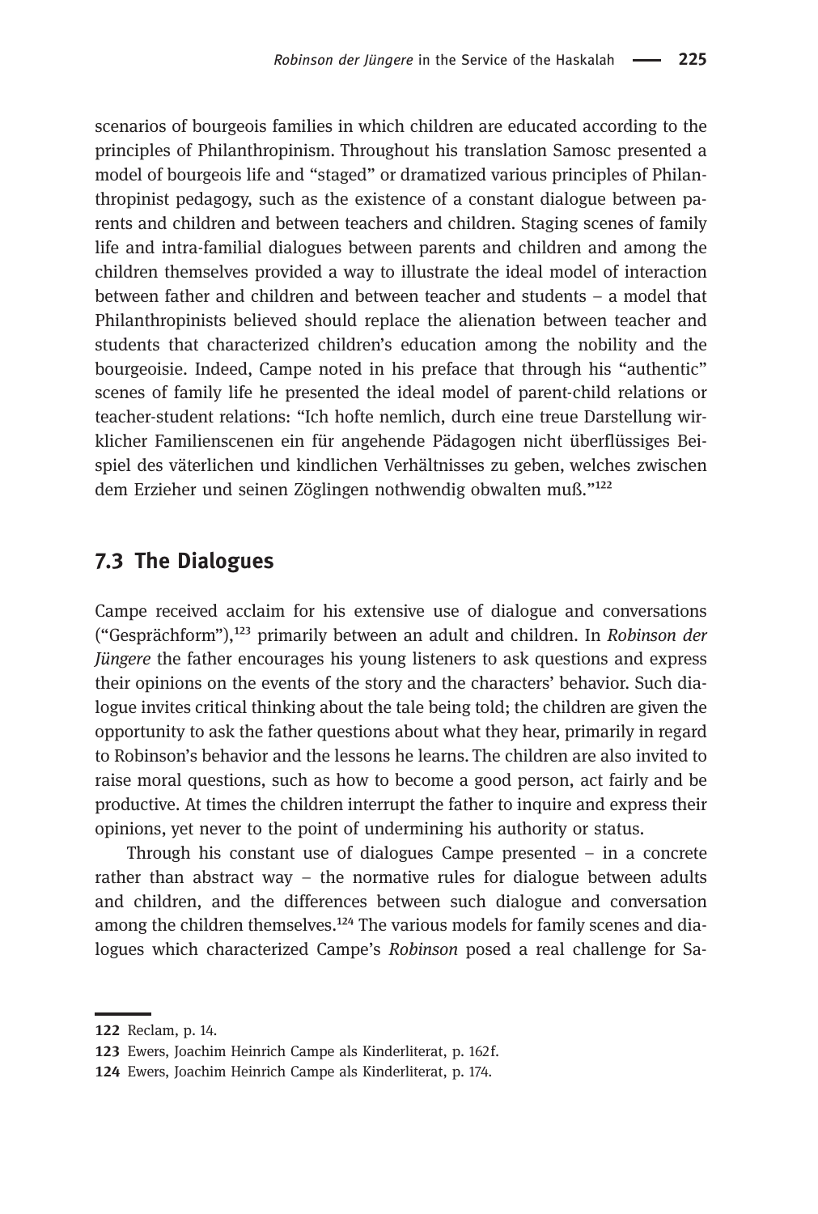scenarios of bourgeois families in which children are educated according to the principles of Philanthropinism. Throughout his translation Samosc presented a model of bourgeois life and "staged" or dramatized various principles of Philanthropinist pedagogy, such as the existence of a constant dialogue between parents and children and between teachers and children. Staging scenes of family life and intra-familial dialogues between parents and children and among the children themselves provided a way to illustrate the ideal model of interaction between father and children and between teacher and students – a model that Philanthropinists believed should replace the alienation between teacher and students that characterized children's education among the nobility and the bourgeoisie. Indeed, Campe noted in his preface that through his "authentic" scenes of family life he presented the ideal model of parent-child relations or teacher-student relations: "Ich hofte nemlich, durch eine treue Darstellung wirklicher Familienscenen ein für angehende Pädagogen nicht überflüssiges Beispiel des väterlichen und kindlichen Verhältnisses zu geben, welches zwischen dem Erzieher und seinen Zöglingen nothwendig obwalten muß."[122]

## 7.3 The Dialogues

Campe received acclaim for his extensive use of dialogue and conversations ("Gesprächform"),[123] primarily between an adult and children. In *Robinson der Jüngere* the father encourages his young listeners to ask questions and express their opinions on the events of the story and the characters' behavior. Such dialogue invites critical thinking about the tale being told; the children are given the opportunity to ask the father questions about what they hear, primarily in regard to Robinson's behavior and the lessons he learns. The children are also invited to raise moral questions, such as how to become a good person, act fairly and be productive. At times the children interrupt the father to inquire and express their opinions, yet never to the point of undermining his authority or status.

Through his constant use of dialogues Campe presented – in a concrete rather than abstract way – the normative rules for dialogue between adults and children, and the differences between such dialogue and conversation among the children themselves.[124] The various models for family scenes and dialogues which characterized Campe's *Robinson* posed a real challenge for Sa-

122 Reclam, p. 14.

123 Ewers, Joachim Heinrich Campe als Kinderliterat, p. 162f.

124 Ewers, Joachim Heinrich Campe als Kinderliterat, p. 174.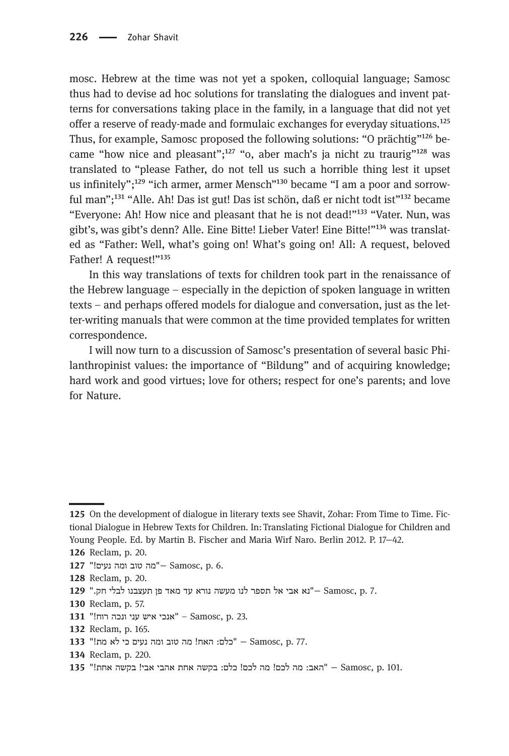mosc. Hebrew at the time was not yet a spoken, colloquial language; Samosc thus had to devise ad hoc solutions for translating the dialogues and invent patterns for conversations taking place in the family, in a language that did not yet offer a reserve of ready-made and formulaic exchanges for everyday situations.[125] Thus, for example, Samosc proposed the following solutions: "O prächtig"[126] became "how nice and pleasant";[127] "o, aber mach's ja nicht zu traurig"[128] was translated to "please Father, do not tell us such a horrible thing lest it upset us infinitely";[129] "ich armer, armer Mensch"[130] became "I am a poor and sorrowful man";[131] "Alle. Ah! Das ist gut! Das ist schön, daß er nicht todt ist"[132] became "Everyone: Ah! How nice and pleasant that he is not dead!"[133] "Vater. Nun, was gibt's, was gibt's denn? Alle. Eine Bitte! Lieber Vater! Eine Bitte!"[134] was translated as "Father: Well, what's going on! What's going on! All: A request, beloved Father! A request!"[135]

In this way translations of texts for children took part in the renaissance of the Hebrew language – especially in the depiction of spoken language in written texts – and perhaps offered models for dialogue and conversation, just as the letter-writing manuals that were common at the time provided templates for written correspondence.

I will now turn to a discussion of Samosc's presentation of several basic Philanthropinist values: the importance of "Bildung" and of acquiring knowledge; hard work and good virtues; love for others; respect for one's parents; and love for Nature.

---

**125** On the development of dialogue in literary texts see Shavit, Zohar: From Time to Time. Fictional Dialogue in Hebrew Texts for Children. In: Translating Fictional Dialogue for Children and Young People. Ed. by Martin B. Fischer and Maria Wirf Naro. Berlin 2012. P. 17–42.

**126** Reclam, p. 20.

**127** "מה טוב ומה נעים!" – Samosc, p. 6.

**128** Reclam, p. 20.

**129** "נא אבי אל תספר לנו מעשה נורא עד מאד פן תעצבנו לבלי חק." – Samosc, p. 7.

**130** Reclam, p. 57.

**131** "אנכי איש עני ונכה רוח!" – Samosc, p. 23.

**132** Reclam, p. 165.

**133** "כלם: האח! מה טוב ומה נעים כי לא מת!" – Samosc, p. 77.

**134** Reclam, p. 220.

**135** "האב: מה לכם! מה לכם! כלם: בקשה אחת אהבי אבי! בקשה אחת!" – Samosc, p. 101.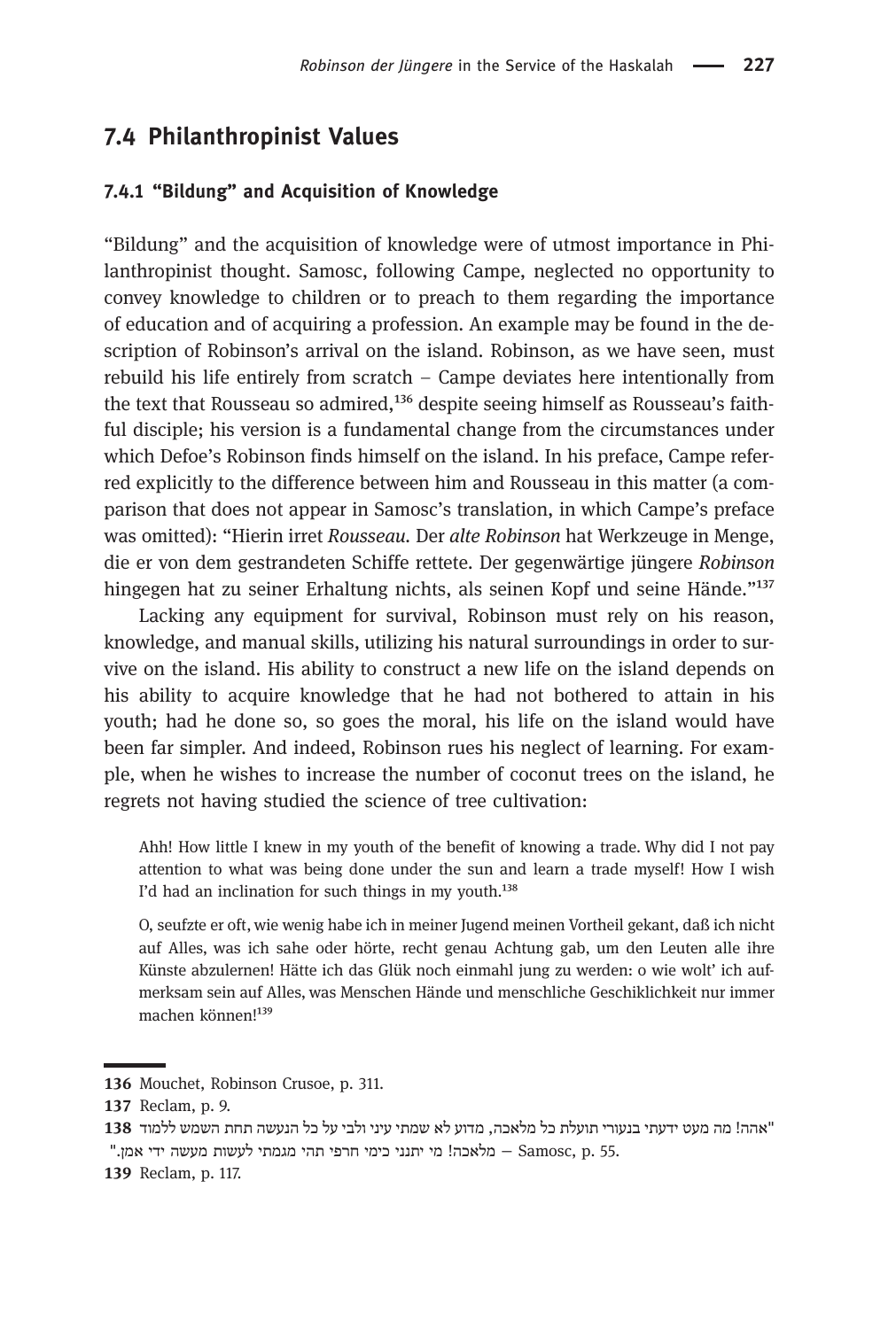## 7.4 Philanthropinist Values

### 7.4.1 "Bildung" and Acquisition of Knowledge

"Bildung" and the acquisition of knowledge were of utmost importance in Philanthropinist thought. Samosc, following Campe, neglected no opportunity to convey knowledge to children or to preach to them regarding the importance of education and of acquiring a profession. An example may be found in the description of Robinson's arrival on the island. Robinson, as we have seen, must rebuild his life entirely from scratch – Campe deviates here intentionally from the text that Rousseau so admired,[136] despite seeing himself as Rousseau's faithful disciple; his version is a fundamental change from the circumstances under which Defoe's Robinson finds himself on the island. In his preface, Campe referred explicitly to the difference between him and Rousseau in this matter (a comparison that does not appear in Samosc's translation, in which Campe's preface was omitted): "Hierin irret *Rousseau*. Der *alte Robinson* hat Werkzeuge in Menge, die er von dem gestrandeten Schiffe rettete. Der gegenwärtige jüngere *Robinson* hingegen hat zu seiner Erhaltung nichts, als seinen Kopf und seine Hände."[137]

Lacking any equipment for survival, Robinson must rely on his reason, knowledge, and manual skills, utilizing his natural surroundings in order to survive on the island. His ability to construct a new life on the island depends on his ability to acquire knowledge that he had not bothered to attain in his youth; had he done so, so goes the moral, his life on the island would have been far simpler. And indeed, Robinson rues his neglect of learning. For example, when he wishes to increase the number of coconut trees on the island, he regrets not having studied the science of tree cultivation:

> Ahh! How little I knew in my youth of the benefit of knowing a trade. Why did I not pay attention to what was being done under the sun and learn a trade myself! How I wish I'd had an inclination for such things in my youth.[138]

> O, seufzte er oft, wie wenig habe ich in meiner Jugend meinen Vortheil gekant, daß ich nicht auf Alles, was ich sahe oder hörte, recht genau Achtung gab, um den Leuten alle ihre Künste abzulernen! Hätte ich das Glük noch einmahl jung zu werden: o wie wolt' ich aufmerksam sein auf Alles, was Menschen Hände und menschliche Geschiklichkeit nur immer machen können![139]

---

136 Mouchet, Robinson Crusoe, p. 311.

137 Reclam, p. 9.

138 "אהה! מה מעט ידעתי בנעורי תועלת כל מלאכה, מדוע לא שמתי עיני ולבי על כל הנעשה תחת השמש ללמוד מלאכה! מי יתנני כימי חרפי תהי מגמתי לעשות מעשה ידי אמן." – Samosc, p. 55.

139 Reclam, p. 117.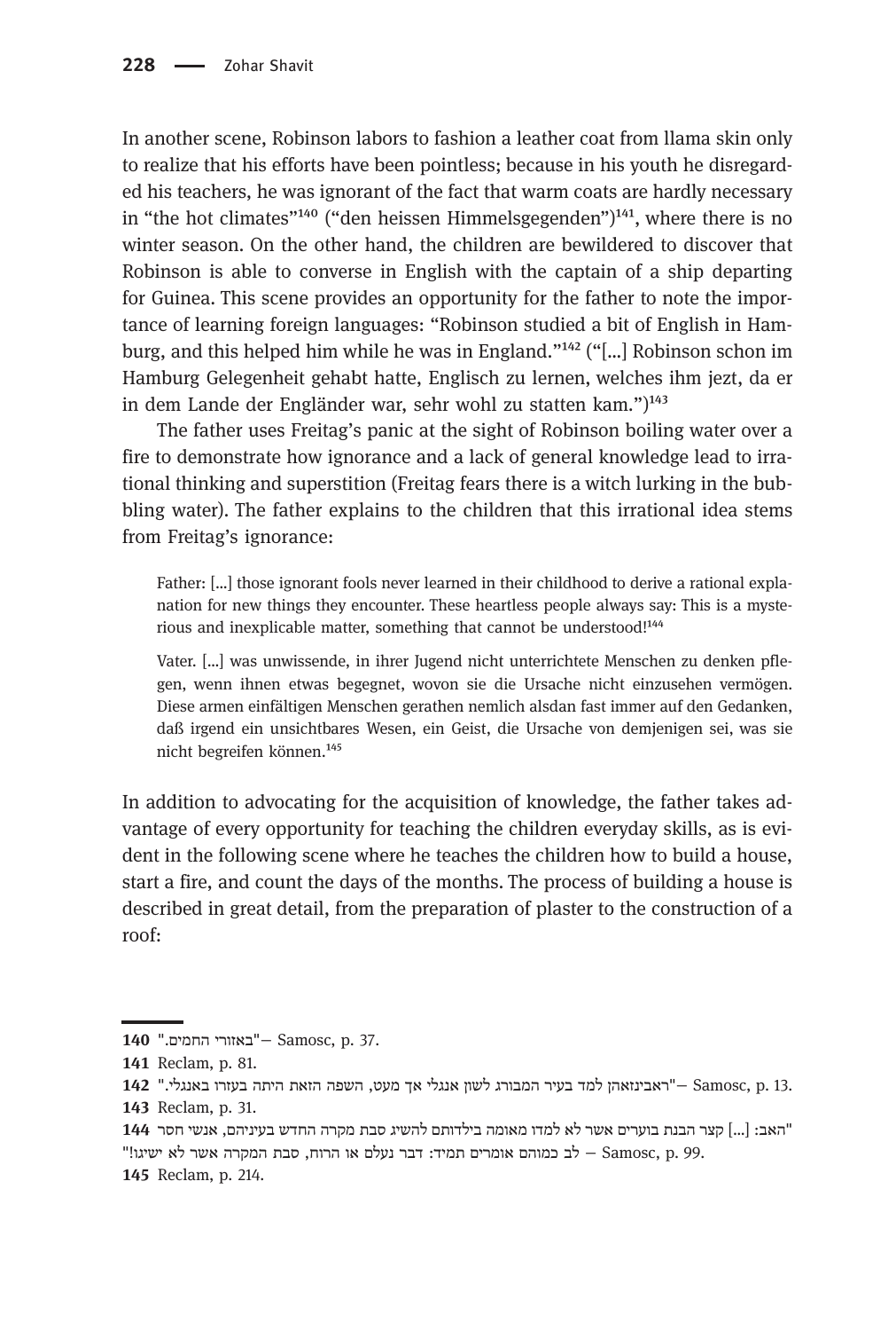In another scene, Robinson labors to fashion a leather coat from llama skin only to realize that his efforts have been pointless; because in his youth he disregarded his teachers, he was ignorant of the fact that warm coats are hardly necessary in "the hot climates"[140] ("den heissen Himmelsgegenden")[141], where there is no winter season. On the other hand, the children are bewildered to discover that Robinson is able to converse in English with the captain of a ship departing for Guinea. This scene provides an opportunity for the father to note the importance of learning foreign languages: "Robinson studied a bit of English in Hamburg, and this helped him while he was in England."[142] ("[...] Robinson schon im Hamburg Gelegenheit gehabt hatte, Englisch zu lernen, welches ihm jezt, da er in dem Lande der Engländer war, sehr wohl zu statten kam.")[143]

The father uses Freitag's panic at the sight of Robinson boiling water over a fire to demonstrate how ignorance and a lack of general knowledge lead to irrational thinking and superstition (Freitag fears there is a witch lurking in the bubbling water). The father explains to the children that this irrational idea stems from Freitag's ignorance:

> Father: [...] those ignorant fools never learned in their childhood to derive a rational explanation for new things they encounter. These heartless people always say: This is a mysterious and inexplicable matter, something that cannot be understood![144]

> Vater. [...] was unwissende, in ihrer Jugend nicht unterrichtete Menschen zu denken pflegen, wenn ihnen etwas begegnet, wovon sie die Ursache nicht einzusehen vermögen. Diese armen einfältigen Menschen gerathen nemlich alsdan fast immer auf den Gedanken, daß irgend ein unsichtbares Wesen, ein Geist, die Ursache von demjenigen sei, was sie nicht begreifen können.[145]

In addition to advocating for the acquisition of knowledge, the father takes advantage of every opportunity for teaching the children everyday skills, as is evident in the following scene where he teaches the children how to build a house, start a fire, and count the days of the months. The process of building a house is described in great detail, from the preparation of plaster to the construction of a roof:

---

**140** "באזורי החמים." – Samosc, p. 37.

**141** Reclam, p. 81.

**142** "ראבינזאהן למד בעיר המבורג לשון אנגלי אך מעט, השפה הזאת היתה בעזרו באנגלי." – Samosc, p. 13.

**143** Reclam, p. 31.

**144** "האב: [...] קצר הבנת בוערים אשר לא למדו מאומה בילדותם להשיג סבת מקרה החדש בעיניהם, אנשי חסר לב כמוהם אומרים תמיד: דבר נעלם או הרוח, סבת המקרה אשר לא ישיגו!" – Samosc, p. 99.

**145** Reclam, p. 214.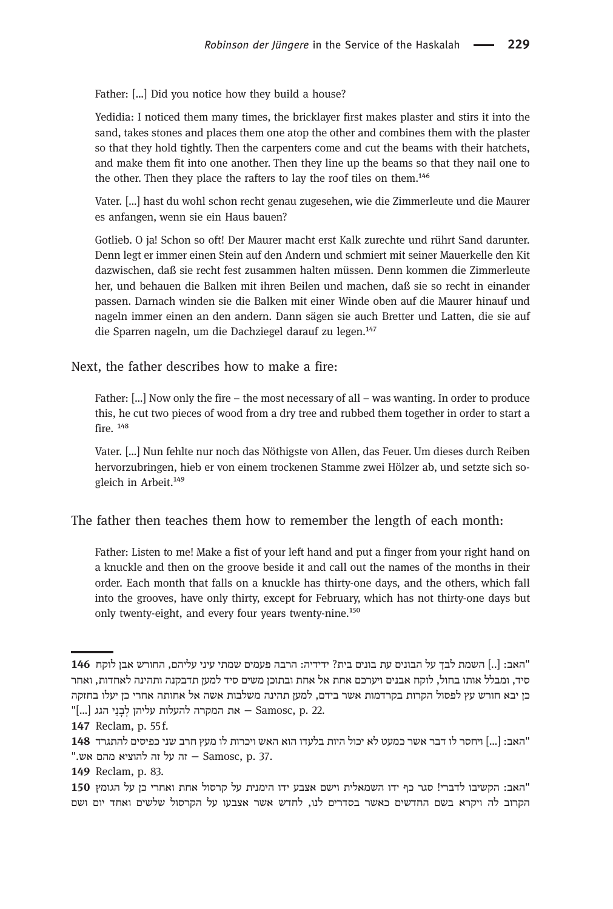Father: [...] Did you notice how they build a house?

Yedidia: I noticed them many times, the bricklayer first makes plaster and stirs it into the sand, takes stones and places them one atop the other and combines them with the plaster so that they hold tightly. Then the carpenters come and cut the beams with their hatchets, and make them fit into one another. Then they line up the beams so that they nail one to the other. Then they place the rafters to lay the roof tiles on them.[146]

Vater. [...] hast du wohl schon recht genau zugesehen, wie die Zimmerleute und die Maurer es anfangen, wenn sie ein Haus bauen?

Gotlieb. O ja! Schon so oft! Der Maurer macht erst Kalk zurechte und rührt Sand darunter. Denn legt er immer einen Stein auf den Andern und schmiert mit seiner Mauerkelle den Kit dazwischen, daß sie recht fest zusammen halten müssen. Denn kommen die Zimmerleute her, und behauen die Balken mit ihren Beilen und machen, daß sie so recht in einander passen. Darnach winden sie die Balken mit einer Winde oben auf die Maurer hinauf und nageln immer einen an den andern. Dann sägen sie auch Bretter und Latten, die sie auf die Sparren nageln, um die Dachziegel darauf zu legen.[147]

Next, the father describes how to make a fire:

Father: [...] Now only the fire – the most necessary of all – was wanting. In order to produce this, he cut two pieces of wood from a dry tree and rubbed them together in order to start a fire. [148]

Vater. [...] Nun fehlte nur noch das Nöthigste von Allen, das Feuer. Um dieses durch Reiben hervorzubringen, hieb er von einem trockenen Stamme zwei Hölzer ab, und setzte sich sogleich in Arbeit.[149]

The father then teaches them how to remember the length of each month:

Father: Listen to me! Make a fist of your left hand and put a finger from your right hand on a knuckle and then on the groove beside it and call out the names of the months in their order. Each month that falls on a knuckle has thirty-one days, and the others, which fall into the grooves, have only thirty, except for February, which has not thirty-one days but only twenty-eight, and every four years twenty-nine.[150]

---

**146** "האב: [..] השמת לבך על הבונים עת בונים בית? ידידיה: הרבה פעמים שמתי עיני עליהם, החורש אבן לוקח סיד, ומבלל אותו בחול, לוקח אבנים ויערכם אחת אל אחת ובתוכן משים סיד למען תדבקנה ותהינה לאחדות, ואחר כן יבא חורש עץ לפסול הקרות בקרדמות אשר בידם, למען תהינה משלבות אשה אל אחותה אחרי כן יעלו בחזקה את המקרה להעלות עליהן לְבָנֵי הגג [...]" – Samosc, p. 22.

**147** Reclam, p. 55 f.

**148** "האב: [...] ויחסר לו דבר אשר כמעט לא יכול היות בלעדו הוא האש ויכרות לו מעץ חרב שני כפיסים להתגרד זה על זה להוציא מהם אש." – Samosc, p. 37.

**149** Reclam, p. 83.

**150** "האב: הקשיבו לדברי! סגר כף ידו השמאלית וישם אצבע ידו הימנית על קרסול אחת ואחרי כן על הגומץ הקרוב לה ויקרא בשם החדשים כאשר בסדרים לנו, לחדש אשר אצבעו על הקרסול שלשים ואחד יום ושם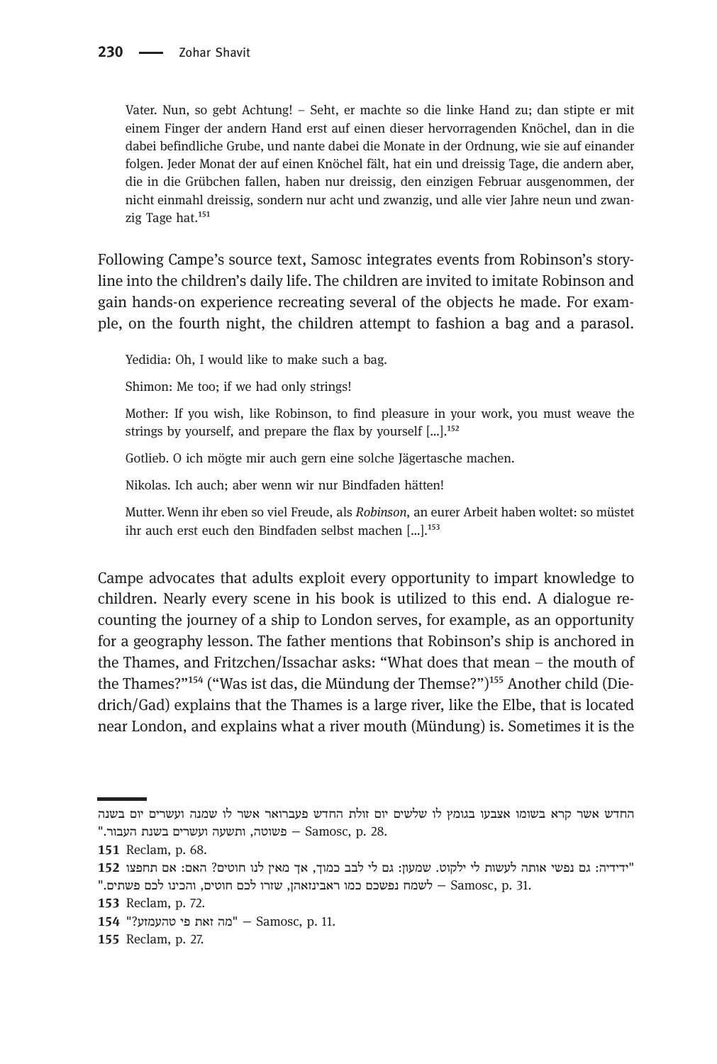Vater. Nun, so gebt Achtung! – Seht, er machte so die linke Hand zu; dan stipte er mit einem Finger der andern Hand erst auf einen dieser hervorragenden Knöchel, dan in die dabei befindliche Grube, und nante dabei die Monate in der Ordnung, wie sie auf einander folgen. Jeder Monat der auf einen Knöchel fält, hat ein und dreissig Tage, die andern aber, die in die Grübchen fallen, haben nur dreissig, den einzigen Februar ausgenommen, der nicht einmahl dreissig, sondern nur acht und zwanzig, und alle vier Jahre neun und zwanzig Tage hat.[151]

Following Campe's source text, Samosc integrates events from Robinson's storyline into the children's daily life. The children are invited to imitate Robinson and gain hands-on experience recreating several of the objects he made. For example, on the fourth night, the children attempt to fashion a bag and a parasol.

> Yedidia: Oh, I would like to make such a bag.
>
> Shimon: Me too; if we had only strings!
>
> Mother: If you wish, like Robinson, to find pleasure in your work, you must weave the strings by yourself, and prepare the flax by yourself [...].[152]
>
> Gotlieb. O ich mögte mir auch gern eine solche Jägertasche machen.
>
> Nikolas. Ich auch; aber wenn wir nur Bindfaden hätten!
>
> Mutter. Wenn ihr eben so viel Freude, als *Robinson*, an eurer Arbeit haben woltet: so müstet ihr auch erst euch den Bindfaden selbst machen [...].[153]

Campe advocates that adults exploit every opportunity to impart knowledge to children. Nearly every scene in his book is utilized to this end. A dialogue recounting the journey of a ship to London serves, for example, as an opportunity for a geography lesson. The father mentions that Robinson's ship is anchored in the Thames, and Fritzchen/Issachar asks: "What does that mean – the mouth of the Thames?"[154] ("Was ist das, die Mündung der Themse?")[155] Another child (Diedrich/Gad) explains that the Thames is a large river, like the Elbe, that is located near London, and explains what a river mouth (Mündung) is. Sometimes it is the

---

החדש אשר קרא בשומו אצבעו בגומץ לו שלשים יום זולת החדש פעברואר אשר לו שמנה ועשרים יום בשנה פשוטה, ותשעה ועשרים בשנת העבור." – Samosc, p. 28.

151 Reclam, p. 68.

152 "ידידיה: גם נפשי אותה לעשות לי ילקוט. שמעון: גם לי לבב כמוך, אך מאין לנו חוטים? האם: אם תחפצו לשמח נפשכם כמו ראבינזאהן, שזרו לכם חוטים, והכינו לכם פשתים." – Samosc, p. 31.

153 Reclam, p. 72.

154 "מה זאת פי טהעמזע?" – Samosc, p. 11.

155 Reclam, p. 27.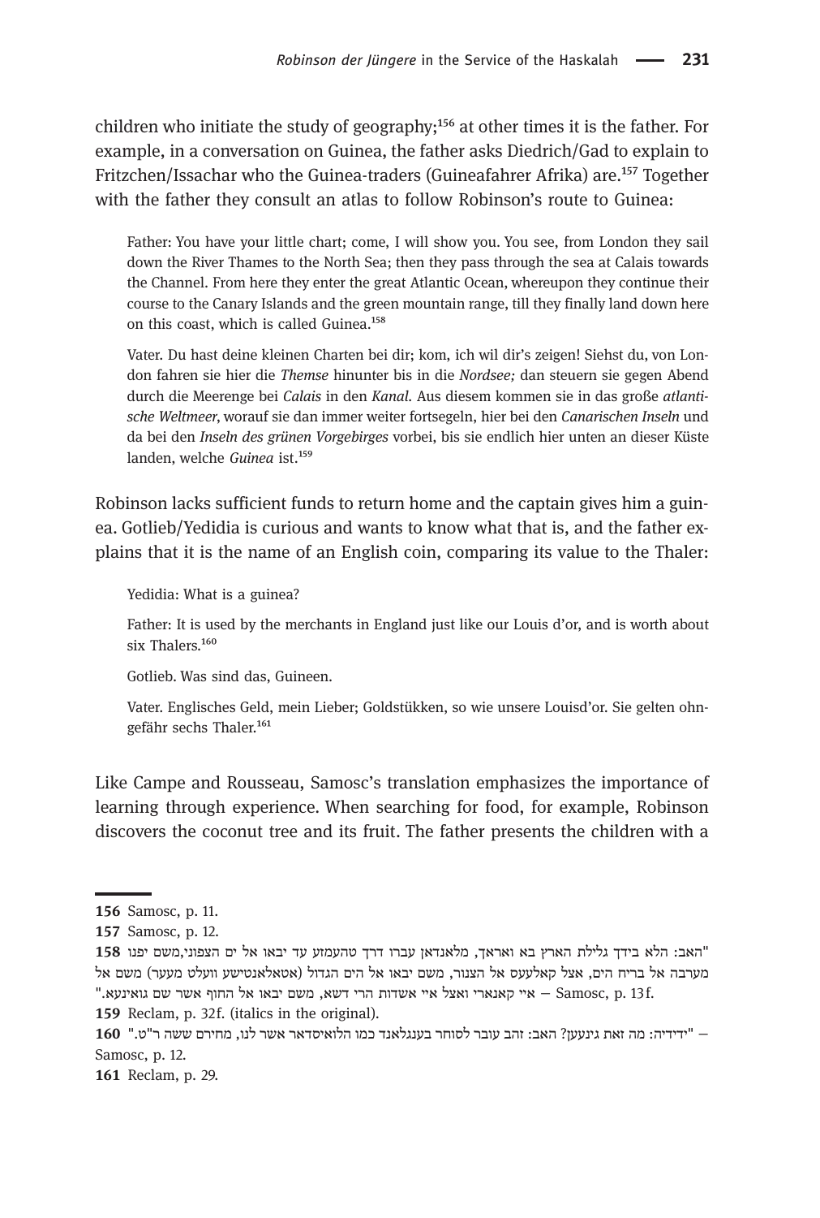children who initiate the study of geography;[156] at other times it is the father. For example, in a conversation on Guinea, the father asks Diedrich/Gad to explain to Fritzchen/Issachar who the Guinea-traders (Guineafahrer Afrika) are.[157] Together with the father they consult an atlas to follow Robinson's route to Guinea:

> Father: You have your little chart; come, I will show you. You see, from London they sail down the River Thames to the North Sea; then they pass through the sea at Calais towards the Channel. From here they enter the great Atlantic Ocean, whereupon they continue their course to the Canary Islands and the green mountain range, till they finally land down here on this coast, which is called Guinea.[158]
>
> Vater. Du hast deine kleinen Charten bei dir; kom, ich wil dir's zeigen! Siehst du, von London fahren sie hier die *Themse* hinunter bis in die *Nordsee;* dan steuern sie gegen Abend durch die Meerenge bei *Calais* in den *Kanal*. Aus diesem kommen sie in das große *atlantische Weltmeer*, worauf sie dan immer weiter fortsegeln, hier bei den *Canarischen Inseln* und da bei den *Inseln des grünen Vorgebirges* vorbei, bis sie endlich hier unten an dieser Küste landen, welche *Guinea* ist.[159]

Robinson lacks sufficient funds to return home and the captain gives him a guinea. Gotlieb/Yedidia is curious and wants to know what that is, and the father explains that it is the name of an English coin, comparing its value to the Thaler:

> Yedidia: What is a guinea?
>
> Father: It is used by the merchants in England just like our Louis d'or, and is worth about six Thalers.[160]
>
> Gotlieb. Was sind das, Guineen.
>
> Vater. Englisches Geld, mein Lieber; Goldstükken, so wie unsere Louisd'or. Sie gelten ohngefähr sechs Thaler.[161]

Like Campe and Rousseau, Samosc's translation emphasizes the importance of learning through experience. When searching for food, for example, Robinson discovers the coconut tree and its fruit. The father presents the children with a

---

**156** Samosc, p. 11.

**157** Samosc, p. 12.

**158** "האב: הלא בידך גלילת הארץ בא ואראך, מלאנדאן עברו דרך טהעמזע עד יבאו אל ים הצפוני,משם יפנו מערבה אל בריח הים, אצל קאלעעס אל הצנור, משם יבאו אל הים הגדול (אטלאנטישע וועלט מעער) משם אל איי קאנארי ואצל איי אשדות הרי דשא, משם יבאו אל החוף אשר שם גואינעא." – Samosc, p. 13f.

**159** Reclam, p. 32f. (italics in the original).

**160** "ידידיה: מה זאת גינעען? האב: זהב עובר לסוחר בענגלאנד כמו הלואיסדאר אשר לנו, מחירם ששה ר"ט." – Samosc, p. 12.

**161** Reclam, p. 29.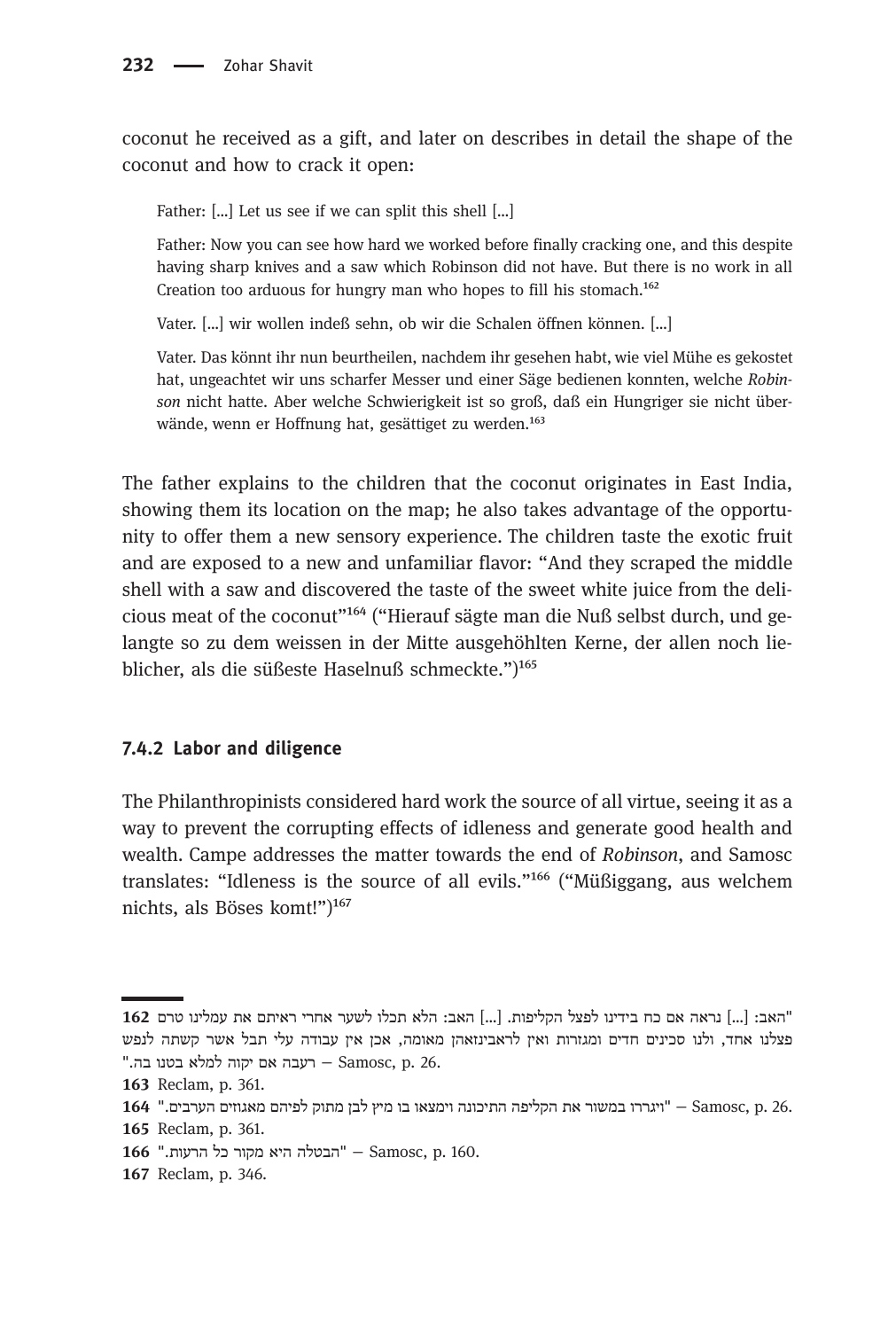coconut he received as a gift, and later on describes in detail the shape of the coconut and how to crack it open:

> Father: [...] Let us see if we can split this shell [...]
>
> Father: Now you can see how hard we worked before finally cracking one, and this despite having sharp knives and a saw which Robinson did not have. But there is no work in all Creation too arduous for hungry man who hopes to fill his stomach.[162]
>
> Vater. [...] wir wollen indeß sehn, ob wir die Schalen öffnen können. [...]
>
> Vater. Das könnt ihr nun beurtheilen, nachdem ihr gesehen habt, wie viel Mühe es gekostet hat, ungeachtet wir uns scharfer Messer und einer Säge bedienen konnten, welche *Robinson* nicht hatte. Aber welche Schwierigkeit ist so groß, daß ein Hungriger sie nicht überwände, wenn er Hoffnung hat, gesättiget zu werden.[163]

The father explains to the children that the coconut originates in East India, showing them its location on the map; he also takes advantage of the opportunity to offer them a new sensory experience. The children taste the exotic fruit and are exposed to a new and unfamiliar flavor: "And they scraped the middle shell with a saw and discovered the taste of the sweet white juice from the delicious meat of the coconut"[164] ("Hierauf sägte man die Nuß selbst durch, und gelangte so zu dem weissen in der Mitte ausgehöhlten Kerne, der allen noch lieblicher, als die süßeste Haselnuß schmeckte.")[165]

### 7.4.2 Labor and diligence

The Philanthropinists considered hard work the source of all virtue, seeing it as a way to prevent the corrupting effects of idleness and generate good health and wealth. Campe addresses the matter towards the end of *Robinson*, and Samosc translates: "Idleness is the source of all evils."[166] ("Müßiggang, aus welchem nichts, als Böses komt!")[167]

---

**162** "האב: [...] נראה אם כח בידינו לפצל הקליפות. [...] האב: הלא תכלו לשער אחרי ראיתם את עמלינו טרם פצלנו אחד, ולנו סכינים חדים ומגזרות ואין לראבינזאהן מאומה, אכן אין עבודה עלי תבל אשר קשתה לנפש רעבה אם יקוה למלא בטנו בה." – Samosc, p. 26.

**163** Reclam, p. 361.

**164** "ויגררו במשור את הקליפה התיכונה וימצאו בו מיץ לבן מתוק לפיהם מאגוזים הערבים." – Samosc, p. 26.

**165** Reclam, p. 361.

**166** "הבטלה היא מקור כל הרעות." – Samosc, p. 160.

**167** Reclam, p. 346.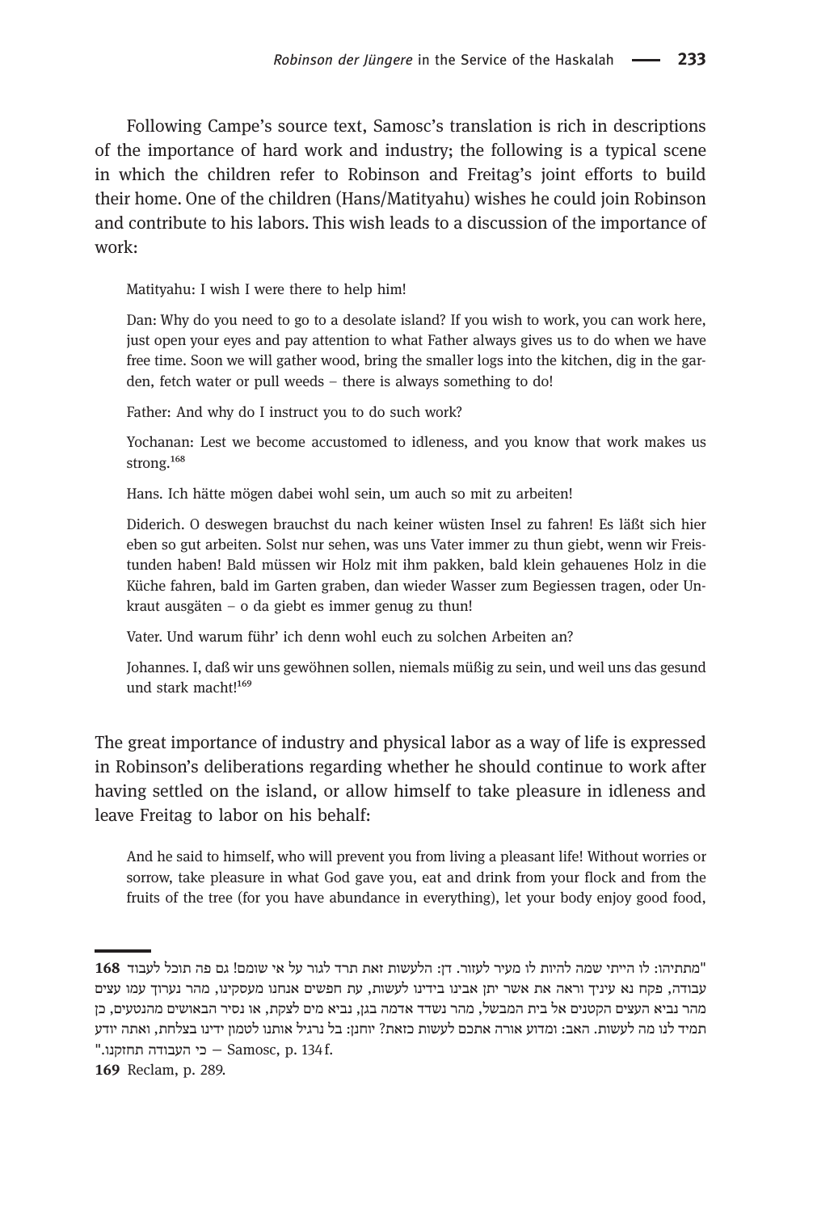Following Campe's source text, Samosc's translation is rich in descriptions of the importance of hard work and industry; the following is a typical scene in which the children refer to Robinson and Freitag's joint efforts to build their home. One of the children (Hans/Matityahu) wishes he could join Robinson and contribute to his labors. This wish leads to a discussion of the importance of work:

> Matityahu: I wish I were there to help him!
>
> Dan: Why do you need to go to a desolate island? If you wish to work, you can work here, just open your eyes and pay attention to what Father always gives us to do when we have free time. Soon we will gather wood, bring the smaller logs into the kitchen, dig in the garden, fetch water or pull weeds – there is always something to do!
>
> Father: And why do I instruct you to do such work?
>
> Yochanan: Lest we become accustomed to idleness, and you know that work makes us strong.[168]
>
> Hans. Ich hätte mögen dabei wohl sein, um auch so mit zu arbeiten!
>
> Diderich. O deswegen brauchst du nach keiner wüsten Insel zu fahren! Es läßt sich hier eben so gut arbeiten. Solst nur sehen, was uns Vater immer zu thun giebt, wenn wir Freistunden haben! Bald müssen wir Holz mit ihm pakken, bald klein gehauenes Holz in die Küche fahren, bald im Garten graben, dan wieder Wasser zum Begiessen tragen, oder Unkraut ausgäten – o da giebt es immer genug zu thun!
>
> Vater. Und warum führ' ich denn wohl euch zu solchen Arbeiten an?
>
> Johannes. I, daß wir uns gewöhnen sollen, niemals müßig zu sein, und weil uns das gesund und stark macht![169]

The great importance of industry and physical labor as a way of life is expressed in Robinson's deliberations regarding whether he should continue to work after having settled on the island, or allow himself to take pleasure in idleness and leave Freitag to labor on his behalf:

> And he said to himself, who will prevent you from living a pleasant life! Without worries or sorrow, take pleasure in what God gave you, eat and drink from your flock and from the fruits of the tree (for you have abundance in everything), let your body enjoy good food,

---

168 "מתתיהו: לו הייתי שמה להיות לו מעיר לעזור. דן: הלעשות זאת תרד לגור על אי שומם! גם פה תוכל לעבוד עבודה, פקח נא עיניך וראה את אשר יתן אבינו בידינו לעשות, עת חפשים אנחנו מעסקינו, מהר נערוך עמו עצים מהר נביא העצים הקטנים אל בית המבשל, מהר נשדד אדמה בגן, נביא מים לצקת, או נסיר הבאושים מהנטעים, כן תמיד לנו מה לעשות. האב: ומדוע אורה אתכם לעשות כזאת? יוחנן: בל נרגיל אותנו לטמון ידינו בצלחת, ואתה יודע כי העבודה תחזקנו." – Samosc, p. 134 f.

169 Reclam, p. 289.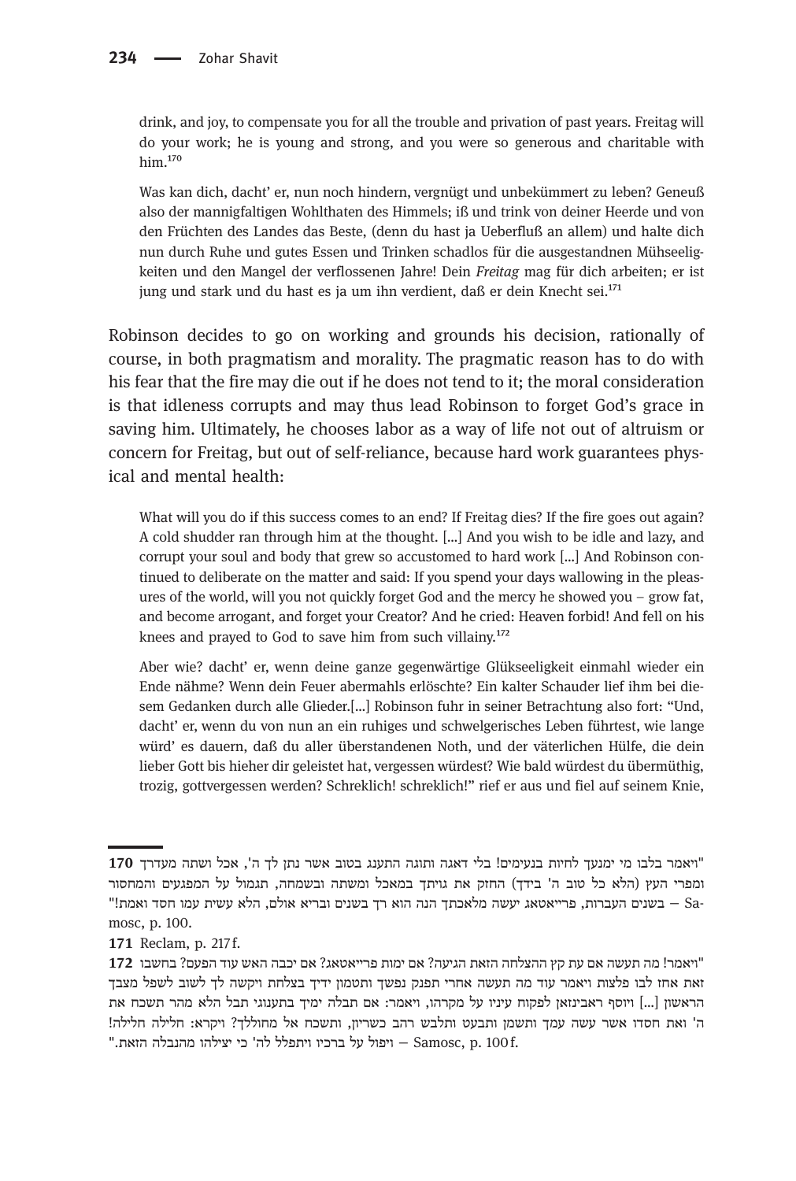drink, and joy, to compensate you for all the trouble and privation of past years. Freitag will do your work; he is young and strong, and you were so generous and charitable with him.[170]

Was kan dich, dacht' er, nun noch hindern, vergnügt und unbekümmert zu leben? Geneuß also der mannigfaltigen Wohlthaten des Himmels; iß und trink von deiner Heerde und von den Früchten des Landes das Beste, (denn du hast ja Ueberfluß an allem) und halte dich nun durch Ruhe und gutes Essen und Trinken schadlos für die ausgestandnen Mühseeligkeiten und den Mangel der verflossenen Jahre! Dein *Freitag* mag für dich arbeiten; er ist jung und stark und du hast es ja um ihn verdient, daß er dein Knecht sei.[171]

Robinson decides to go on working and grounds his decision, rationally of course, in both pragmatism and morality. The pragmatic reason has to do with his fear that the fire may die out if he does not tend to it; the moral consideration is that idleness corrupts and may thus lead Robinson to forget God's grace in saving him. Ultimately, he chooses labor as a way of life not out of altruism or concern for Freitag, but out of self-reliance, because hard work guarantees physical and mental health:

What will you do if this success comes to an end? If Freitag dies? If the fire goes out again? A cold shudder ran through him at the thought. [...] And you wish to be idle and lazy, and corrupt your soul and body that grew so accustomed to hard work [...] And Robinson continued to deliberate on the matter and said: If you spend your days wallowing in the pleasures of the world, will you not quickly forget God and the mercy he showed you – grow fat, and become arrogant, and forget your Creator? And he cried: Heaven forbid! And fell on his knees and prayed to God to save him from such villainy.[172]

Aber wie? dacht' er, wenn deine ganze gegenwärtige Glükseeligkeit einmahl wieder ein Ende nähme? Wenn dein Feuer abermahls erlöschte? Ein kalter Schauder lief ihm bei diesem Gedanken durch alle Glieder.[...] Robinson fuhr in seiner Betrachtung also fort: "Und, dacht' er, wenn du von nun an ein ruhiges und schwelgerisches Leben führtest, wie lange würd' es dauern, daß du aller überstandenen Noth, und der väterlichen Hülfe, die dein lieber Gott bis hieher dir geleistet hat, vergessen würdest? Wie bald würdest du übermüthig, trozig, gottvergessen werden? Schreklich! schreklich!" rief er aus und fiel auf seinem Knie,

---

**170** "ויאמר בלבו מי ימנעך לחיות בנעימים! בלי דאגה ותוגה התענג בטוב אשר נתן לך ה', אכל ושתה מעדרך ומפרי העץ (הלא כל טוב ה' בידך) החזק את גויתך במאכל ומשתה ובשמחה, תגמול על המפגעים והמחסור בשנים העברות, פרייאטאג יעשה מלאכתך הנה הוא רך בשנים ובריא אולם, הלא עשית עמו חסד ואמת!" – Samosc, p. 100.

**171** Reclam, p. 217 f.

**172** "ויאמר! מה תעשה אם עת קץ ההצלחה הזאת הגיעה? אם ימות פרייאטאג? אם יכבה האש עוד הפעם? בחשבו זאת אחז לבו פלצות ויאמר עוד מה תעשה אחרי תפנק נפשך ותטמון ידיך בצלחת ויקשה לך לשוב לשפל מצבך הראשון [...] ויוסף ראבינזאן לפקוח עיניו על מקרהו, ויאמר: אם תבלה ימיך בתענוגי תבל הלא מהר תשכח את ה' ואת חסדו אשר עשה עמך ותשמן ותבעט ותלבש רהב כשריון, ותשכח אל מחוללך? ויקרא: חלילה חלילה! ויפול על ברכיו ויתפלל לה' כי יצילהו מהנבלה הזאת." – Samosc, p. 100 f.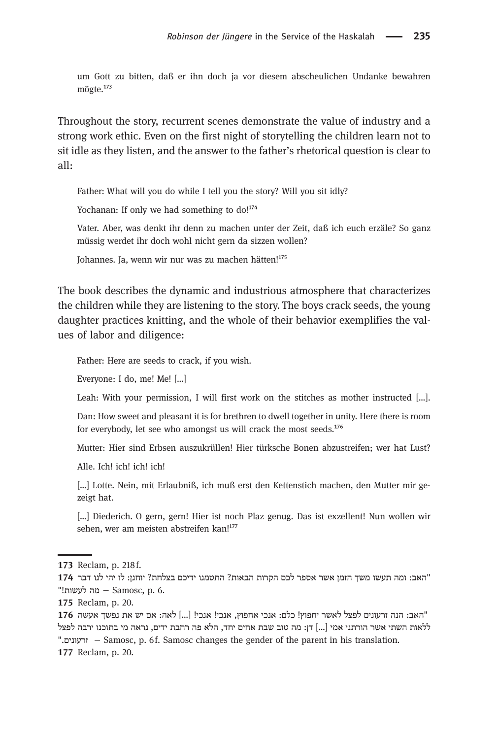um Gott zu bitten, daß er ihn doch ja vor diesem abscheulichen Undanke bewahren mögte.[173]

Throughout the story, recurrent scenes demonstrate the value of industry and a strong work ethic. Even on the first night of storytelling the children learn not to sit idle as they listen, and the answer to the father's rhetorical question is clear to all:

> Father: What will you do while I tell you the story? Will you sit idly?
>
> Yochanan: If only we had something to do![174]
>
> Vater. Aber, was denkt ihr denn zu machen unter der Zeit, daß ich euch erzäle? So ganz müssig werdet ihr doch wohl nicht gern da sizzen wollen?
>
> Johannes. Ja, wenn wir nur was zu machen hätten![175]

The book describes the dynamic and industrious atmosphere that characterizes the children while they are listening to the story. The boys crack seeds, the young daughter practices knitting, and the whole of their behavior exemplifies the values of labor and diligence:

> Father: Here are seeds to crack, if you wish.
>
> Everyone: I do, me! Me! [...]
>
> Leah: With your permission, I will first work on the stitches as mother instructed [...].
>
> Dan: How sweet and pleasant it is for brethren to dwell together in unity. Here there is room for everybody, let see who amongst us will crack the most seeds.[176]
>
> Mutter: Hier sind Erbsen auszukrüllen! Hier türksche Bonen abzustreifen; wer hat Lust?
>
> Alle. Ich! ich! ich! ich!
>
> [...] Lotte. Nein, mit Erlaubniß, ich muß erst den Kettenstich machen, den Mutter mir gezeigt hat.
>
> [...] Diederich. O gern, gern! Hier ist noch Plaz genug. Das ist exzellent! Nun wollen wir sehen, wer am meisten abstreifen kan![177]

---

**173** Reclam, p. 218 f.

**174** "האב: ומה תעשו משך הזמן אשר אספר לכם הקרות הבאות? התטמנו ידיכם בצלחת? יוחנן: לו יהי לנו דבר מה לעשות!" – Samosc, p. 6.

**175** Reclam, p. 20.

**176** "האב: הנה זרעונים לפצל לאשר יחפוץ! כלם: אנכי אחפוץ, אנכי! אנכי! [...] לאה: אם יש את נפשך אעשה ללאות השתי אשר הורתני אמי [...] דן: מה טוב שבת אחים יחד, הלא פה רחבת ידים, נראה מי בתוכנו ירבה לפצל זרעונים." – Samosc, p. 6 f. Samosc changes the gender of the parent in his translation.

**177** Reclam, p. 20.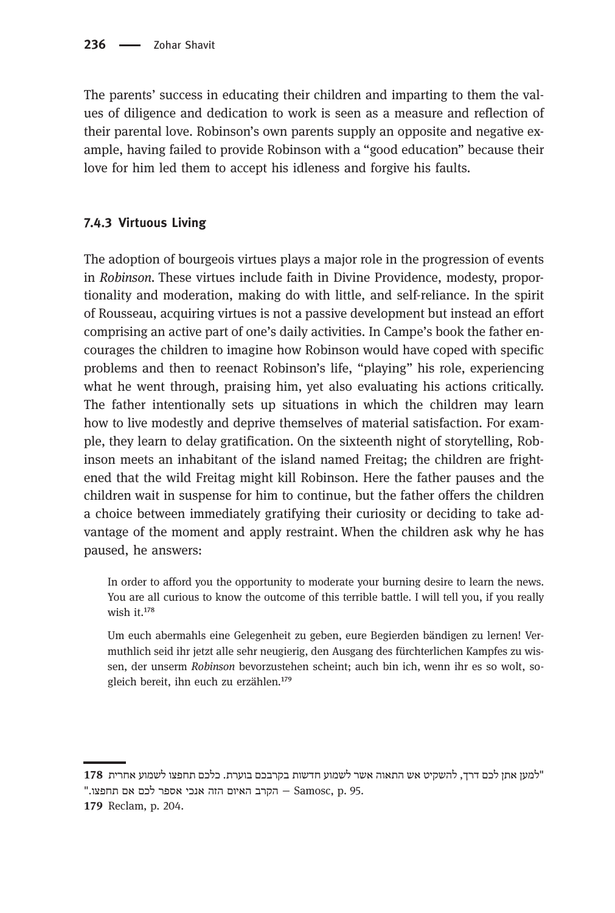The parents' success in educating their children and imparting to them the values of diligence and dedication to work is seen as a measure and reflection of their parental love. Robinson's own parents supply an opposite and negative example, having failed to provide Robinson with a "good education" because their love for him led them to accept his idleness and forgive his faults.

### 7.4.3 Virtuous Living

The adoption of bourgeois virtues plays a major role in the progression of events in *Robinson*. These virtues include faith in Divine Providence, modesty, proportionality and moderation, making do with little, and self-reliance. In the spirit of Rousseau, acquiring virtues is not a passive development but instead an effort comprising an active part of one's daily activities. In Campe's book the father encourages the children to imagine how Robinson would have coped with specific problems and then to reenact Robinson's life, "playing" his role, experiencing what he went through, praising him, yet also evaluating his actions critically. The father intentionally sets up situations in which the children may learn how to live modestly and deprive themselves of material satisfaction. For example, they learn to delay gratification. On the sixteenth night of storytelling, Robinson meets an inhabitant of the island named Freitag; the children are frightened that the wild Freitag might kill Robinson. Here the father pauses and the children wait in suspense for him to continue, but the father offers the children a choice between immediately gratifying their curiosity or deciding to take advantage of the moment and apply restraint. When the children ask why he has paused, he answers:

> In order to afford you the opportunity to moderate your burning desire to learn the news. You are all curious to know the outcome of this terrible battle. I will tell you, if you really wish it.[178]

> Um euch abermahls eine Gelegenheit zu geben, eure Begierden bändigen zu lernen! Vermuthlich seid ihr jetzt alle sehr neugierig, den Ausgang des fürchterlichen Kampfes zu wissen, der unserm *Robinson* bevorzustehen scheint; auch bin ich, wenn ihr es so wolt, sogleich bereit, ihn euch zu erzählen.[179]

---

**178** "למען אתן לכם דרך, להשקיט אש התאוה אשר לשמוע חדשות בקרבכם בוערת. כלכם תחפצו לשמוע אחרית הקרב האיום הזה אנכי אספר לכם אם תחפצו." – Samosc, p. 95.

**179** Reclam, p. 204.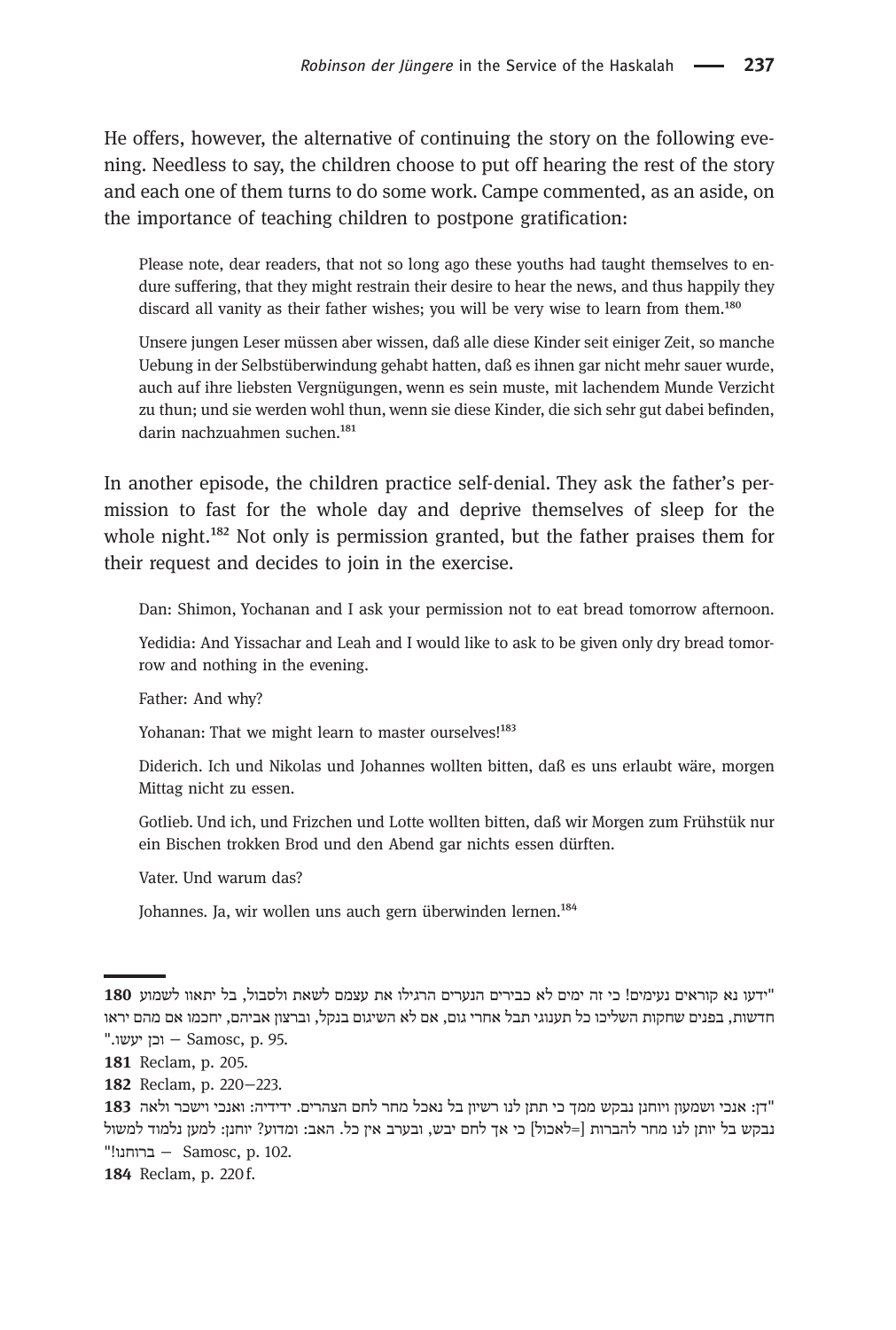He offers, however, the alternative of continuing the story on the following evening. Needless to say, the children choose to put off hearing the rest of the story and each one of them turns to do some work. Campe commented, as an aside, on the importance of teaching children to postpone gratification:

> Please note, dear readers, that not so long ago these youths had taught themselves to endure suffering, that they might restrain their desire to hear the news, and thus happily they discard all vanity as their father wishes; you will be very wise to learn from them.[180]

> Unsere jungen Leser müssen aber wissen, daß alle diese Kinder seit einiger Zeit, so manche Uebung in der Selbstüberwindung gehabt hatten, daß es ihnen gar nicht mehr sauer wurde, auch auf ihre liebsten Vergnügungen, wenn es sein muste, mit lachendem Munde Verzicht zu thun; und sie werden wohl thun, wenn sie diese Kinder, die sich sehr gut dabei befinden, darin nachzuahmen suchen.[181]

In another episode, the children practice self-denial. They ask the father's permission to fast for the whole day and deprive themselves of sleep for the whole night.[182] Not only is permission granted, but the father praises them for their request and decides to join in the exercise.

> Dan: Shimon, Yochanan and I ask your permission not to eat bread tomorrow afternoon.
>
> Yedidia: And Yissachar and Leah and I would like to ask to be given only dry bread tomorrow and nothing in the evening.
>
> Father: And why?
>
> Yohanan: That we might learn to master ourselves![183]

> Diderich. Ich und Nikolas und Johannes wollten bitten, daß es uns erlaubt wäre, morgen Mittag nicht zu essen.
>
> Gotlieb. Und ich, und Frizchen und Lotte wollten bitten, daß wir Morgen zum Frühstük nur ein Bischen trokken Brod und den Abend gar nichts essen dürften.
>
> Vater. Und warum das?
>
> Johannes. Ja, wir wollen uns auch gern überwinden lernen.[184]

---

**180** "ידעו נא קוראים נעימים! כי זה ימים לא כבירים הנערים הרגילו את עצמם לשאת ולסבול, בל יתאוו לשמוע חדשות, בפנים שחקות השליכו כל תענוגי תבל אחרי גום, אם לא השיגום בנקל, וברצון אביהם, יחכמו אם מהם יראו וכן יעשו." – Samosc, p. 95.

**181** Reclam, p. 205.

**182** Reclam, p. 220–223.

**183** "דן: אנכי ושמעון ויוחנן נבקש ממך כי תתן לנו רשיון בל נאכל מחר לחם הצהרים. ידידיה: ואנכי וישכר ולאה נבקש בל יותן לנו מחר להברות [=לאכול] כי אך לחם יבש, ובערב אין כל. האב: ומדוע? יוחנן: למען נלמוד למשול ברוחנו!" – Samosc, p. 102.

**184** Reclam, p. 220 f.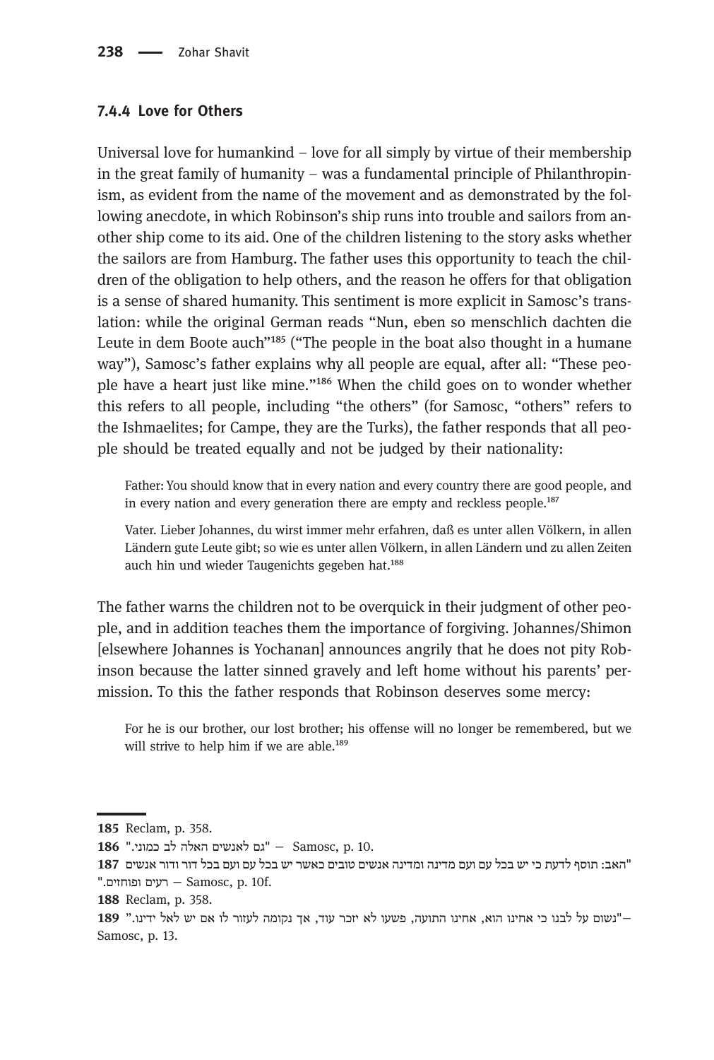### 7.4.4 Love for Others

Universal love for humankind – love for all simply by virtue of their membership in the great family of humanity – was a fundamental principle of Philanthropinism, as evident from the name of the movement and as demonstrated by the following anecdote, in which Robinson's ship runs into trouble and sailors from another ship come to its aid. One of the children listening to the story asks whether the sailors are from Hamburg. The father uses this opportunity to teach the children of the obligation to help others, and the reason he offers for that obligation is a sense of shared humanity. This sentiment is more explicit in Samosc's translation: while the original German reads "Nun, eben so menschlich dachten die Leute in dem Boote auch"[185] ("The people in the boat also thought in a humane way"), Samosc's father explains why all people are equal, after all: "These people have a heart just like mine."[186] When the child goes on to wonder whether this refers to all people, including "the others" (for Samosc, "others" refers to the Ishmaelites; for Campe, they are the Turks), the father responds that all people should be treated equally and not be judged by their nationality:

> Father: You should know that in every nation and every country there are good people, and in every nation and every generation there are empty and reckless people.[187]
>
> Vater. Lieber Johannes, du wirst immer mehr erfahren, daß es unter allen Völkern, in allen Ländern gute Leute gibt; so wie es unter allen Völkern, in allen Ländern und zu allen Zeiten auch hin und wieder Taugenichts gegeben hat.[188]

The father warns the children not to be overquick in their judgment of other people, and in addition teaches them the importance of forgiving. Johannes/Shimon [elsewhere Johannes is Yochanan] announces angrily that he does not pity Robinson because the latter sinned gravely and left home without his parents' permission. To this the father responds that Robinson deserves some mercy:

> For he is our brother, our lost brother; his offense will no longer be remembered, but we will strive to help him if we are able.[189]

---

185 Reclam, p. 358.

186 "גם לאנשים האלה לב כמוני." – Samosc, p. 10.

187 "האב: תוסף לדעת כי יש בכל עם ועם מדינה ומדינה אנשים טובים כאשר יש בכל עם ועם בכל דור ודור אנשים רעים ופוחזים." – Samosc, p. 10f.

188 Reclam, p. 358.

189 "נשום על לבנו כי אחינו הוא, אחינו התועה, פשעו לא יזכר עוד, אך נקומה לעזור לו אם יש לאל ידינו." – Samosc, p. 13.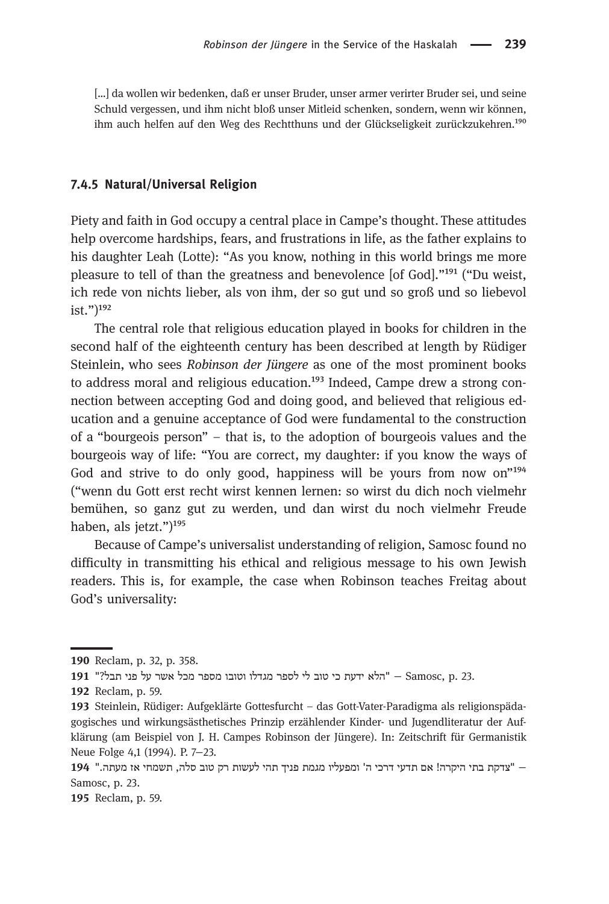[…] da wollen wir bedenken, daß er unser Bruder, unser armer verirter Bruder sei, und seine Schuld vergessen, und ihm nicht bloß unser Mitleid schenken, sondern, wenn wir können, ihm auch helfen auf den Weg des Rechtthuns und der Glückseligkeit zurückzukehren.[190]

### 7.4.5 Natural/Universal Religion

Piety and faith in God occupy a central place in Campe's thought. These attitudes help overcome hardships, fears, and frustrations in life, as the father explains to his daughter Leah (Lotte): "As you know, nothing in this world brings me more pleasure to tell of than the greatness and benevolence [of God]."[191] ("Du weist, ich rede von nichts lieber, als von ihm, der so gut und so groß und so liebevol ist.")[192]

The central role that religious education played in books for children in the second half of the eighteenth century has been described at length by Rüdiger Steinlein, who sees *Robinson der Jüngere* as one of the most prominent books to address moral and religious education.[193] Indeed, Campe drew a strong connection between accepting God and doing good, and believed that religious education and a genuine acceptance of God were fundamental to the construction of a "bourgeois person" – that is, to the adoption of bourgeois values and the bourgeois way of life: "You are correct, my daughter: if you know the ways of God and strive to do only good, happiness will be yours from now on"[194] ("wenn du Gott erst recht wirst kennen lernen: so wirst du dich noch vielmehr bemühen, so ganz gut zu werden, und dan wirst du noch vielmehr Freude haben, als jetzt.")[195]

Because of Campe's universalist understanding of religion, Samosc found no difficulty in transmitting his ethical and religious message to his own Jewish readers. This is, for example, the case when Robinson teaches Freitag about God's universality:

---

**190** Reclam, p. 32, p. 358.

**191** "הלא ידעת כי טוב לי לספר מגדלו וטובו מספר מכל אשר על פני תבל?" – Samosc, p. 23.

**192** Reclam, p. 59.

**193** Steinlein, Rüdiger: Aufgeklärte Gottesfurcht – das Gott-Vater-Paradigma als religionspädagogisches und wirkungsästhetisches Prinzip erzählender Kinder- und Jugendliteratur der Aufklärung (am Beispiel von J. H. Campes Robinson der Jüngere). In: Zeitschrift für Germanistik Neue Folge 4,1 (1994). P. 7–23.

**194** "צדקת בתי היקרה! אם תדעי דרכי ה' ומפעליו מגמת פניך תהי לעשות רק טוב סלה, תשמחי אז מעתה." – Samosc, p. 23.

**195** Reclam, p. 59.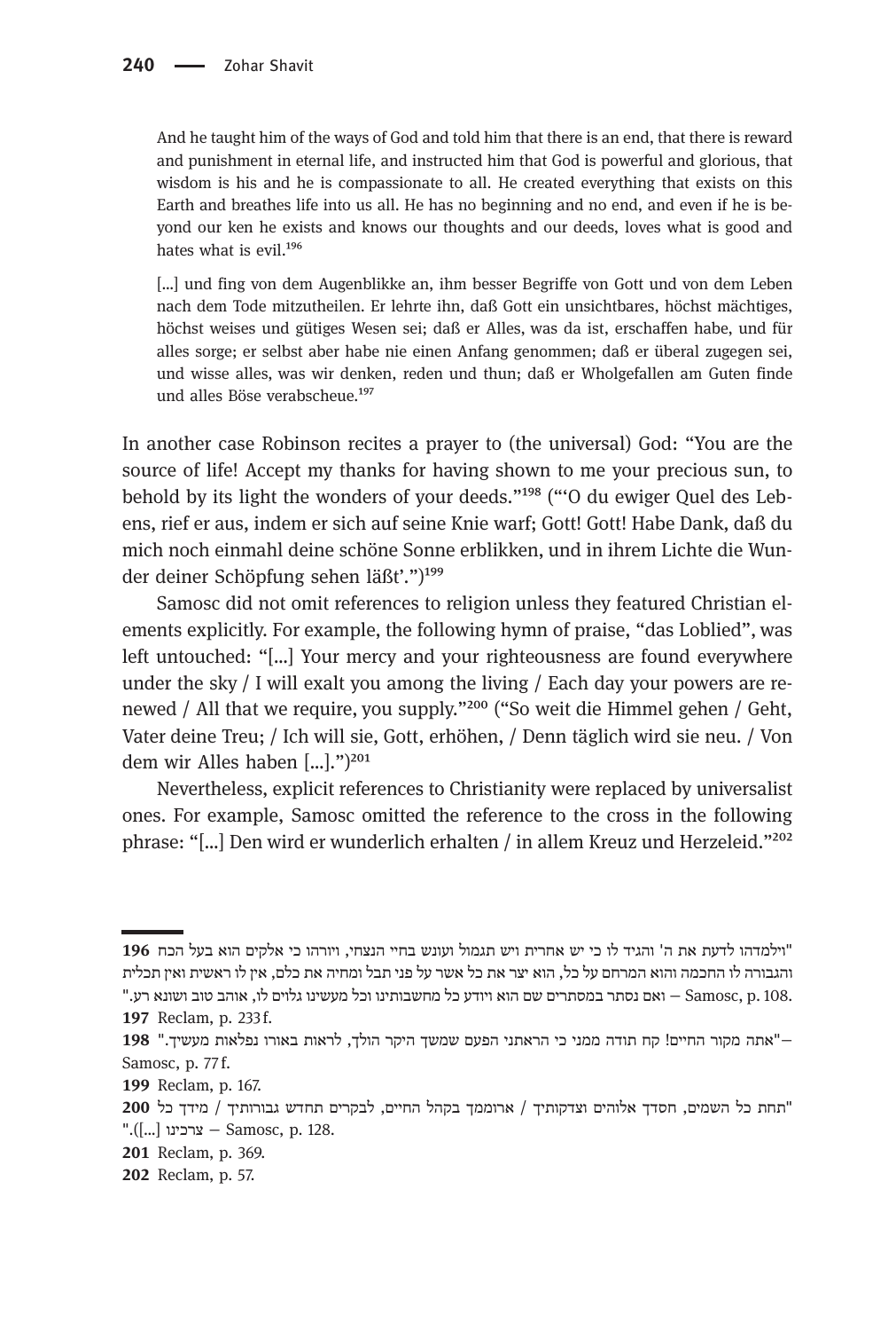> And he taught him of the ways of God and told him that there is an end, that there is reward and punishment in eternal life, and instructed him that God is powerful and glorious, that wisdom is his and he is compassionate to all. He created everything that exists on this Earth and breathes life into us all. He has no beginning and no end, and even if he is beyond our ken he exists and knows our thoughts and our deeds, loves what is good and hates what is evil.[196]

> […] und fing von dem Augenblikke an, ihm besser Begriffe von Gott und von dem Leben nach dem Tode mitzutheilen. Er lehrte ihn, daß Gott ein unsichtbares, höchst mächtiges, höchst weises und gütiges Wesen sei; daß er Alles, was da ist, erschaffen habe, und für alles sorge; er selbst aber habe nie einen Anfang genommen; daß er überal zugegen sei, und wisse alles, was wir denken, reden und thun; daß er Wholgefallen am Guten finde und alles Böse verabscheue.[197]

In another case Robinson recites a prayer to (the universal) God: "You are the source of life! Accept my thanks for having shown to me your precious sun, to behold by its light the wonders of your deeds."[198] ("'O du ewiger Quel des Lebens, rief er aus, indem er sich auf seine Knie warf; Gott! Gott! Habe Dank, daß du mich noch einmahl deine schöne Sonne erblikken, und in ihrem Lichte die Wunder deiner Schöpfung sehen läßt'.")[199]

Samosc did not omit references to religion unless they featured Christian elements explicitly. For example, the following hymn of praise, "das Loblied", was left untouched: "[…] Your mercy and your righteousness are found everywhere under the sky / I will exalt you among the living / Each day your powers are renewed / All that we require, you supply."[200] ("So weit die Himmel gehen / Geht, Vater deine Treu; / Ich will sie, Gott, erhöhen, / Denn täglich wird sie neu. / Von dem wir Alles haben […].")[201]

Nevertheless, explicit references to Christianity were replaced by universalist ones. For example, Samosc omitted the reference to the cross in the following phrase: "[…] Den wird er wunderlich erhalten / in allem Kreuz und Herzeleid."[202]

---

**196** "וילמדהו לדעת את ה' והגיד לו כי יש אחרית ויש תגמול ועונש בחיי הנצחי, ויורהו כי אלקים הוא בעל הכח והגבורה לו החכמה והוא המרחם על כל, הוא יצר את כל אשר על פני תבל ומחיה את כלם, אין לו ראשית ואין תכלית ואם נסתר במסתרים שם הוא ויודע כל מחשבותינו וכל מעשינו גלוים לו, אוהב טוב ושונא רע." – Samosc, p. 108.

**197** Reclam, p. 233 f.

**198** "אתה מקור החיים! קח תודה ממני כי הראתני הפעם שמשך היקר הולך, לראות באורו נפלאות מעשיך." – Samosc, p. 77 f.

**199** Reclam, p. 167.

**200** "תחת כל השמים, חסדך אלוהים וצדקותיך / ארוממך בקהל החיים, לבקרים תחדש גבורותיך / מידך כל צרכינו […])." – Samosc, p. 128.

**201** Reclam, p. 369.

**202** Reclam, p. 57.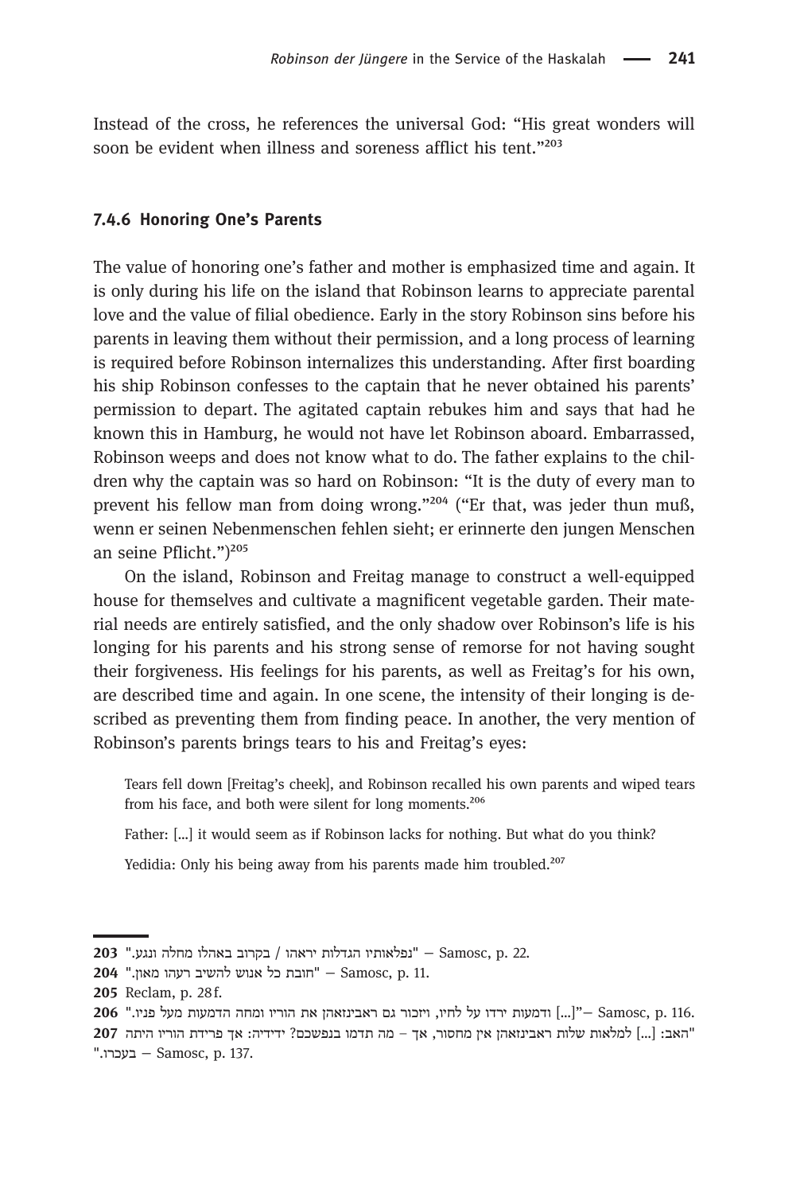Instead of the cross, he references the universal God: "His great wonders will soon be evident when illness and soreness afflict his tent."[203]

### 7.4.6 Honoring One's Parents

The value of honoring one's father and mother is emphasized time and again. It is only during his life on the island that Robinson learns to appreciate parental love and the value of filial obedience. Early in the story Robinson sins before his parents in leaving them without their permission, and a long process of learning is required before Robinson internalizes this understanding. After first boarding his ship Robinson confesses to the captain that he never obtained his parents' permission to depart. The agitated captain rebukes him and says that had he known this in Hamburg, he would not have let Robinson aboard. Embarrassed, Robinson weeps and does not know what to do. The father explains to the children why the captain was so hard on Robinson: "It is the duty of every man to prevent his fellow man from doing wrong."[204] ("Er that, was jeder thun muß, wenn er seinen Nebenmenschen fehlen sieht; er erinnerte den jungen Menschen an seine Pflicht.")[205]

On the island, Robinson and Freitag manage to construct a well-equipped house for themselves and cultivate a magnificent vegetable garden. Their material needs are entirely satisfied, and the only shadow over Robinson's life is his longing for his parents and his strong sense of remorse for not having sought their forgiveness. His feelings for his parents, as well as Freitag's for his own, are described time and again. In one scene, the intensity of their longing is described as preventing them from finding peace. In another, the very mention of Robinson's parents brings tears to his and Freitag's eyes:

> Tears fell down [Freitag's cheek], and Robinson recalled his own parents and wiped tears from his face, and both were silent for long moments.[206]
>
> Father: […] it would seem as if Robinson lacks for nothing. But what do you think?
>
> Yedidia: Only his being away from his parents made him troubled.[207]

---

203 "נפלאותיו הגדלות יראהו / בקרוב באהלו מחלה ונגע." – Samosc, p. 22.

204 "חובת כל אנוש להשיב רעהו מאון." – Samosc, p. 11.

205 Reclam, p. 28 f.

206 "ודמעות ירדו על לחיו, ויזכור גם ראבינזאהן את הוריו ומחה הדמעות מעל פניו. […]" – Samosc, p. 116.

207 "האב: […] למלאות שלות ראבינזאהן אין מחסור, אך – מה תדמו בנפשכם? ידידיה: אך פרידת הוריו היתה בעכרו." – Samosc, p. 137.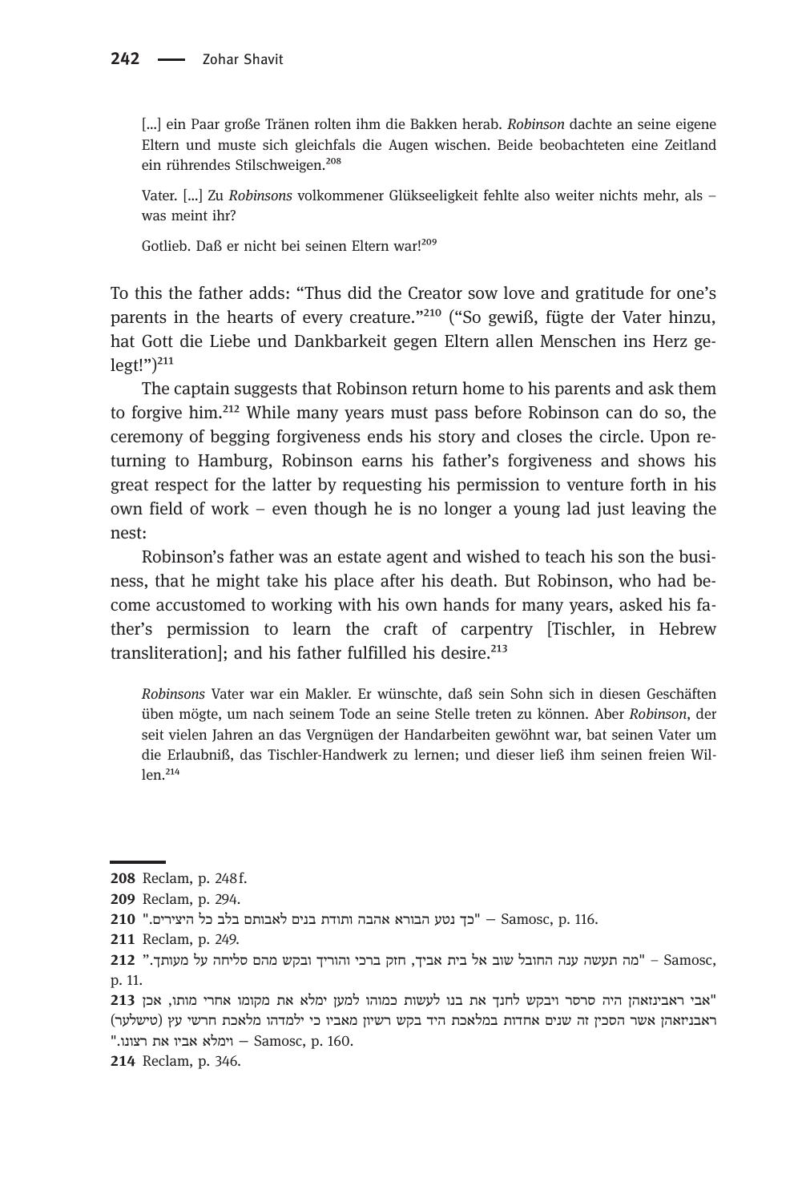[...] ein Paar große Tränen rolten ihm die Bakken herab. *Robinson* dachte an seine eigene Eltern und muste sich gleichfals die Augen wischen. Beide beobachteten eine Zeitland ein rührendes Stilschweigen.[208]

Vater. [...] Zu *Robinsons* volkommener Glükseeligkeit fehlte also weiter nichts mehr, als – was meint ihr?

Gotlieb. Daß er nicht bei seinen Eltern war![209]

To this the father adds: “Thus did the Creator sow love and gratitude for one’s parents in the hearts of every creature.”[210] (“So gewiß, fügte der Vater hinzu, hat Gott die Liebe und Dankbarkeit gegen Eltern allen Menschen ins Herz gelegt!”)[211]

The captain suggests that Robinson return home to his parents and ask them to forgive him.[212] While many years must pass before Robinson can do so, the ceremony of begging forgiveness ends his story and closes the circle. Upon returning to Hamburg, Robinson earns his father’s forgiveness and shows his great respect for the latter by requesting his permission to venture forth in his own field of work – even though he is no longer a young lad just leaving the nest:

Robinson’s father was an estate agent and wished to teach his son the business, that he might take his place after his death. But Robinson, who had become accustomed to working with his own hands for many years, asked his father’s permission to learn the craft of carpentry [Tischler, in Hebrew transliteration]; and his father fulfilled his desire.[213]

*Robinsons* Vater war ein Makler. Er wünschte, daß sein Sohn sich in diesen Geschäften üben mögte, um nach seinem Tode an seine Stelle treten zu können. Aber *Robinson*, der seit vielen Jahren an das Vergnügen der Handarbeiten gewöhnt war, bat seinen Vater um die Erlaubniß, das Tischler-Handwerk zu lernen; und dieser ließ ihm seinen freien Willen.[214]

---

208 Reclam, p. 248 f.

209 Reclam, p. 294.

210 "כך נטע הבורא אהבה ותודת בנים לאבותם בלב כל היצירים." – Samosc, p. 116.

211 Reclam, p. 249.

212 "מה תעשה ענה החובל שוב אל בית אביך, חזק ברכי והוריך ובקש מהם סליחה על מעותך." – Samosc, p. 11.

213 "אבי ראבינזאהן היה סרסר ויבקש לחנך את בנו לעשות כמוהו למען ימלא את מקומו אחרי מותו, אכן ראבניזאהן אשר הסכין זה שנים אחדות במלאכת היד בקש רשיון מאביו כי ילמדהו מלאכת חרשי עץ (טישלער) וימלא אביו את רצונו." – Samosc, p. 160.

214 Reclam, p. 346.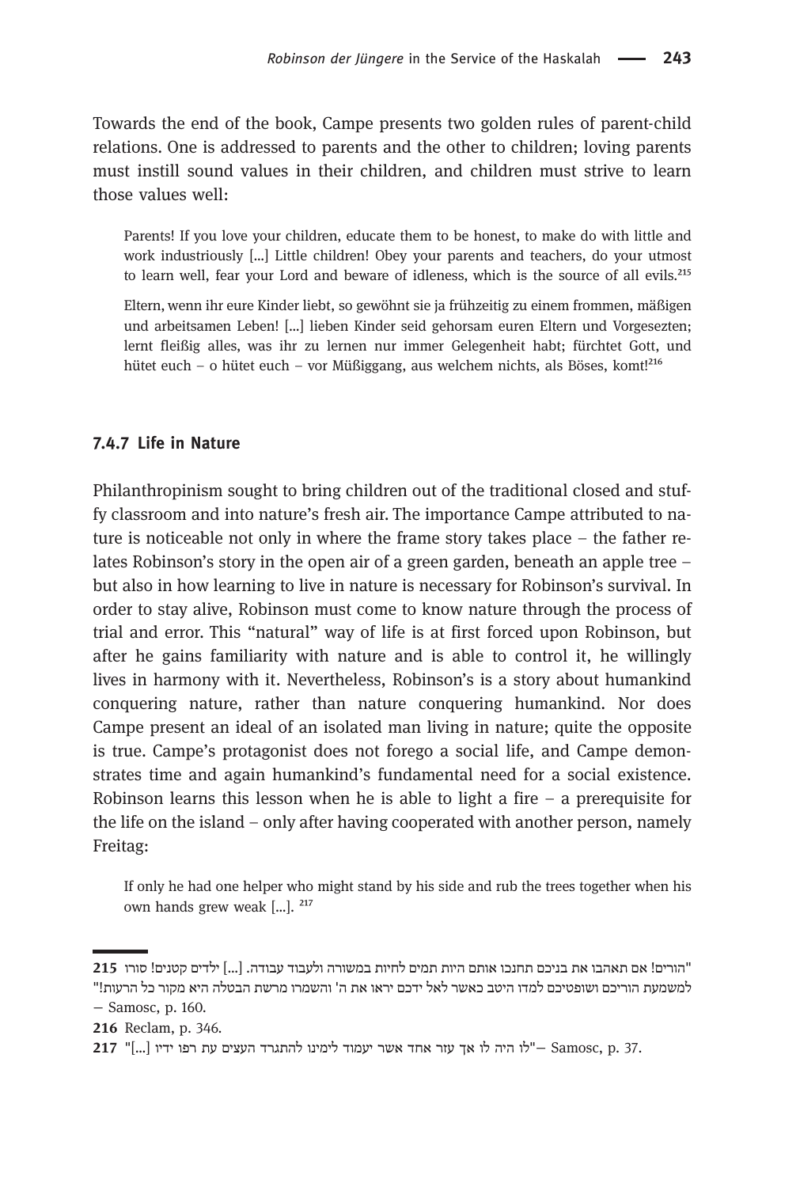Towards the end of the book, Campe presents two golden rules of parent-child relations. One is addressed to parents and the other to children; loving parents must instill sound values in their children, and children must strive to learn those values well:

> Parents! If you love your children, educate them to be honest, to make do with little and work industriously [...] Little children! Obey your parents and teachers, do your utmost to learn well, fear your Lord and beware of idleness, which is the source of all evils.[215]

> Eltern, wenn ihr eure Kinder liebt, so gewöhnt sie ja frühzeitig zu einem frommen, mäßigen und arbeitsamen Leben! [...] lieben Kinder seid gehorsam euren Eltern und Vorgesezten; lernt fleißig alles, was ihr zu lernen nur immer Gelegenheit habt; fürchtet Gott, und hütet euch – o hütet euch – vor Müßiggang, aus welchem nichts, als Böses, komt![216]

### 7.4.7 Life in Nature

Philanthropinism sought to bring children out of the traditional closed and stuffy classroom and into nature's fresh air. The importance Campe attributed to nature is noticeable not only in where the frame story takes place – the father relates Robinson's story in the open air of a green garden, beneath an apple tree – but also in how learning to live in nature is necessary for Robinson's survival. In order to stay alive, Robinson must come to know nature through the process of trial and error. This "natural" way of life is at first forced upon Robinson, but after he gains familiarity with nature and is able to control it, he willingly lives in harmony with it. Nevertheless, Robinson's is a story about humankind conquering nature, rather than nature conquering humankind. Nor does Campe present an ideal of an isolated man living in nature; quite the opposite is true. Campe's protagonist does not forego a social life, and Campe demonstrates time and again humankind's fundamental need for a social existence. Robinson learns this lesson when he is able to light a fire – a prerequisite for the life on the island – only after having cooperated with another person, namely Freitag:

> If only he had one helper who might stand by his side and rub the trees together when his own hands grew weak [...]. [217]

---

**215** "הורים! אם תאהבו את בניכם תחנכו אותם היות תמים לחיות במשורה ולעבוד עבודה. [...] ילדים קטנים! סורו למשמעת הוריכם ושופטיכם למדו היטב כאשר לאל ידכם יראו את ה' והשמרו מרשת הבטלה היא מקור כל הרעות!" – Samosc, p. 160.

**216** Reclam, p. 346.

**217** "[...] לו היה לו אך עזר אחד אשר יעמוד לימינו להתגרד העצים עת רפו ידיו" – Samosc, p. 37.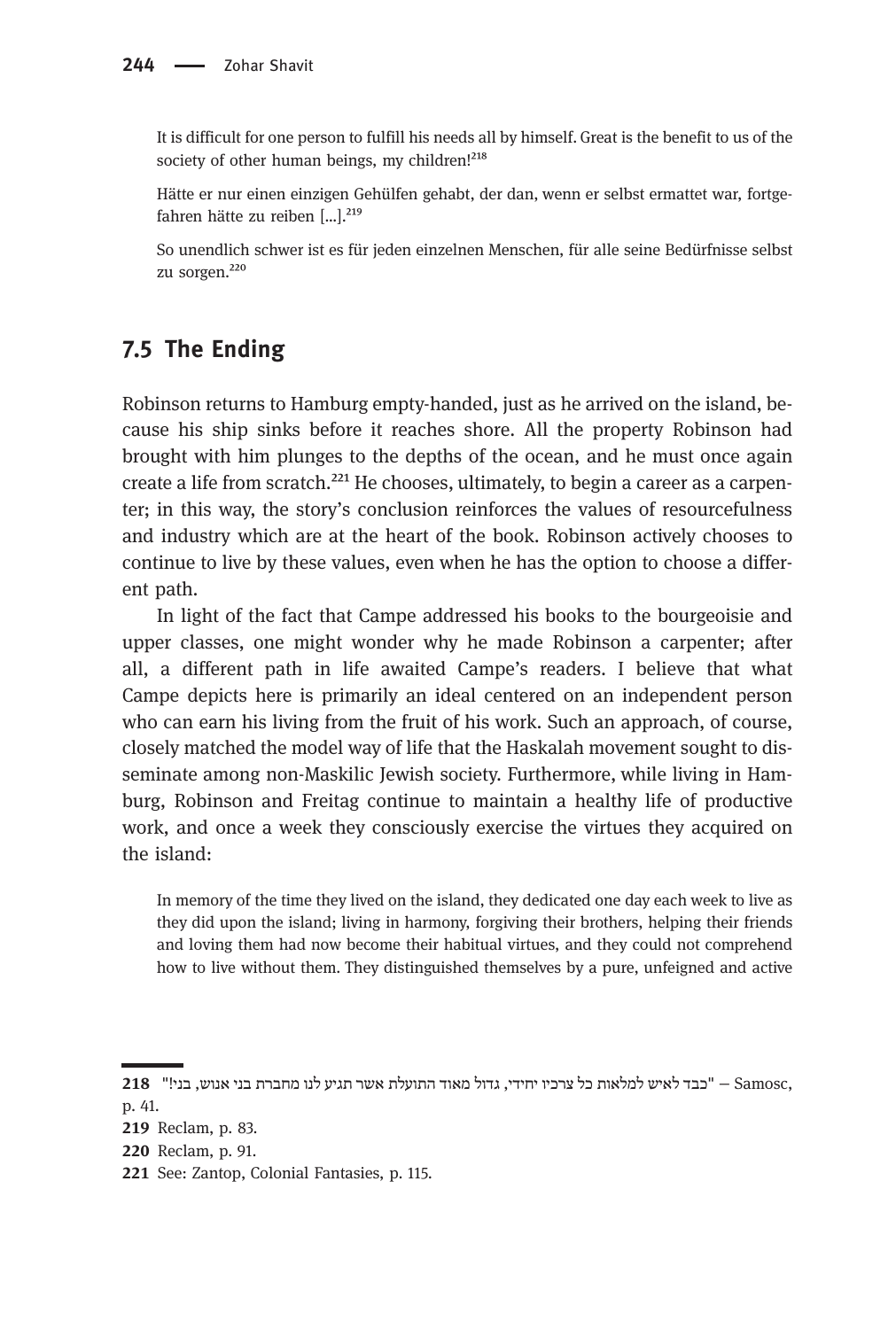It is difficult for one person to fulfill his needs all by himself. Great is the benefit to us of the society of other human beings, my children![218]

Hätte er nur einen einzigen Gehülfen gehabt, der dan, wenn er selbst ermattet war, fortgefahren hätte zu reiben [...].[219]

So unendlich schwer ist es für jeden einzelnen Menschen, für alle seine Bedürfnisse selbst zu sorgen.[220]

## 7.5 The Ending

Robinson returns to Hamburg empty-handed, just as he arrived on the island, because his ship sinks before it reaches shore. All the property Robinson had brought with him plunges to the depths of the ocean, and he must once again create a life from scratch.[221] He chooses, ultimately, to begin a career as a carpenter; in this way, the story's conclusion reinforces the values of resourcefulness and industry which are at the heart of the book. Robinson actively chooses to continue to live by these values, even when he has the option to choose a different path.

In light of the fact that Campe addressed his books to the bourgeoisie and upper classes, one might wonder why he made Robinson a carpenter; after all, a different path in life awaited Campe's readers. I believe that what Campe depicts here is primarily an ideal centered on an independent person who can earn his living from the fruit of his work. Such an approach, of course, closely matched the model way of life that the Haskalah movement sought to disseminate among non-Maskilic Jewish society. Furthermore, while living in Hamburg, Robinson and Freitag continue to maintain a healthy life of productive work, and once a week they consciously exercise the virtues they acquired on the island:

In memory of the time they lived on the island, they dedicated one day each week to live as they did upon the island; living in harmony, forgiving their brothers, helping their friends and loving them had now become their habitual virtues, and they could not comprehend how to live without them. They distinguished themselves by a pure, unfeigned and active

---

218 "כבד לאיש למלאות כל צרכיו יחידי, גדול מאוד התועלת אשר תגיע לנו מחברת בני אנוש, בני!" – Samosc, p. 41.

219 Reclam, p. 83.

220 Reclam, p. 91.

221 See: Zantop, Colonial Fantasies, p. 115.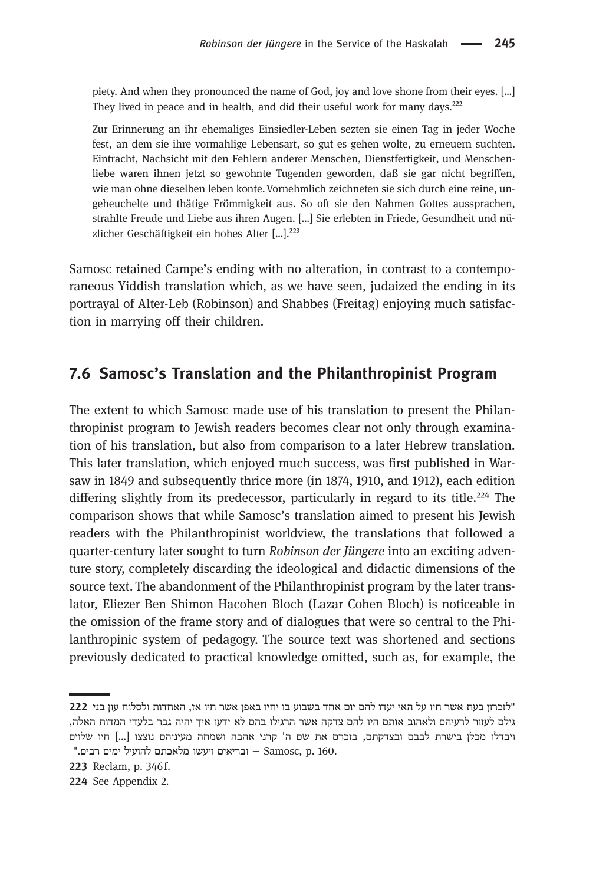piety. And when they pronounced the name of God, joy and love shone from their eyes. […] They lived in peace and in health, and did their useful work for many days.[222]

Zur Erinnerung an ihr ehemaliges Einsiedler-Leben sezten sie einen Tag in jeder Woche fest, an dem sie ihre vormahlige Lebensart, so gut es gehen wolte, zu erneuern suchten. Eintracht, Nachsicht mit den Fehlern anderer Menschen, Dienstfertigkeit, und Menschenliebe waren ihnen jetzt so gewohnte Tugenden geworden, daß sie gar nicht begriffen, wie man ohne dieselben leben konte. Vornehmlich zeichneten sie sich durch eine reine, ungeheuchelte und thätige Frömmigkeit aus. So oft sie den Nahmen Gottes aussprachen, strahlte Freude und Liebe aus ihren Augen. […] Sie erlebten in Friede, Gesundheit und nüzlicher Geschäftigkeit ein hohes Alter […].[223]

Samosc retained Campe's ending with no alteration, in contrast to a contemporaneous Yiddish translation which, as we have seen, judaized the ending in its portrayal of Alter-Leb (Robinson) and Shabbes (Freitag) enjoying much satisfaction in marrying off their children.

## 7.6 Samosc's Translation and the Philanthropinist Program

The extent to which Samosc made use of his translation to present the Philanthropinist program to Jewish readers becomes clear not only through examination of his translation, but also from comparison to a later Hebrew translation. This later translation, which enjoyed much success, was first published in Warsaw in 1849 and subsequently thrice more (in 1874, 1910, and 1912), each edition differing slightly from its predecessor, particularly in regard to its title.[224] The comparison shows that while Samosc's translation aimed to present his Jewish readers with the Philanthropinist worldview, the translations that followed a quarter-century later sought to turn *Robinson der Jüngere* into an exciting adventure story, completely discarding the ideological and didactic dimensions of the source text. The abandonment of the Philanthropinist program by the later translator, Eliezer Ben Shimon Hacohen Bloch (Lazar Cohen Bloch) is noticeable in the omission of the frame story and of dialogues that were so central to the Philanthropinic system of pedagogy. The source text was shortened and sections previously dedicated to practical knowledge omitted, such as, for example, the

---

**222** "לזכרון בעת אשר חיו על האי יעדו להם יום אחד בשבוע בו יחיו באפן אשר חיו אז, האחדות ולסלוח עון בני גילם לעזור לרעיהם ולאהוב אותם היו להם צדקה אשר הרגילו בהם לא ידעו איך יהיה גבר בלעדי המדות האלה, ויבדלו מכלן בישרת לבבם ובצדקתם, בזכרם את שם ה' קרני אהבה ושמחה מעיניהם נוצצו [...] חיו שלוים ובריאים ויעשו מלאכתם להועיל ימים רבים." – Samosc, p. 160.

**223** Reclam, p. 346 f.

**224** See Appendix 2.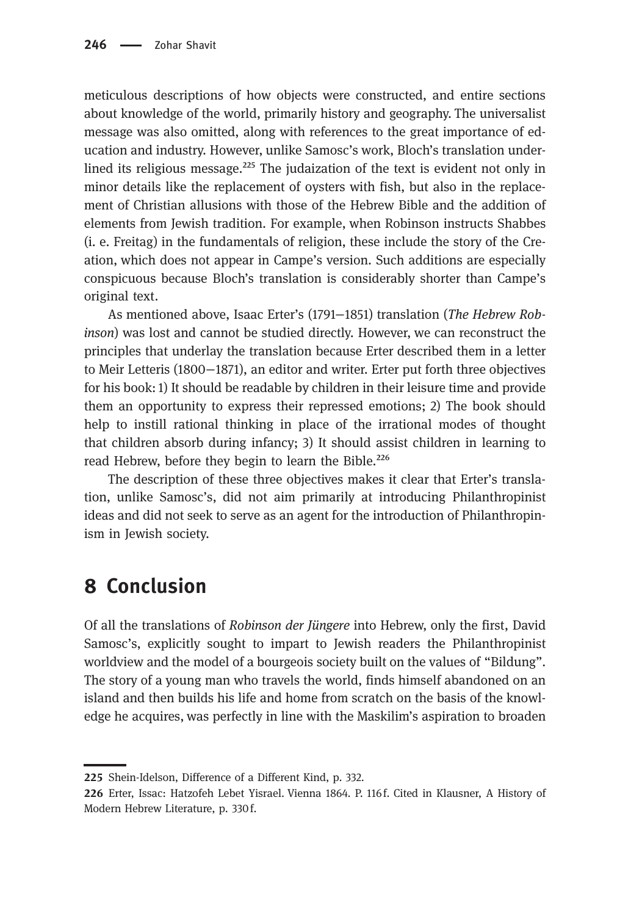meticulous descriptions of how objects were constructed, and entire sections about knowledge of the world, primarily history and geography. The universalist message was also omitted, along with references to the great importance of education and industry. However, unlike Samosc's work, Bloch's translation underlined its religious message.[225] The judaization of the text is evident not only in minor details like the replacement of oysters with fish, but also in the replacement of Christian allusions with those of the Hebrew Bible and the addition of elements from Jewish tradition. For example, when Robinson instructs Shabbes (i. e. Freitag) in the fundamentals of religion, these include the story of the Creation, which does not appear in Campe's version. Such additions are especially conspicuous because Bloch's translation is considerably shorter than Campe's original text.

As mentioned above, Isaac Erter's (1791–1851) translation (*The Hebrew Robinson*) was lost and cannot be studied directly. However, we can reconstruct the principles that underlay the translation because Erter described them in a letter to Meir Letteris (1800–1871), an editor and writer. Erter put forth three objectives for his book: 1) It should be readable by children in their leisure time and provide them an opportunity to express their repressed emotions; 2) The book should help to instill rational thinking in place of the irrational modes of thought that children absorb during infancy; 3) It should assist children in learning to read Hebrew, before they begin to learn the Bible.[226]

The description of these three objectives makes it clear that Erter's translation, unlike Samosc's, did not aim primarily at introducing Philanthropinist ideas and did not seek to serve as an agent for the introduction of Philanthropinism in Jewish society.

## 8 Conclusion

Of all the translations of *Robinson der Jüngere* into Hebrew, only the first, David Samosc's, explicitly sought to impart to Jewish readers the Philanthropinist worldview and the model of a bourgeois society built on the values of "Bildung". The story of a young man who travels the world, finds himself abandoned on an island and then builds his life and home from scratch on the basis of the knowledge he acquires, was perfectly in line with the Maskilim's aspiration to broaden

---

225 Shein-Idelson, Difference of a Different Kind, p. 332.

226 Erter, Issac: Hatzofeh Lebet Yisrael. Vienna 1864. P. 116 f. Cited in Klausner, A History of Modern Hebrew Literature, p. 330 f.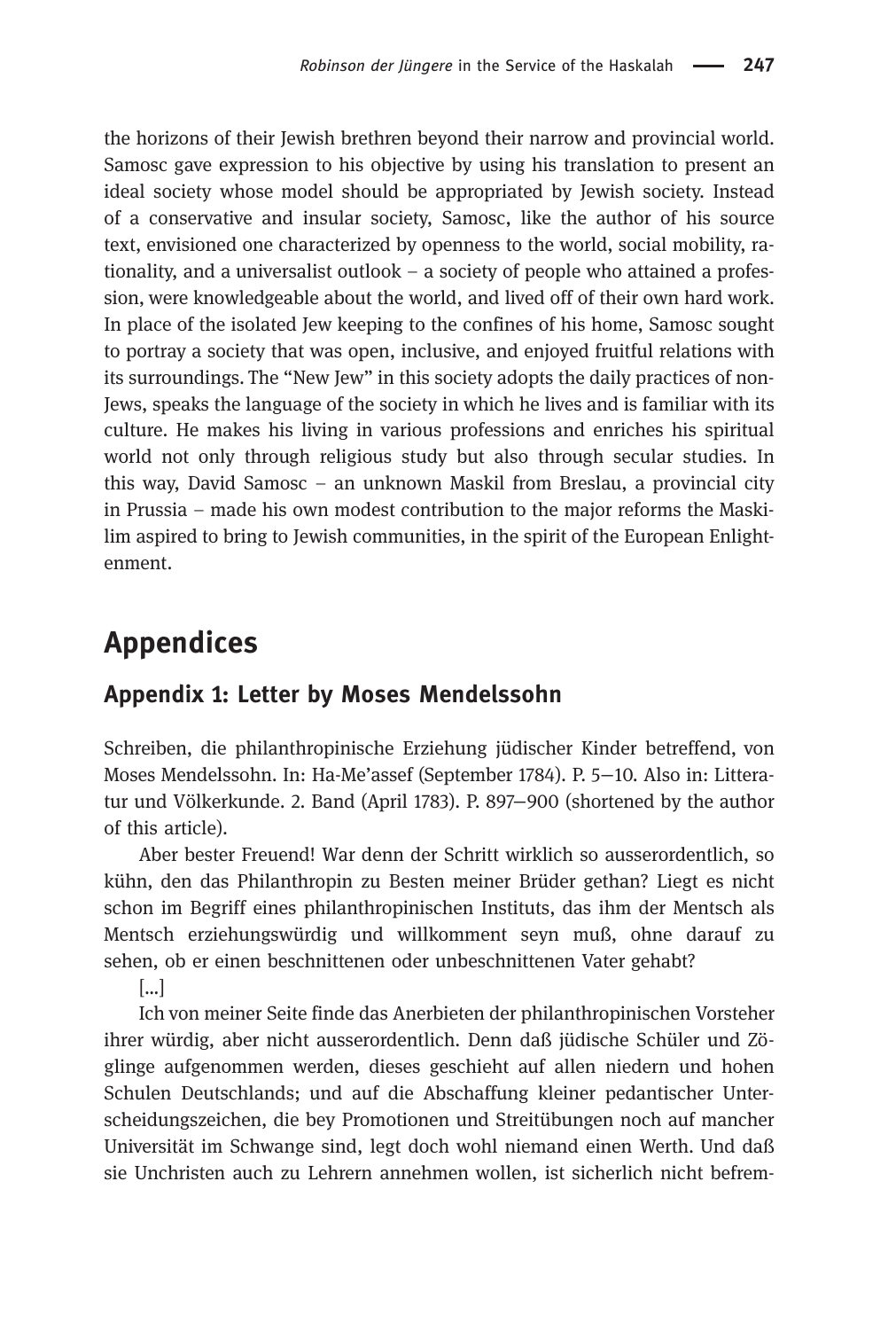the horizons of their Jewish brethren beyond their narrow and provincial world. Samosc gave expression to his objective by using his translation to present an ideal society whose model should be appropriated by Jewish society. Instead of a conservative and insular society, Samosc, like the author of his source text, envisioned one characterized by openness to the world, social mobility, rationality, and a universalist outlook – a society of people who attained a profession, were knowledgeable about the world, and lived off of their own hard work. In place of the isolated Jew keeping to the confines of his home, Samosc sought to portray a society that was open, inclusive, and enjoyed fruitful relations with its surroundings. The "New Jew" in this society adopts the daily practices of non-Jews, speaks the language of the society in which he lives and is familiar with its culture. He makes his living in various professions and enriches his spiritual world not only through religious study but also through secular studies. In this way, David Samosc – an unknown Maskil from Breslau, a provincial city in Prussia – made his own modest contribution to the major reforms the Maskilim aspired to bring to Jewish communities, in the spirit of the European Enlightenment.

# Appendices

## Appendix 1: Letter by Moses Mendelssohn

Schreiben, die philanthropinische Erziehung jüdischer Kinder betreffend, von Moses Mendelssohn. In: Ha-Me'assef (September 1784). P. 5–10. Also in: Litteratur und Völkerkunde. 2. Band (April 1783). P. 897–900 (shortened by the author of this article).

Aber bester Freuend! War denn der Schritt wirklich so ausserordentlich, so kühn, den das Philanthropin zu Besten meiner Brüder gethan? Liegt es nicht schon im Begriff eines philanthropinischen Instituts, das ihm der Mentsch als Mentsch erziehungswürdig und willkomment seyn muß, ohne darauf zu sehen, ob er einen beschnittenen oder unbeschnittenen Vater gehabt?

[…]

Ich von meiner Seite finde das Anerbieten der philanthropinischen Vorsteher ihrer würdig, aber nicht ausserordentlich. Denn daß jüdische Schüler und Zöglinge aufgenommen werden, dieses geschieht auf allen niedern und hohen Schulen Deutschlands; und auf die Abschaffung kleiner pedantischer Unterscheidungszeichen, die bey Promotionen und Streitübungen noch auf mancher Universität im Schwange sind, legt doch wohl niemand einen Werth. Und daß sie Unchristen auch zu Lehrern annehmen wollen, ist sicherlich nicht befrem-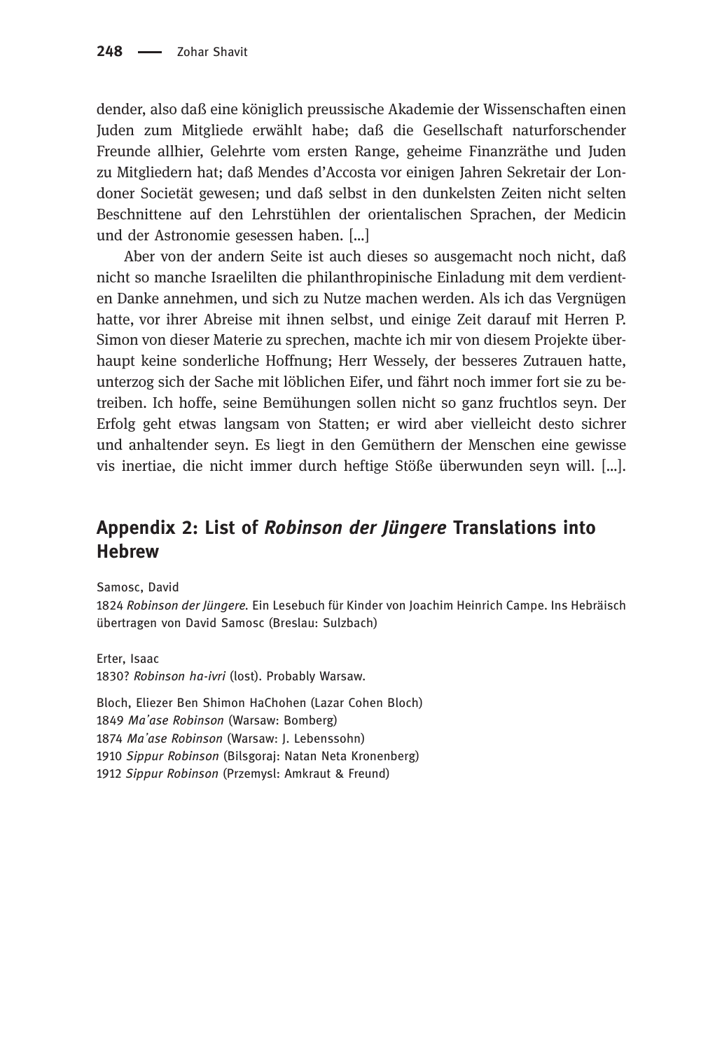dender, also daß eine königlich preussische Akademie der Wissenschaften einen Juden zum Mitgliede erwählt habe; daß die Gesellschaft naturforschender Freunde allhier, Gelehrte vom ersten Range, geheime Finanzräthe und Juden zu Mitgliedern hat; daß Mendes d'Accosta vor einigen Jahren Sekretair der Londoner Societät gewesen; und daß selbst in den dunkelsten Zeiten nicht selten Beschnittene auf den Lehrstühlen der orientalischen Sprachen, der Medicin und der Astronomie gesessen haben. [...]

Aber von der andern Seite ist auch dieses so ausgemacht noch nicht, daß nicht so manche Israelilten die philanthropinische Einladung mit dem verdienten Danke annehmen, und sich zu Nutze machen werden. Als ich das Vergnügen hatte, vor ihrer Abreise mit ihnen selbst, und einige Zeit darauf mit Herren P. Simon von dieser Materie zu sprechen, machte ich mir von diesem Projekte überhaupt keine sonderliche Hoffnung; Herr Wessely, der besseres Zutrauen hatte, unterzog sich der Sache mit löblichen Eifer, und fährt noch immer fort sie zu betreiben. Ich hoffe, seine Bemühungen sollen nicht so ganz fruchtlos seyn. Der Erfolg geht etwas langsam von Statten; er wird aber vielleicht desto sichrer und anhaltender seyn. Es liegt in den Gemüthern der Menschen eine gewisse vis inertiae, die nicht immer durch heftige Stöße überwunden seyn will. [...].

## Appendix 2: List of *Robinson der Jüngere* Translations into Hebrew

Samosc, David
1824 *Robinson der Jüngere*. Ein Lesebuch für Kinder von Joachim Heinrich Campe. Ins Hebräisch übertragen von David Samosc (Breslau: Sulzbach)

Erter, Isaac
1830? *Robinson ha-ivri* (lost). Probably Warsaw.

Bloch, Eliezer Ben Shimon HaChohen (Lazar Cohen Bloch)
1849 *Ma'ase Robinson* (Warsaw: Bomberg)
1874 *Ma'ase Robinson* (Warsaw: J. Lebenssohn)
1910 *Sippur Robinson* (Bilsgoraj: Natan Neta Kronenberg)
1912 *Sippur Robinson* (Przemysl: Amkraut & Freund)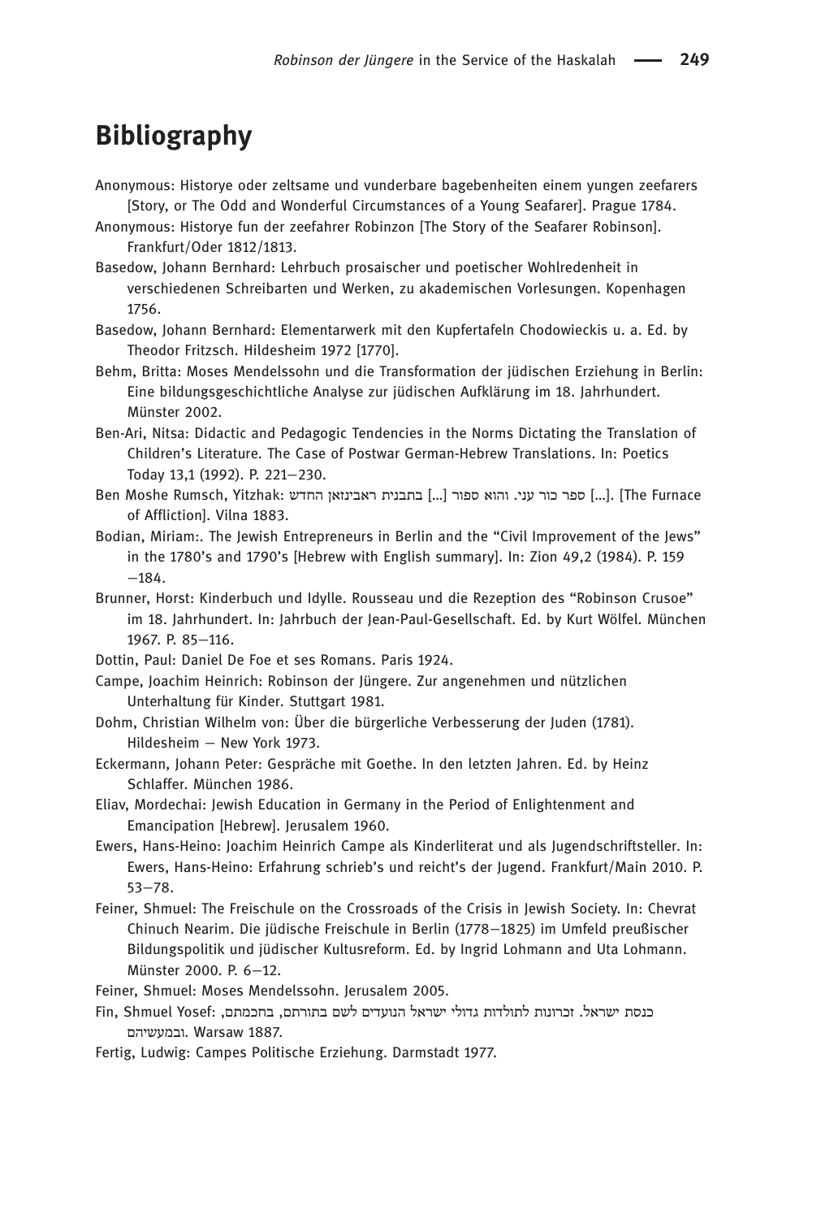# Bibliography

Anonymous: Historye oder zeltsame und vunderbare bagebenheiten einem yungen zeefarers [Story, or The Odd and Wonderful Circumstances of a Young Seafarer]. Prague 1784.

Anonymous: Historye fun der zeefahrer Robinzon [The Story of the Seafarer Robinson]. Frankfurt/Oder 1812/1813.

Basedow, Johann Bernhard: Lehrbuch prosaischer und poetischer Wohlredenheit in verschiedenen Schreibarten und Werken, zu akademischen Vorlesungen. Kopenhagen 1756.

Basedow, Johann Bernhard: Elementarwerk mit den Kupfertafeln Chodowieckis u. a. Ed. by Theodor Fritzsch. Hildesheim 1972 [1770].

Behm, Britta: Moses Mendelssohn und die Transformation der jüdischen Erziehung in Berlin: Eine bildungsgeschichtliche Analyse zur jüdischen Aufklärung im 18. Jahrhundert. Münster 2002.

Ben-Ari, Nitsa: Didactic and Pedagogic Tendencies in the Norms Dictating the Translation of Children's Literature. The Case of Postwar German-Hebrew Translations. In: Poetics Today 13,1 (1992). P. 221–230.

Ben Moshe Rumsch, Yitzhak: ספר כור עני. והוא ספור [...] בתבנית ראבינזאן החדש [...]. [The Furnace of Affliction]. Vilna 1883.

Bodian, Miriam:. The Jewish Entrepreneurs in Berlin and the "Civil Improvement of the Jews" in the 1780's and 1790's [Hebrew with English summary]. In: Zion 49,2 (1984). P. 159 –184.

Brunner, Horst: Kinderbuch und Idylle. Rousseau und die Rezeption des "Robinson Crusoe" im 18. Jahrhundert. In: Jahrbuch der Jean-Paul-Gesellschaft. Ed. by Kurt Wölfel. München 1967. P. 85–116.

Dottin, Paul: Daniel De Foe et ses Romans. Paris 1924.

Campe, Joachim Heinrich: Robinson der Jüngere. Zur angenehmen und nützlichen Unterhaltung für Kinder. Stuttgart 1981.

Dohm, Christian Wilhelm von: Über die bürgerliche Verbesserung der Juden (1781). Hildesheim – New York 1973.

Eckermann, Johann Peter: Gespräche mit Goethe. In den letzten Jahren. Ed. by Heinz Schlaffer. München 1986.

Eliav, Mordechai: Jewish Education in Germany in the Period of Enlightenment and Emancipation [Hebrew]. Jerusalem 1960.

Ewers, Hans-Heino: Joachim Heinrich Campe als Kinderliterat und als Jugendschriftsteller. In: Ewers, Hans-Heino: Erfahrung schrieb's und reicht's der Jugend. Frankfurt/Main 2010. P. 53–78.

Feiner, Shmuel: The Freischule on the Crossroads of the Crisis in Jewish Society. In: Chevrat Chinuch Nearim. Die jüdische Freischule in Berlin (1778–1825) im Umfeld preußischer Bildungspolitik und jüdischer Kultusreform. Ed. by Ingrid Lohmann and Uta Lohmann. Münster 2000. P. 6–12.

Feiner, Shmuel: Moses Mendelssohn. Jerusalem 2005.

Fin, Shmuel Yosef: כנסת ישראל. זכרונות לתולדות גדולי ישראל הנועדים לשם בתורתם, בחכמתם, ובמעשיהם. Warsaw 1887.

Fertig, Ludwig: Campes Politische Erziehung. Darmstadt 1977.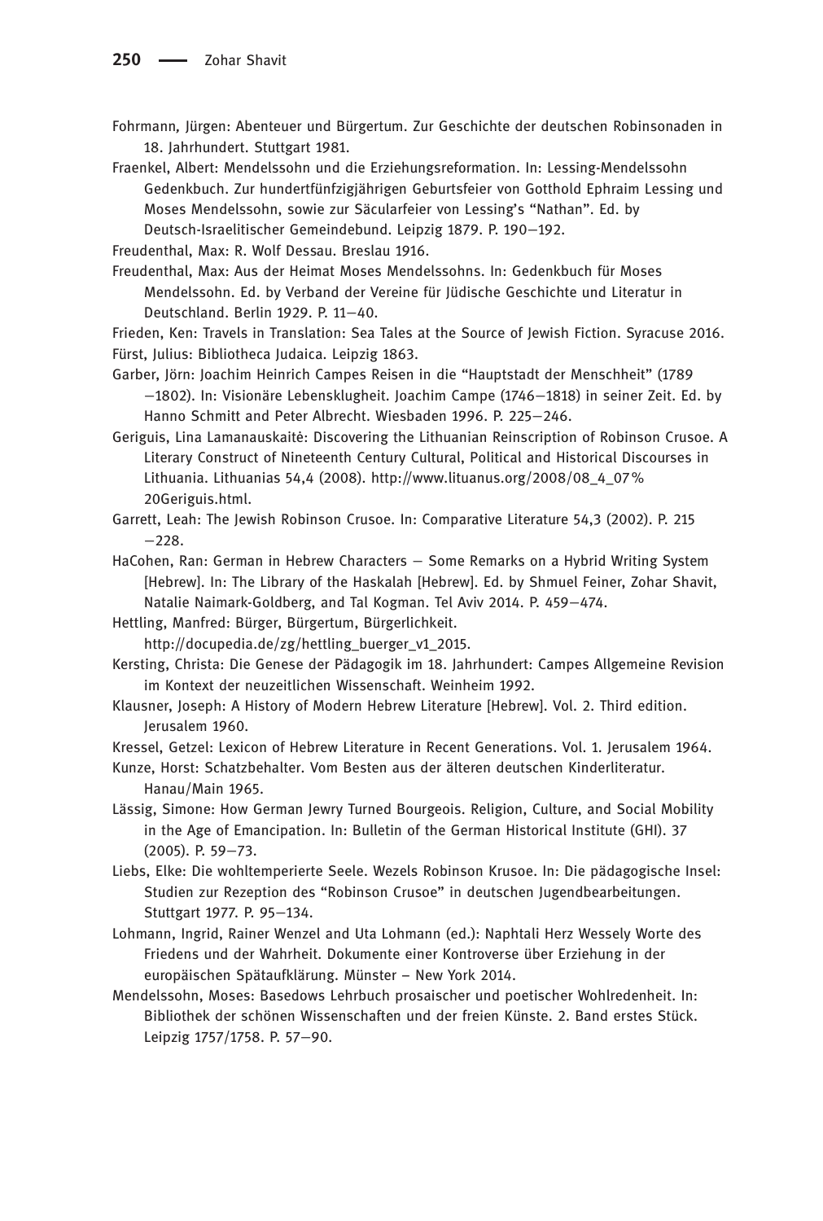Fohrmann, Jürgen: Abenteuer und Bürgertum. Zur Geschichte der deutschen Robinsonaden in 18. Jahrhundert. Stuttgart 1981.

Fraenkel, Albert: Mendelssohn und die Erziehungsreformation. In: Lessing-Mendelssohn Gedenkbuch. Zur hundertfünfzigjährigen Geburtsfeier von Gotthold Ephraim Lessing und Moses Mendelssohn, sowie zur Säcularfeier von Lessing's "Nathan". Ed. by Deutsch-Israelitischer Gemeindebund. Leipzig 1879. P. 190–192.

Freudenthal, Max: R. Wolf Dessau. Breslau 1916.

Freudenthal, Max: Aus der Heimat Moses Mendelssohns. In: Gedenkbuch für Moses Mendelssohn. Ed. by Verband der Vereine für Jüdische Geschichte und Literatur in Deutschland. Berlin 1929. P. 11–40.

Frieden, Ken: Travels in Translation: Sea Tales at the Source of Jewish Fiction. Syracuse 2016.

Fürst, Julius: Bibliotheca Judaica. Leipzig 1863.

Garber, Jörn: Joachim Heinrich Campes Reisen in die "Hauptstadt der Menschheit" (1789 –1802). In: Visionäre Lebensklugheit. Joachim Campe (1746–1818) in seiner Zeit. Ed. by Hanno Schmitt and Peter Albrecht. Wiesbaden 1996. P. 225–246.

Geriguis, Lina Lamanauskaitė: Discovering the Lithuanian Reinscription of Robinson Crusoe. A Literary Construct of Nineteenth Century Cultural, Political and Historical Discourses in Lithuania. Lithuanias 54,4 (2008). http://www.lituanus.org/2008/08_4_07%20Geriguis.html.

Garrett, Leah: The Jewish Robinson Crusoe. In: Comparative Literature 54,3 (2002). P. 215 –228.

HaCohen, Ran: German in Hebrew Characters – Some Remarks on a Hybrid Writing System [Hebrew]. In: The Library of the Haskalah [Hebrew]. Ed. by Shmuel Feiner, Zohar Shavit, Natalie Naimark-Goldberg, and Tal Kogman. Tel Aviv 2014. P. 459–474.

Hettling, Manfred: Bürger, Bürgertum, Bürgerlichkeit. http://docupedia.de/zg/hettling_buerger_v1_2015.

Kersting, Christa: Die Genese der Pädagogik im 18. Jahrhundert: Campes Allgemeine Revision im Kontext der neuzeitlichen Wissenschaft. Weinheim 1992.

Klausner, Joseph: A History of Modern Hebrew Literature [Hebrew]. Vol. 2. Third edition. Jerusalem 1960.

Kressel, Getzel: Lexicon of Hebrew Literature in Recent Generations. Vol. 1. Jerusalem 1964.

Kunze, Horst: Schatzbehalter. Vom Besten aus der älteren deutschen Kinderliteratur. Hanau/Main 1965.

Lässig, Simone: How German Jewry Turned Bourgeois. Religion, Culture, and Social Mobility in the Age of Emancipation. In: Bulletin of the German Historical Institute (GHI). 37 (2005). P. 59–73.

Liebs, Elke: Die wohltemperierte Seele. Wezels Robinson Krusoe. In: Die pädagogische Insel: Studien zur Rezeption des "Robinson Crusoe" in deutschen Jugendbearbeitungen. Stuttgart 1977. P. 95–134.

Lohmann, Ingrid, Rainer Wenzel and Uta Lohmann (ed.): Naphtali Herz Wessely Worte des Friedens und der Wahrheit. Dokumente einer Kontroverse über Erziehung in der europäischen Spätaufklärung. Münster – New York 2014.

Mendelssohn, Moses: Basedows Lehrbuch prosaischer und poetischer Wohlredenheit. In: Bibliothek der schönen Wissenschaften und der freien Künste. 2. Band erstes Stück. Leipzig 1757/1758. P. 57–90.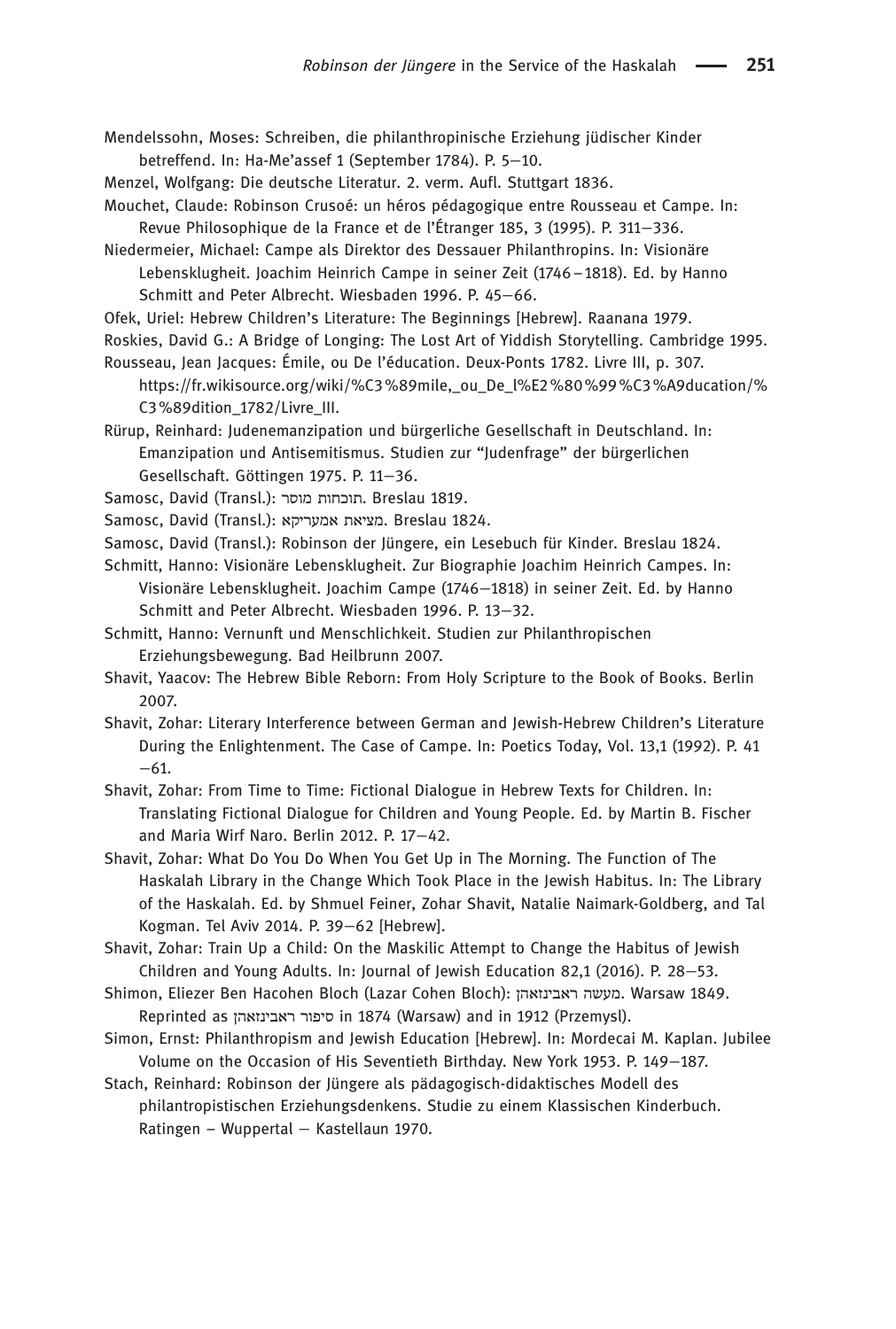Mendelssohn, Moses: Schreiben, die philanthropinische Erziehung jüdischer Kinder betreffend. In: Ha-Me'assef 1 (September 1784). P. 5–10.

Menzel, Wolfgang: Die deutsche Literatur. 2. verm. Aufl. Stuttgart 1836.

Mouchet, Claude: Robinson Crusoé: un héros pédagogique entre Rousseau et Campe. In: Revue Philosophique de la France et de l'Étranger 185, 3 (1995). P. 311–336.

Niedermeier, Michael: Campe als Direktor des Dessauer Philanthropins. In: Visionäre Lebensklugheit. Joachim Heinrich Campe in seiner Zeit (1746–1818). Ed. by Hanno Schmitt and Peter Albrecht. Wiesbaden 1996. P. 45–66.

Ofek, Uriel: Hebrew Children's Literature: The Beginnings [Hebrew]. Raanana 1979.

Roskies, David G.: A Bridge of Longing: The Lost Art of Yiddish Storytelling. Cambridge 1995.

Rousseau, Jean Jacques: Émile, ou De l'éducation. Deux-Ponts 1782. Livre III, p. 307. https://fr.wikisource.org/wiki/%C3%89mile,_ou_De_l%E2%80%99%C3%A9ducation/%C3%89dition_1782/Livre_III.

Rürup, Reinhard: Judenemanzipation und bürgerliche Gesellschaft in Deutschland. In: Emanzipation und Antisemitismus. Studien zur "Judenfrage" der bürgerlichen Gesellschaft. Göttingen 1975. P. 11–36.

Samosc, David (Transl.): תוכחות מוסר. Breslau 1819.

Samosc, David (Transl.): מציאת אמעריקא. Breslau 1824.

Samosc, David (Transl.): Robinson der Jüngere, ein Lesebuch für Kinder. Breslau 1824.

Schmitt, Hanno: Visionäre Lebensklugheit. Zur Biographie Joachim Heinrich Campes. In: Visionäre Lebensklugheit. Joachim Campe (1746–1818) in seiner Zeit. Ed. by Hanno Schmitt and Peter Albrecht. Wiesbaden 1996. P. 13–32.

Schmitt, Hanno: Vernunft und Menschlichkeit. Studien zur Philanthropischen Erziehungsbewegung. Bad Heilbrunn 2007.

Shavit, Yaacov: The Hebrew Bible Reborn: From Holy Scripture to the Book of Books. Berlin 2007.

Shavit, Zohar: Literary Interference between German and Jewish-Hebrew Children's Literature During the Enlightenment. The Case of Campe. In: Poetics Today, Vol. 13,1 (1992). P. 41–61.

Shavit, Zohar: From Time to Time: Fictional Dialogue in Hebrew Texts for Children. In: Translating Fictional Dialogue for Children and Young People. Ed. by Martin B. Fischer and Maria Wirf Naro. Berlin 2012. P. 17–42.

Shavit, Zohar: What Do You Do When You Get Up in The Morning. The Function of The Haskalah Library in the Change Which Took Place in the Jewish Habitus. In: The Library of the Haskalah. Ed. by Shmuel Feiner, Zohar Shavit, Natalie Naimark-Goldberg, and Tal Kogman. Tel Aviv 2014. P. 39–62 [Hebrew].

Shavit, Zohar: Train Up a Child: On the Maskilic Attempt to Change the Habitus of Jewish Children and Young Adults. In: Journal of Jewish Education 82,1 (2016). P. 28–53.

Shimon, Eliezer Ben Hacohen Bloch (Lazar Cohen Bloch): מעשה ראבינזאהן. Warsaw 1849. Reprinted as סיפור ראבינזאהן in 1874 (Warsaw) and in 1912 (Przemysl).

Simon, Ernst: Philanthropism and Jewish Education [Hebrew]. In: Mordecai M. Kaplan. Jubilee Volume on the Occasion of His Seventieth Birthday. New York 1953. P. 149–187.

Stach, Reinhard: Robinson der Jüngere als pädagogisch-didaktisches Modell des philantropistischen Erziehungsdenkens. Studie zu einem Klassischen Kinderbuch. Ratingen – Wuppertal – Kastellaun 1970.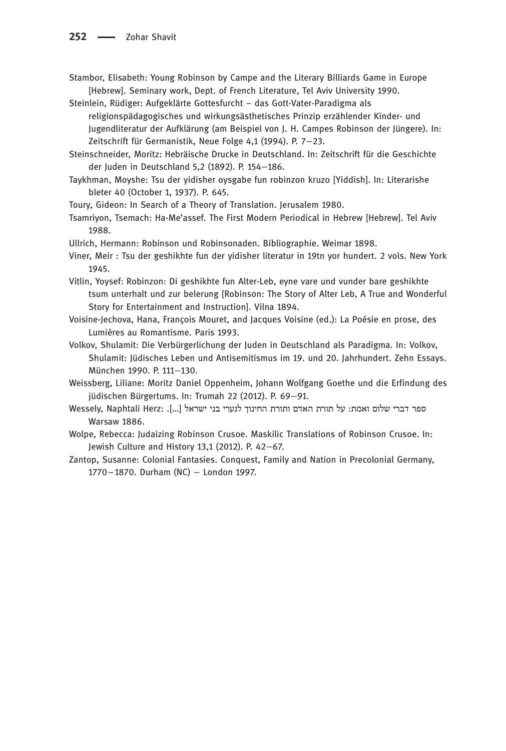Stambor, Elisabeth: Young Robinson by Campe and the Literary Billiards Game in Europe [Hebrew]. Seminary work, Dept. of French Literature, Tel Aviv University 1990.

Steinlein, Rüdiger: Aufgeklärte Gottesfurcht – das Gott-Vater-Paradigma als religionspädagogisches und wirkungsästhetisches Prinzip erzählender Kinder- und Jugendliteratur der Aufklärung (am Beispiel von J. H. Campes Robinson der Jüngere). In: Zeitschrift für Germanistik, Neue Folge 4,1 (1994). P. 7–23.

Steinschneider, Moritz: Hebräische Drucke in Deutschland. In: Zeitschrift für die Geschichte der Juden in Deutschland 5,2 (1892). P. 154–186.

Taykhman, Moyshe: Tsu der yidisher oysgabe fun robinzon kruzo [Yiddish]. In: Literarishe bleter 40 (October 1, 1937). P. 645.

Toury, Gideon: In Search of a Theory of Translation. Jerusalem 1980.

Tsamriyon, Tsemach: Ha-Me'assef. The First Modern Periodical in Hebrew [Hebrew]. Tel Aviv 1988.

Ullrich, Hermann: Robinson und Robinsonaden. Bibliographie. Weimar 1898.

Viner, Meir : Tsu der geshikhte fun der yidisher literatur in 19tn yor hundert. 2 vols. New York 1945.

Vitlin, Yoysef: Robinzon: Di geshikhte fun Alter-Leb, eyne vare und vunder bare geshikhte tsum unterhalt und zur belerung [Robinson: The Story of Alter Leb, A True and Wonderful Story for Entertainment and Instruction]. Vilna 1894.

Voisine-Jechova, Hana, François Mouret, and Jacques Voisine (ed.): La Poésie en prose, des Lumières au Romantisme. Paris 1993.

Volkov, Shulamit: Die Verbürgerlichung der Juden in Deutschland als Paradigma. In: Volkov, Shulamit: Jüdisches Leben und Antisemitismus im 19. und 20. Jahrhundert. Zehn Essays. München 1990. P. 111–130.

Weissberg, Liliane: Moritz Daniel Oppenheim, Johann Wolfgang Goethe und die Erfindung des jüdischen Bürgertums. In: Trumah 22 (2012). P. 69–91.

Wessely, Naphtali Herz: ספר דברי שלום ואמת: על תורת האדם ותורת החינוך לנערי בני ישראל [...]. Warsaw 1886.

Wolpe, Rebecca: Judaizing Robinson Crusoe. Maskilic Translations of Robinson Crusoe. In: Jewish Culture and History 13,1 (2012). P. 42–67.

Zantop, Susanne: Colonial Fantasies. Conquest, Family and Nation in Precolonial Germany, 1770–1870. Durham (NC) – London 1997.